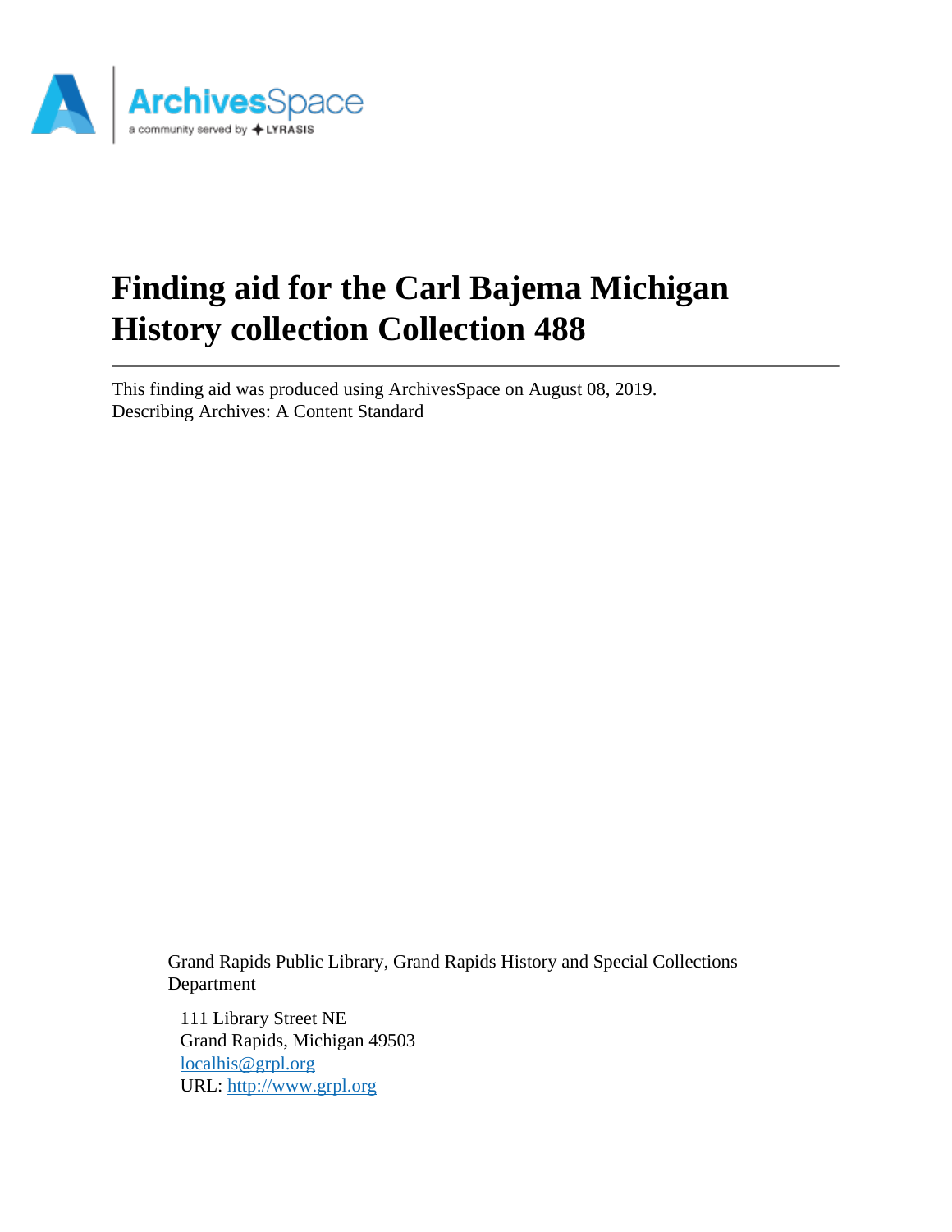# Finding aid for the Carl Bajema Michigan History collection Collection 488

This finding aid was produced using ArchivesSpace on August 08, 2019.
Describing Archives: A Content Standard

Grand Rapids Public Library, Grand Rapids History and Special Collections Department

111 Library Street NE
Grand Rapids, Michigan 49503
localhis@grpl.org
URL: http://www.grpl.org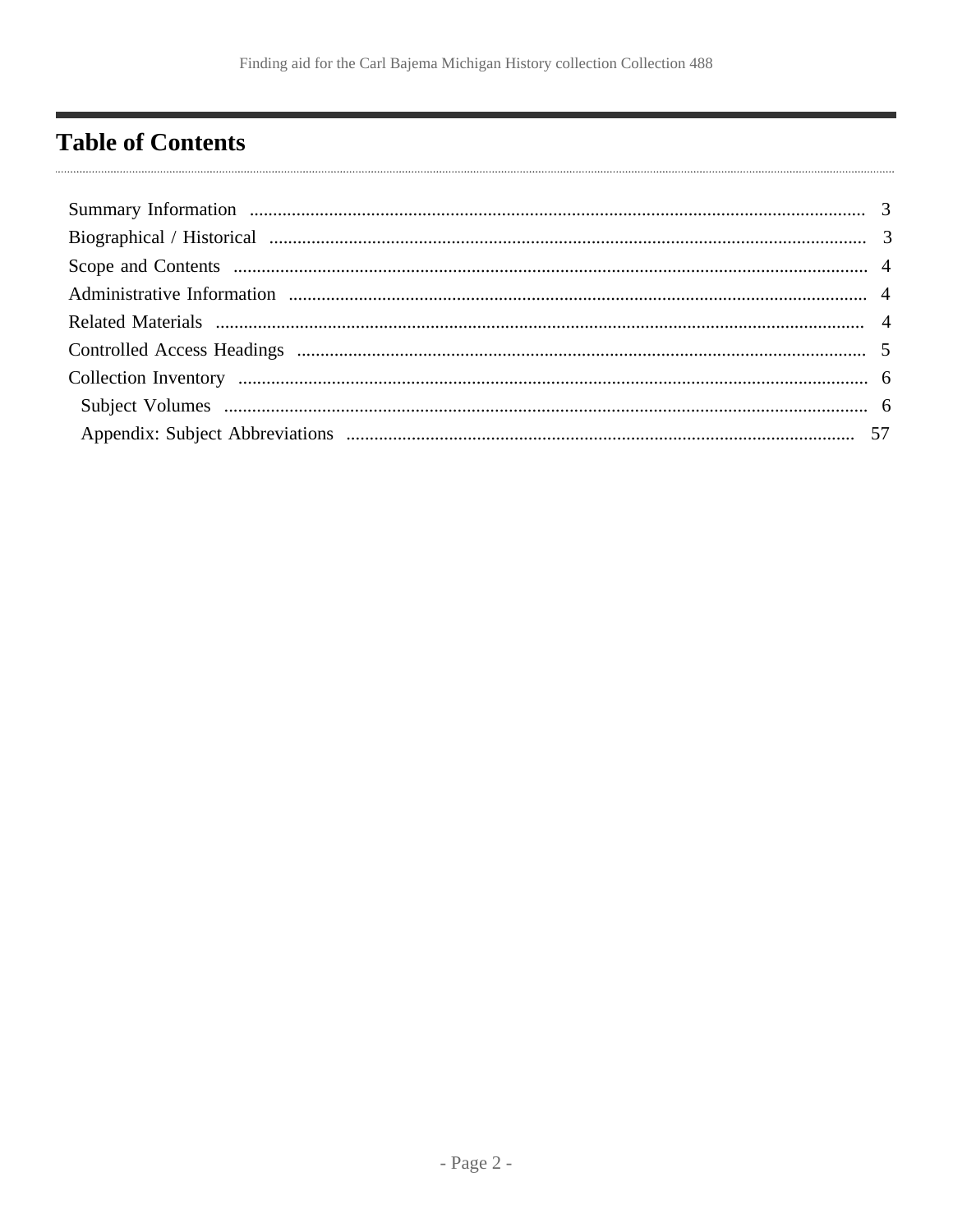# Table of Contents

- Summary Information ........ 3
- Biographical / Historical ........ 3
- Scope and Contents ........ 4
- Administrative Information ........ 4
- Related Materials ........ 4
- Controlled Access Headings ........ 5
- Collection Inventory ........ 6
  - Subject Volumes ........ 6
  - Appendix: Subject Abbreviations ........ 57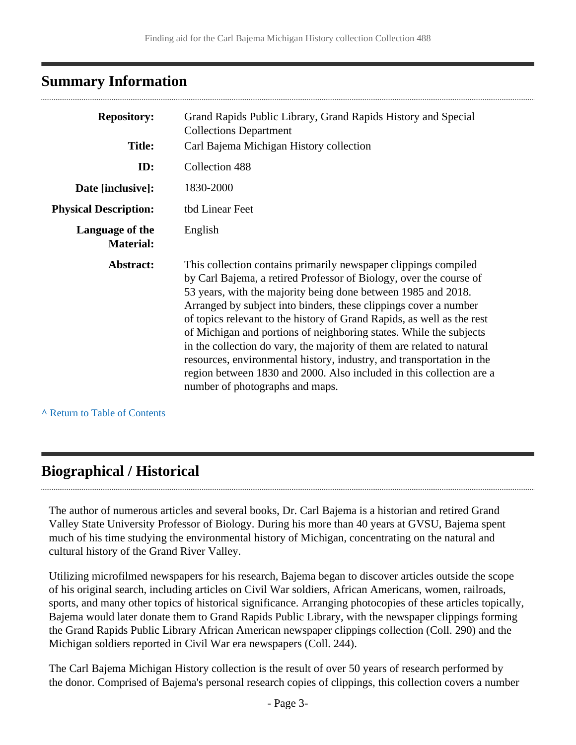## Summary Information

| | |
|---|---|
| **Repository:** | Grand Rapids Public Library, Grand Rapids History and Special Collections Department |
| **Title:** | Carl Bajema Michigan History collection |
| **ID:** | Collection 488 |
| **Date [inclusive]:** | 1830-2000 |
| **Physical Description:** | tbd Linear Feet |
| **Language of the Material:** | English |
| **Abstract:** | This collection contains primarily newspaper clippings compiled by Carl Bajema, a retired Professor of Biology, over the course of 53 years, with the majority being done between 1985 and 2018. Arranged by subject into binders, these clippings cover a number of topics relevant to the history of Grand Rapids, as well as the rest of Michigan and portions of neighboring states. While the subjects in the collection do vary, the majority of them are related to natural resources, environmental history, industry, and transportation in the region between 1830 and 2000. Also included in this collection are a number of photographs and maps. |

^ Return to Table of Contents

## Biographical / Historical

The author of numerous articles and several books, Dr. Carl Bajema is a historian and retired Grand Valley State University Professor of Biology. During his more than 40 years at GVSU, Bajema spent much of his time studying the environmental history of Michigan, concentrating on the natural and cultural history of the Grand River Valley.

Utilizing microfilmed newspapers for his research, Bajema began to discover articles outside the scope of his original search, including articles on Civil War soldiers, African Americans, women, railroads, sports, and many other topics of historical significance. Arranging photocopies of these articles topically, Bajema would later donate them to Grand Rapids Public Library, with the newspaper clippings forming the Grand Rapids Public Library African American newspaper clippings collection (Coll. 290) and the Michigan soldiers reported in Civil War era newspapers (Coll. 244).

The Carl Bajema Michigan History collection is the result of over 50 years of research performed by the donor. Comprised of Bajema's personal research copies of clippings, this collection covers a number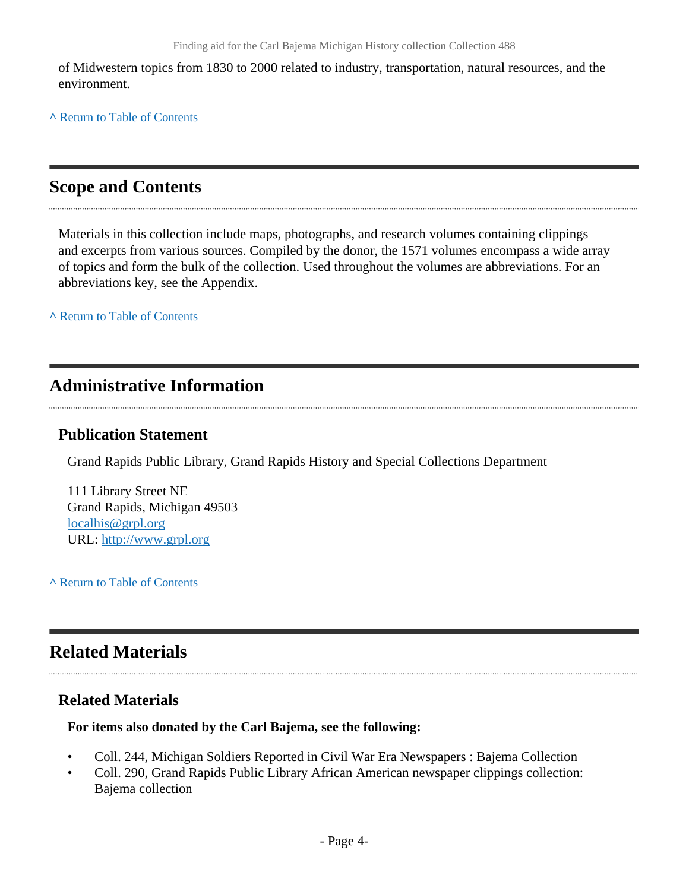of Midwestern topics from 1830 to 2000 related to industry, transportation, natural resources, and the environment.

^ Return to Table of Contents

## Scope and Contents

Materials in this collection include maps, photographs, and research volumes containing clippings and excerpts from various sources. Compiled by the donor, the 1571 volumes encompass a wide array of topics and form the bulk of the collection. Used throughout the volumes are abbreviations. For an abbreviations key, see the Appendix.

^ Return to Table of Contents

## Administrative Information

### Publication Statement

Grand Rapids Public Library, Grand Rapids History and Special Collections Department

111 Library Street NE
Grand Rapids, Michigan 49503
localhis@grpl.org
URL: http://www.grpl.org

^ Return to Table of Contents

## Related Materials

### Related Materials

**For items also donated by the Carl Bajema, see the following:**

- Coll. 244, Michigan Soldiers Reported in Civil War Era Newspapers : Bajema Collection
- Coll. 290, Grand Rapids Public Library African American newspaper clippings collection: Bajema collection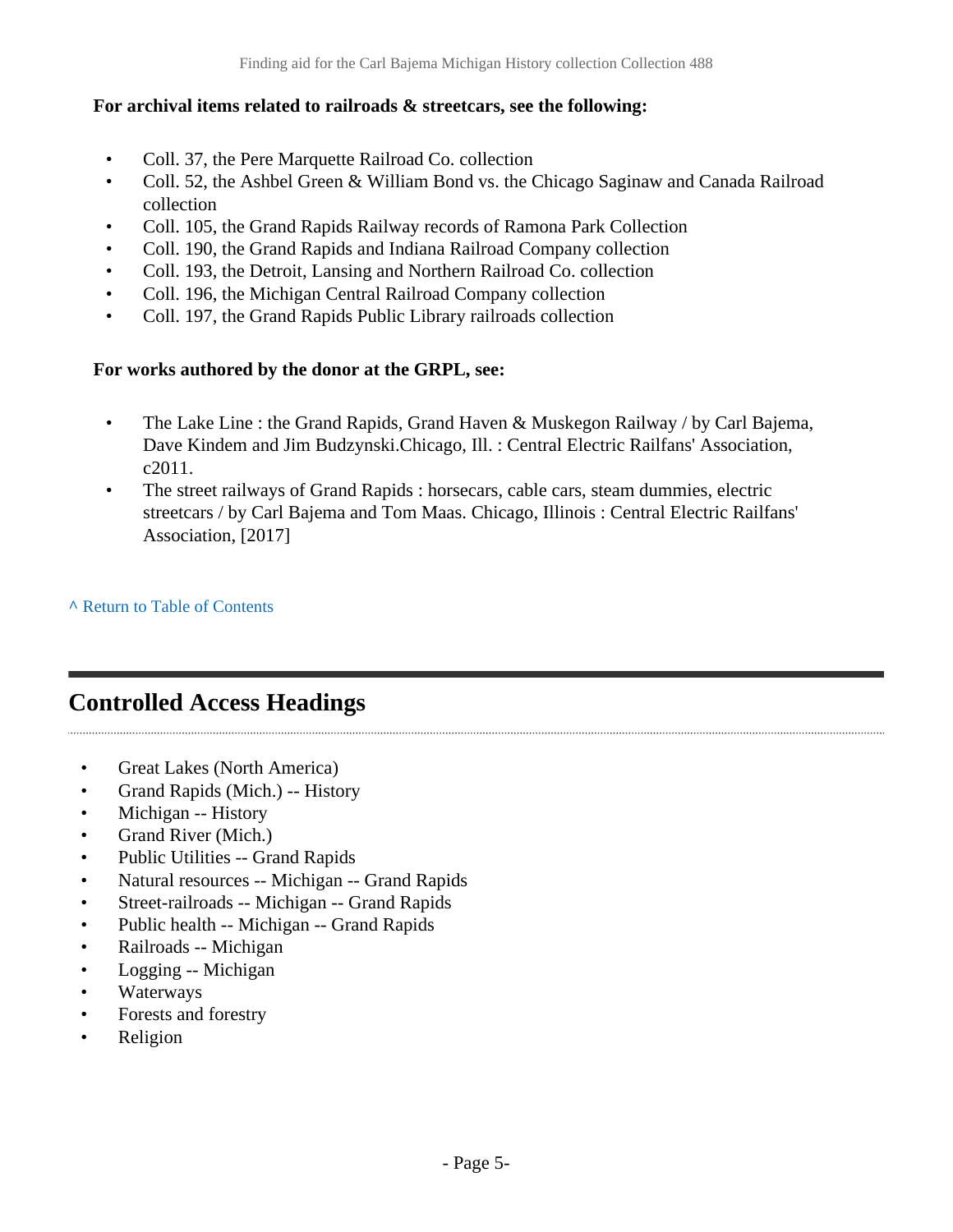**For archival items related to railroads & streetcars, see the following:**

- Coll. 37, the Pere Marquette Railroad Co. collection
- Coll. 52, the Ashbel Green & William Bond vs. the Chicago Saginaw and Canada Railroad collection
- Coll. 105, the Grand Rapids Railway records of Ramona Park Collection
- Coll. 190, the Grand Rapids and Indiana Railroad Company collection
- Coll. 193, the Detroit, Lansing and Northern Railroad Co. collection
- Coll. 196, the Michigan Central Railroad Company collection
- Coll. 197, the Grand Rapids Public Library railroads collection

**For works authored by the donor at the GRPL, see:**

- The Lake Line : the Grand Rapids, Grand Haven & Muskegon Railway / by Carl Bajema, Dave Kindem and Jim Budzynski.Chicago, Ill. : Central Electric Railfans' Association, c2011.
- The street railways of Grand Rapids : horsecars, cable cars, steam dummies, electric streetcars / by Carl Bajema and Tom Maas. Chicago, Illinois : Central Electric Railfans' Association, [2017]

^ Return to Table of Contents

## Controlled Access Headings

- Great Lakes (North America)
- Grand Rapids (Mich.) -- History
- Michigan -- History
- Grand River (Mich.)
- Public Utilities -- Grand Rapids
- Natural resources -- Michigan -- Grand Rapids
- Street-railroads -- Michigan -- Grand Rapids
- Public health -- Michigan -- Grand Rapids
- Railroads -- Michigan
- Logging -- Michigan
- Waterways
- Forests and forestry
- Religion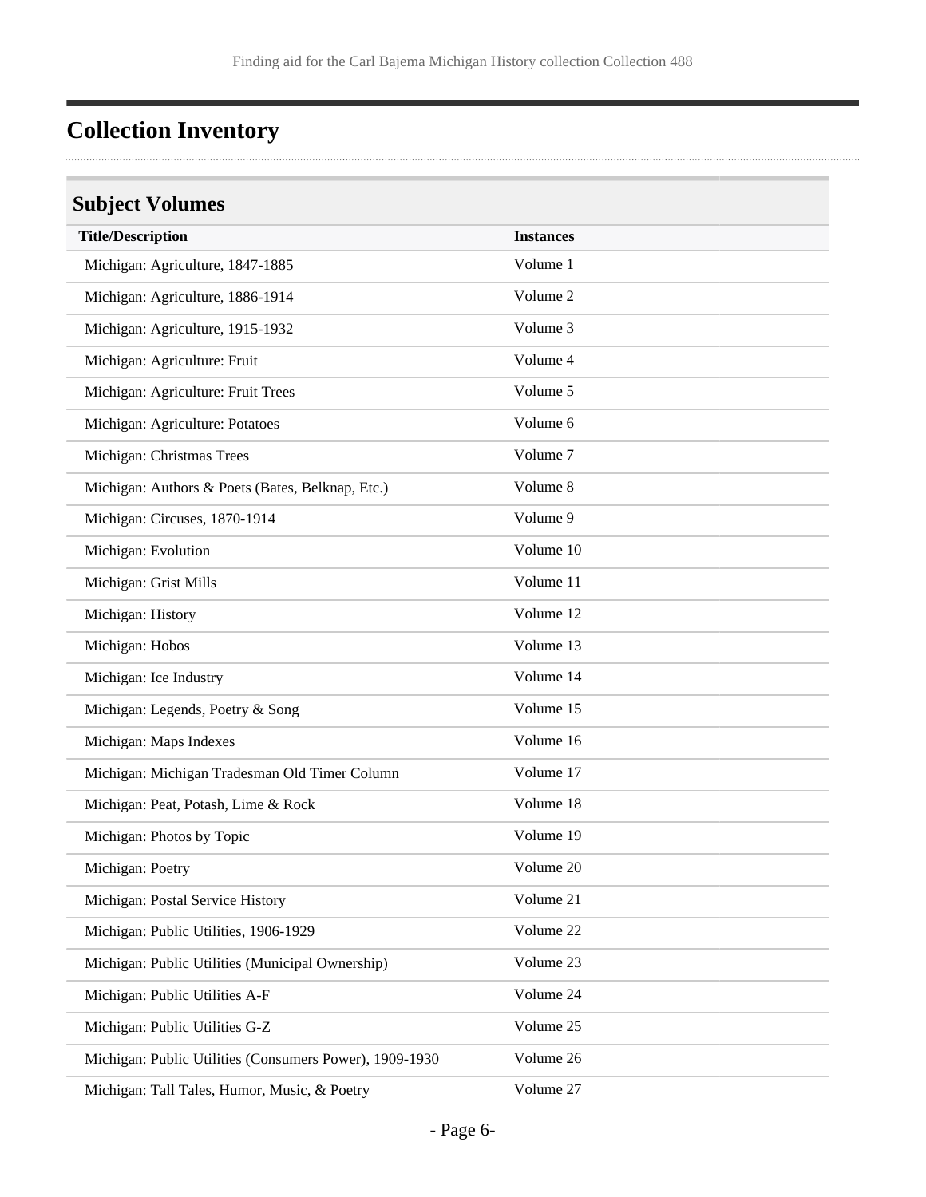## Collection Inventory

### Subject Volumes

| Title/Description | Instances |
|---|---|
| Michigan: Agriculture, 1847-1885 | Volume 1 |
| Michigan: Agriculture, 1886-1914 | Volume 2 |
| Michigan: Agriculture, 1915-1932 | Volume 3 |
| Michigan: Agriculture: Fruit | Volume 4 |
| Michigan: Agriculture: Fruit Trees | Volume 5 |
| Michigan: Agriculture: Potatoes | Volume 6 |
| Michigan: Christmas Trees | Volume 7 |
| Michigan: Authors & Poets (Bates, Belknap, Etc.) | Volume 8 |
| Michigan: Circuses, 1870-1914 | Volume 9 |
| Michigan: Evolution | Volume 10 |
| Michigan: Grist Mills | Volume 11 |
| Michigan: History | Volume 12 |
| Michigan: Hobos | Volume 13 |
| Michigan: Ice Industry | Volume 14 |
| Michigan: Legends, Poetry & Song | Volume 15 |
| Michigan: Maps Indexes | Volume 16 |
| Michigan: Michigan Tradesman Old Timer Column | Volume 17 |
| Michigan: Peat, Potash, Lime & Rock | Volume 18 |
| Michigan: Photos by Topic | Volume 19 |
| Michigan: Poetry | Volume 20 |
| Michigan: Postal Service History | Volume 21 |
| Michigan: Public Utilities, 1906-1929 | Volume 22 |
| Michigan: Public Utilities (Municipal Ownership) | Volume 23 |
| Michigan: Public Utilities A-F | Volume 24 |
| Michigan: Public Utilities G-Z | Volume 25 |
| Michigan: Public Utilities (Consumers Power), 1909-1930 | Volume 26 |
| Michigan: Tall Tales, Humor, Music, & Poetry | Volume 27 |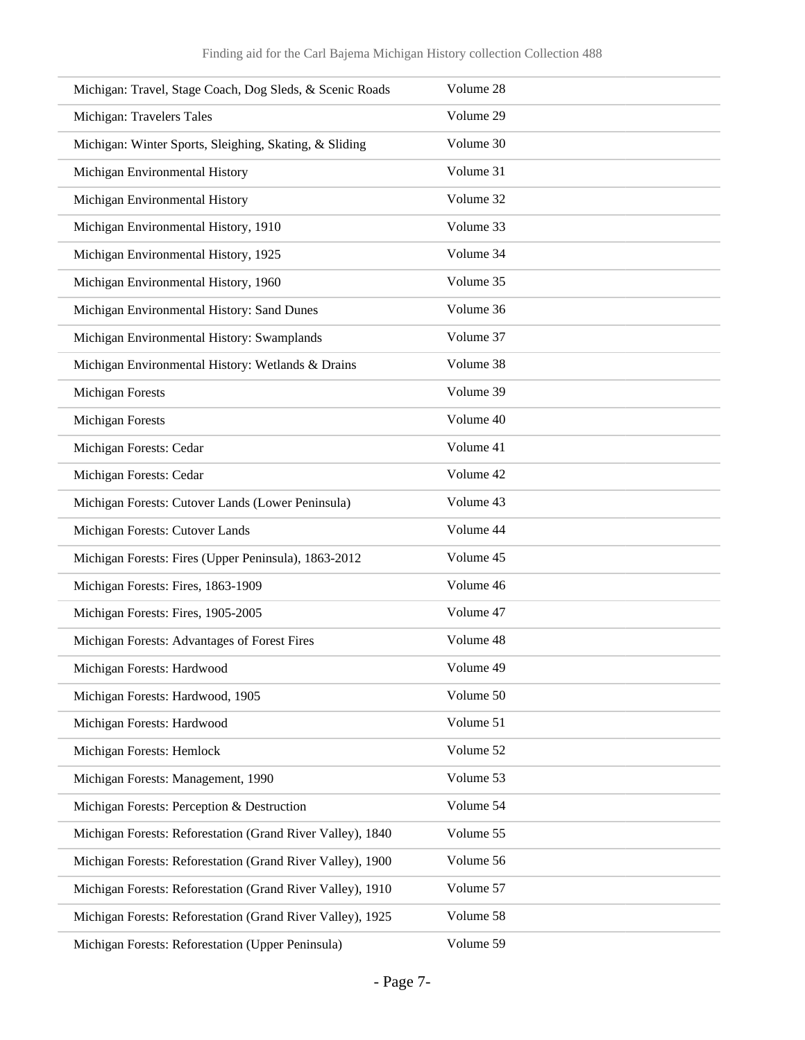| | |
|---|---|
| Michigan: Travel, Stage Coach, Dog Sleds, & Scenic Roads | Volume 28 |
| Michigan: Travelers Tales | Volume 29 |
| Michigan: Winter Sports, Sleighing, Skating, & Sliding | Volume 30 |
| Michigan Environmental History | Volume 31 |
| Michigan Environmental History | Volume 32 |
| Michigan Environmental History, 1910 | Volume 33 |
| Michigan Environmental History, 1925 | Volume 34 |
| Michigan Environmental History, 1960 | Volume 35 |
| Michigan Environmental History: Sand Dunes | Volume 36 |
| Michigan Environmental History: Swamplands | Volume 37 |
| Michigan Environmental History: Wetlands & Drains | Volume 38 |
| Michigan Forests | Volume 39 |
| Michigan Forests | Volume 40 |
| Michigan Forests: Cedar | Volume 41 |
| Michigan Forests: Cedar | Volume 42 |
| Michigan Forests: Cutover Lands (Lower Peninsula) | Volume 43 |
| Michigan Forests: Cutover Lands | Volume 44 |
| Michigan Forests: Fires (Upper Peninsula), 1863-2012 | Volume 45 |
| Michigan Forests: Fires, 1863-1909 | Volume 46 |
| Michigan Forests: Fires, 1905-2005 | Volume 47 |
| Michigan Forests: Advantages of Forest Fires | Volume 48 |
| Michigan Forests: Hardwood | Volume 49 |
| Michigan Forests: Hardwood, 1905 | Volume 50 |
| Michigan Forests: Hardwood | Volume 51 |
| Michigan Forests: Hemlock | Volume 52 |
| Michigan Forests: Management, 1990 | Volume 53 |
| Michigan Forests: Perception & Destruction | Volume 54 |
| Michigan Forests: Reforestation (Grand River Valley), 1840 | Volume 55 |
| Michigan Forests: Reforestation (Grand River Valley), 1900 | Volume 56 |
| Michigan Forests: Reforestation (Grand River Valley), 1910 | Volume 57 |
| Michigan Forests: Reforestation (Grand River Valley), 1925 | Volume 58 |
| Michigan Forests: Reforestation (Upper Peninsula) | Volume 59 |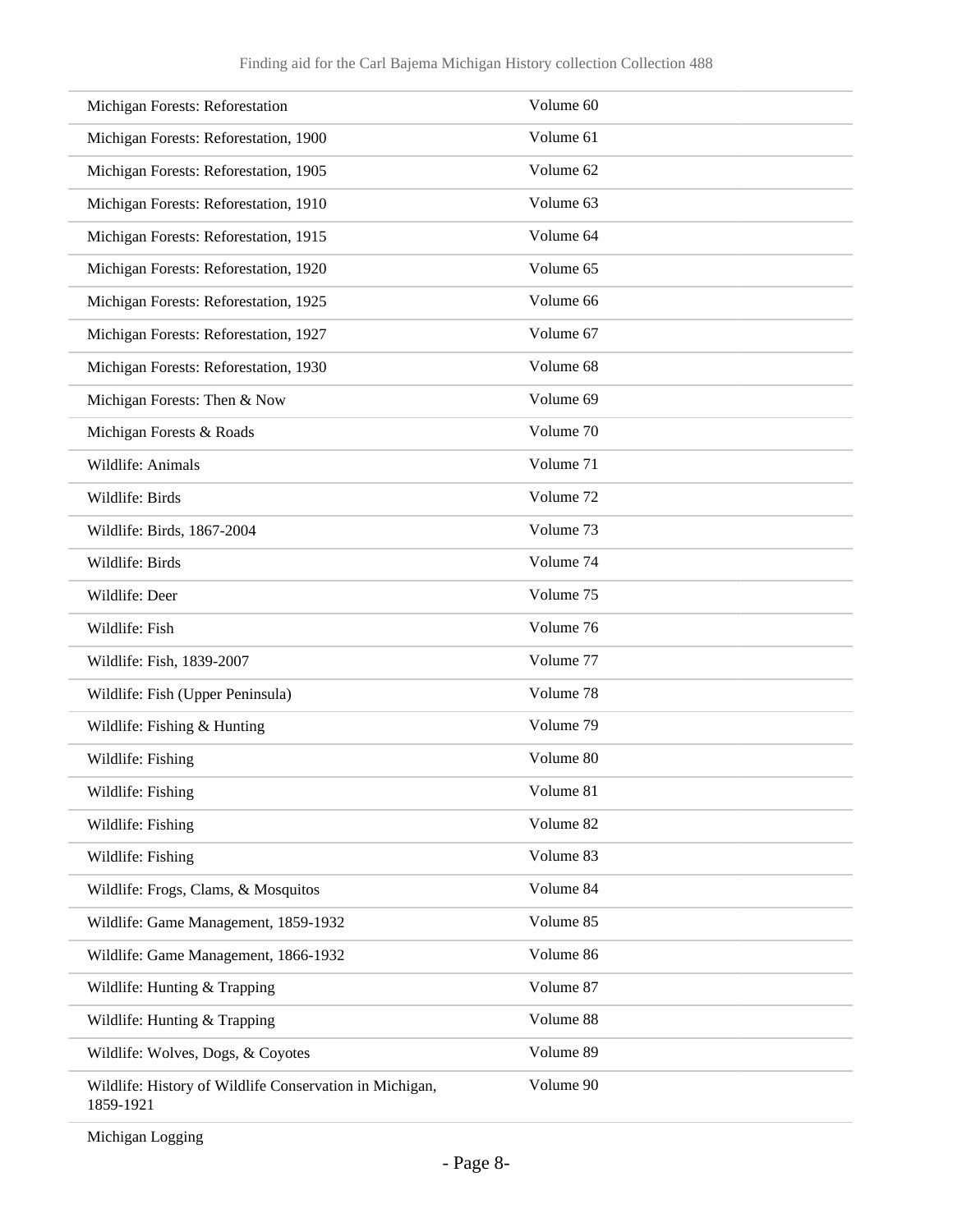| | |
|---|---|
| Michigan Forests: Reforestation | Volume 60 |
| Michigan Forests: Reforestation, 1900 | Volume 61 |
| Michigan Forests: Reforestation, 1905 | Volume 62 |
| Michigan Forests: Reforestation, 1910 | Volume 63 |
| Michigan Forests: Reforestation, 1915 | Volume 64 |
| Michigan Forests: Reforestation, 1920 | Volume 65 |
| Michigan Forests: Reforestation, 1925 | Volume 66 |
| Michigan Forests: Reforestation, 1927 | Volume 67 |
| Michigan Forests: Reforestation, 1930 | Volume 68 |
| Michigan Forests: Then & Now | Volume 69 |
| Michigan Forests & Roads | Volume 70 |
| Wildlife: Animals | Volume 71 |
| Wildlife: Birds | Volume 72 |
| Wildlife: Birds, 1867-2004 | Volume 73 |
| Wildlife: Birds | Volume 74 |
| Wildlife: Deer | Volume 75 |
| Wildlife: Fish | Volume 76 |
| Wildlife: Fish, 1839-2007 | Volume 77 |
| Wildlife: Fish (Upper Peninsula) | Volume 78 |
| Wildlife: Fishing & Hunting | Volume 79 |
| Wildlife: Fishing | Volume 80 |
| Wildlife: Fishing | Volume 81 |
| Wildlife: Fishing | Volume 82 |
| Wildlife: Fishing | Volume 83 |
| Wildlife: Frogs, Clams, & Mosquitos | Volume 84 |
| Wildlife: Game Management, 1859-1932 | Volume 85 |
| Wildlife: Game Management, 1866-1932 | Volume 86 |
| Wildlife: Hunting & Trapping | Volume 87 |
| Wildlife: Hunting & Trapping | Volume 88 |
| Wildlife: Wolves, Dogs, & Coyotes | Volume 89 |
| Wildlife: History of Wildlife Conservation in Michigan, 1859-1921 | Volume 90 |

Michigan Logging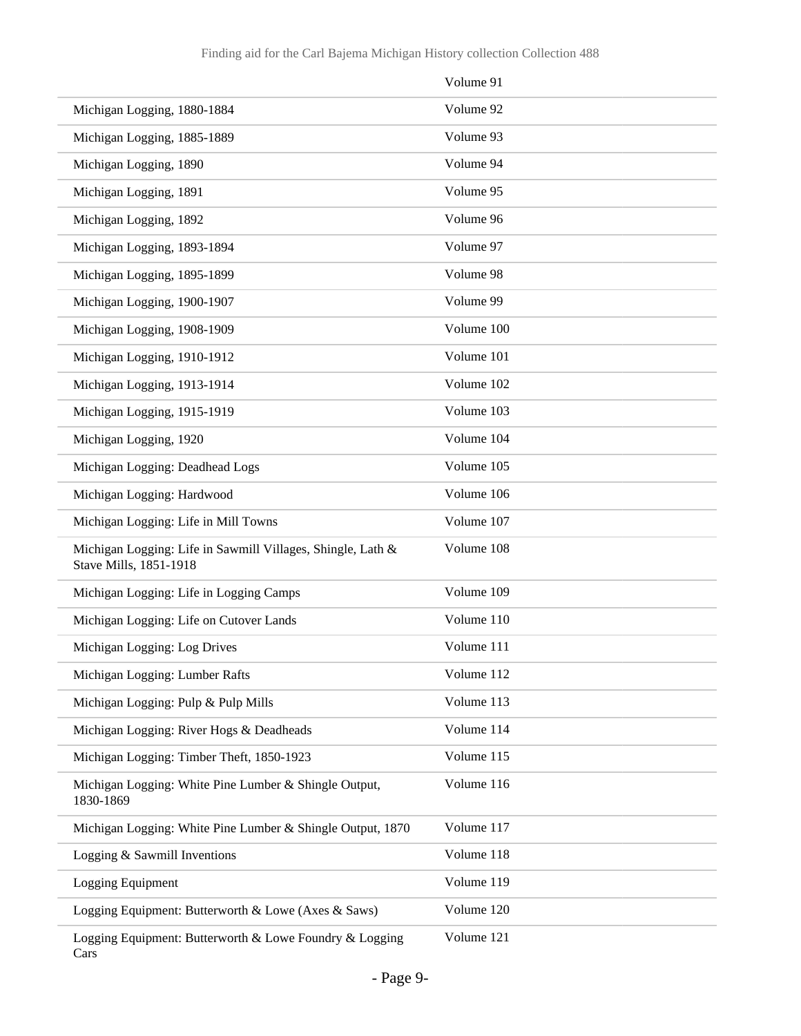| | |
|---|---|
| | Volume 91 |
| Michigan Logging, 1880-1884 | Volume 92 |
| Michigan Logging, 1885-1889 | Volume 93 |
| Michigan Logging, 1890 | Volume 94 |
| Michigan Logging, 1891 | Volume 95 |
| Michigan Logging, 1892 | Volume 96 |
| Michigan Logging, 1893-1894 | Volume 97 |
| Michigan Logging, 1895-1899 | Volume 98 |
| Michigan Logging, 1900-1907 | Volume 99 |
| Michigan Logging, 1908-1909 | Volume 100 |
| Michigan Logging, 1910-1912 | Volume 101 |
| Michigan Logging, 1913-1914 | Volume 102 |
| Michigan Logging, 1915-1919 | Volume 103 |
| Michigan Logging, 1920 | Volume 104 |
| Michigan Logging: Deadhead Logs | Volume 105 |
| Michigan Logging: Hardwood | Volume 106 |
| Michigan Logging: Life in Mill Towns | Volume 107 |
| Michigan Logging: Life in Sawmill Villages, Shingle, Lath & Stave Mills, 1851-1918 | Volume 108 |
| Michigan Logging: Life in Logging Camps | Volume 109 |
| Michigan Logging: Life on Cutover Lands | Volume 110 |
| Michigan Logging: Log Drives | Volume 111 |
| Michigan Logging: Lumber Rafts | Volume 112 |
| Michigan Logging: Pulp & Pulp Mills | Volume 113 |
| Michigan Logging: River Hogs & Deadheads | Volume 114 |
| Michigan Logging: Timber Theft, 1850-1923 | Volume 115 |
| Michigan Logging: White Pine Lumber & Shingle Output, 1830-1869 | Volume 116 |
| Michigan Logging: White Pine Lumber & Shingle Output, 1870 | Volume 117 |
| Logging & Sawmill Inventions | Volume 118 |
| Logging Equipment | Volume 119 |
| Logging Equipment: Butterworth & Lowe (Axes & Saws) | Volume 120 |
| Logging Equipment: Butterworth & Lowe Foundry & Logging Cars | Volume 121 |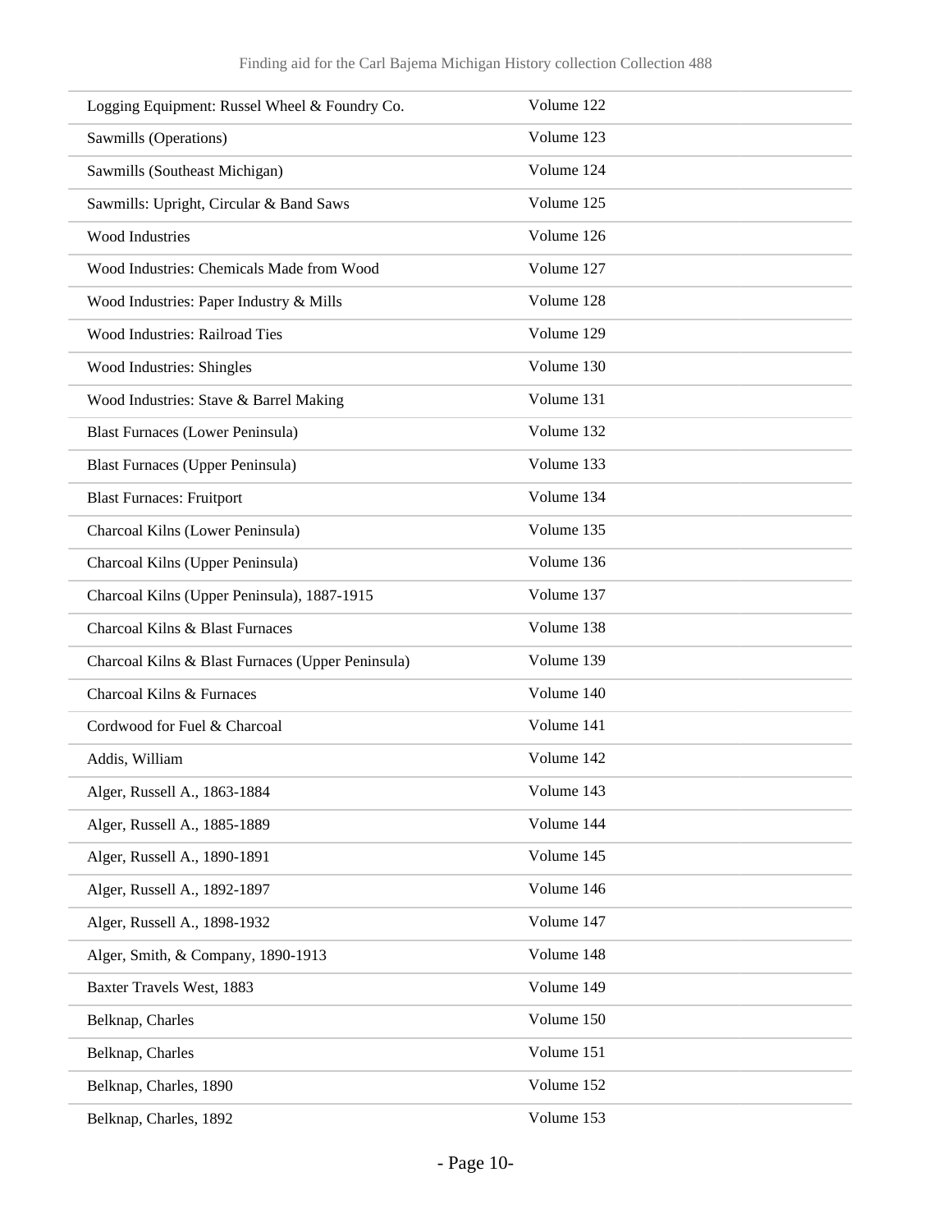| | |
|---|---|
| Logging Equipment: Russel Wheel & Foundry Co. | Volume 122 |
| Sawmills (Operations) | Volume 123 |
| Sawmills (Southeast Michigan) | Volume 124 |
| Sawmills: Upright, Circular & Band Saws | Volume 125 |
| Wood Industries | Volume 126 |
| Wood Industries: Chemicals Made from Wood | Volume 127 |
| Wood Industries: Paper Industry & Mills | Volume 128 |
| Wood Industries: Railroad Ties | Volume 129 |
| Wood Industries: Shingles | Volume 130 |
| Wood Industries: Stave & Barrel Making | Volume 131 |
| Blast Furnaces (Lower Peninsula) | Volume 132 |
| Blast Furnaces (Upper Peninsula) | Volume 133 |
| Blast Furnaces: Fruitport | Volume 134 |
| Charcoal Kilns (Lower Peninsula) | Volume 135 |
| Charcoal Kilns (Upper Peninsula) | Volume 136 |
| Charcoal Kilns (Upper Peninsula), 1887-1915 | Volume 137 |
| Charcoal Kilns & Blast Furnaces | Volume 138 |
| Charcoal Kilns & Blast Furnaces (Upper Peninsula) | Volume 139 |
| Charcoal Kilns & Furnaces | Volume 140 |
| Cordwood for Fuel & Charcoal | Volume 141 |
| Addis, William | Volume 142 |
| Alger, Russell A., 1863-1884 | Volume 143 |
| Alger, Russell A., 1885-1889 | Volume 144 |
| Alger, Russell A., 1890-1891 | Volume 145 |
| Alger, Russell A., 1892-1897 | Volume 146 |
| Alger, Russell A., 1898-1932 | Volume 147 |
| Alger, Smith, & Company, 1890-1913 | Volume 148 |
| Baxter Travels West, 1883 | Volume 149 |
| Belknap, Charles | Volume 150 |
| Belknap, Charles | Volume 151 |
| Belknap, Charles, 1890 | Volume 152 |
| Belknap, Charles, 1892 | Volume 153 |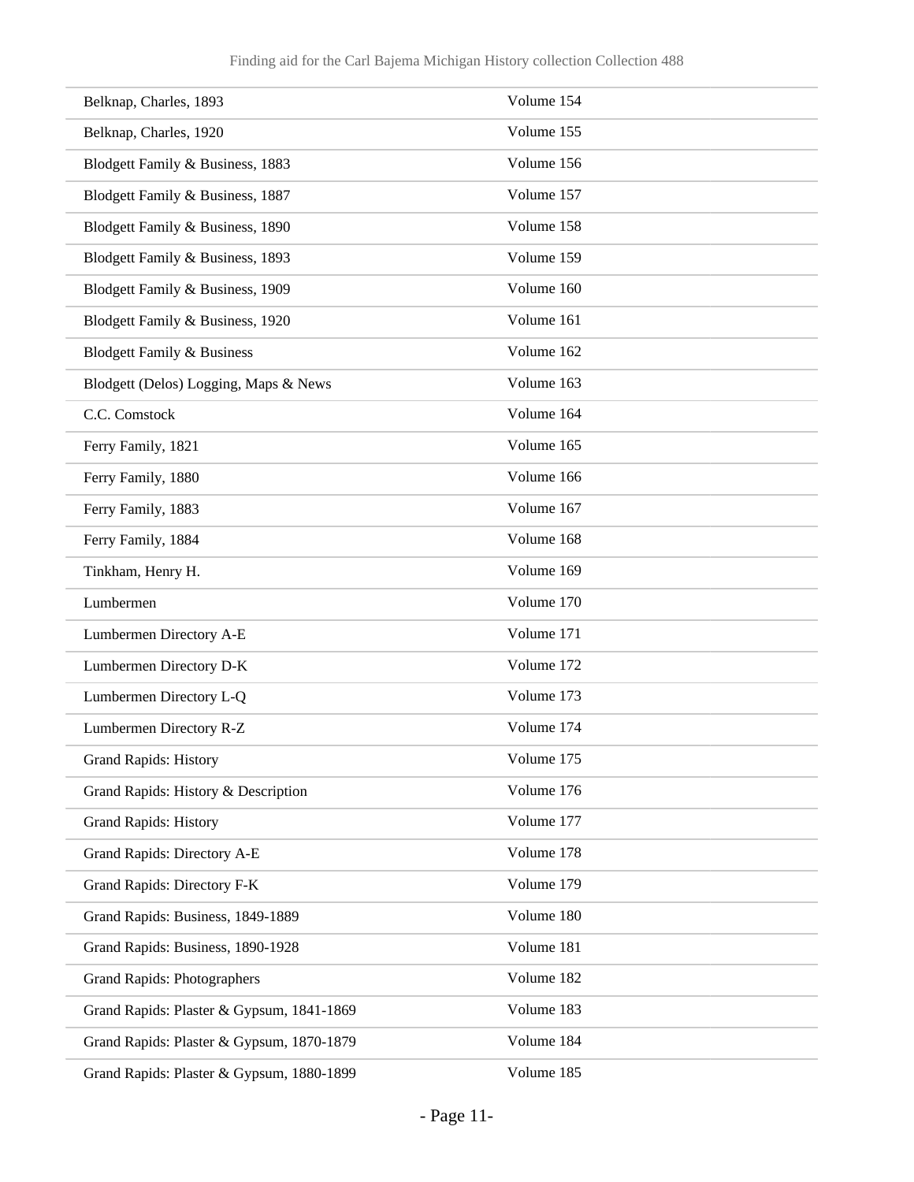| | |
|---|---|
| Belknap, Charles, 1893 | Volume 154 |
| Belknap, Charles, 1920 | Volume 155 |
| Blodgett Family & Business, 1883 | Volume 156 |
| Blodgett Family & Business, 1887 | Volume 157 |
| Blodgett Family & Business, 1890 | Volume 158 |
| Blodgett Family & Business, 1893 | Volume 159 |
| Blodgett Family & Business, 1909 | Volume 160 |
| Blodgett Family & Business, 1920 | Volume 161 |
| Blodgett Family & Business | Volume 162 |
| Blodgett (Delos) Logging, Maps & News | Volume 163 |
| C.C. Comstock | Volume 164 |
| Ferry Family, 1821 | Volume 165 |
| Ferry Family, 1880 | Volume 166 |
| Ferry Family, 1883 | Volume 167 |
| Ferry Family, 1884 | Volume 168 |
| Tinkham, Henry H. | Volume 169 |
| Lumbermen | Volume 170 |
| Lumbermen Directory A-E | Volume 171 |
| Lumbermen Directory D-K | Volume 172 |
| Lumbermen Directory L-Q | Volume 173 |
| Lumbermen Directory R-Z | Volume 174 |
| Grand Rapids: History | Volume 175 |
| Grand Rapids: History & Description | Volume 176 |
| Grand Rapids: History | Volume 177 |
| Grand Rapids: Directory A-E | Volume 178 |
| Grand Rapids: Directory F-K | Volume 179 |
| Grand Rapids: Business, 1849-1889 | Volume 180 |
| Grand Rapids: Business, 1890-1928 | Volume 181 |
| Grand Rapids: Photographers | Volume 182 |
| Grand Rapids: Plaster & Gypsum, 1841-1869 | Volume 183 |
| Grand Rapids: Plaster & Gypsum, 1870-1879 | Volume 184 |
| Grand Rapids: Plaster & Gypsum, 1880-1899 | Volume 185 |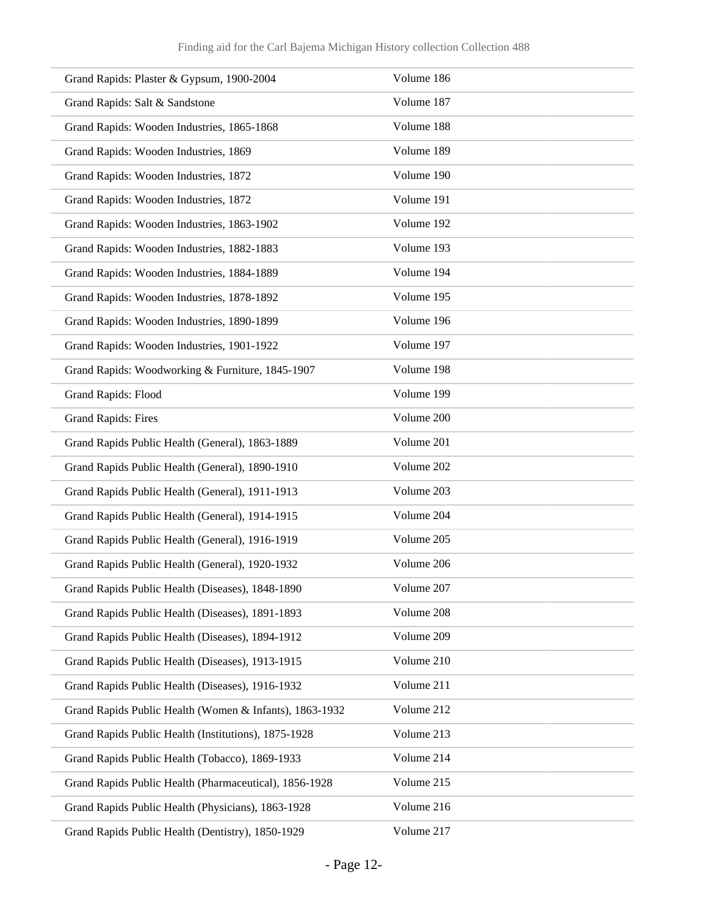| | |
|---|---|
| Grand Rapids: Plaster & Gypsum, 1900-2004 | Volume 186 |
| Grand Rapids: Salt & Sandstone | Volume 187 |
| Grand Rapids: Wooden Industries, 1865-1868 | Volume 188 |
| Grand Rapids: Wooden Industries, 1869 | Volume 189 |
| Grand Rapids: Wooden Industries, 1872 | Volume 190 |
| Grand Rapids: Wooden Industries, 1872 | Volume 191 |
| Grand Rapids: Wooden Industries, 1863-1902 | Volume 192 |
| Grand Rapids: Wooden Industries, 1882-1883 | Volume 193 |
| Grand Rapids: Wooden Industries, 1884-1889 | Volume 194 |
| Grand Rapids: Wooden Industries, 1878-1892 | Volume 195 |
| Grand Rapids: Wooden Industries, 1890-1899 | Volume 196 |
| Grand Rapids: Wooden Industries, 1901-1922 | Volume 197 |
| Grand Rapids: Woodworking & Furniture, 1845-1907 | Volume 198 |
| Grand Rapids: Flood | Volume 199 |
| Grand Rapids: Fires | Volume 200 |
| Grand Rapids Public Health (General), 1863-1889 | Volume 201 |
| Grand Rapids Public Health (General), 1890-1910 | Volume 202 |
| Grand Rapids Public Health (General), 1911-1913 | Volume 203 |
| Grand Rapids Public Health (General), 1914-1915 | Volume 204 |
| Grand Rapids Public Health (General), 1916-1919 | Volume 205 |
| Grand Rapids Public Health (General), 1920-1932 | Volume 206 |
| Grand Rapids Public Health (Diseases), 1848-1890 | Volume 207 |
| Grand Rapids Public Health (Diseases), 1891-1893 | Volume 208 |
| Grand Rapids Public Health (Diseases), 1894-1912 | Volume 209 |
| Grand Rapids Public Health (Diseases), 1913-1915 | Volume 210 |
| Grand Rapids Public Health (Diseases), 1916-1932 | Volume 211 |
| Grand Rapids Public Health (Women & Infants), 1863-1932 | Volume 212 |
| Grand Rapids Public Health (Institutions), 1875-1928 | Volume 213 |
| Grand Rapids Public Health (Tobacco), 1869-1933 | Volume 214 |
| Grand Rapids Public Health (Pharmaceutical), 1856-1928 | Volume 215 |
| Grand Rapids Public Health (Physicians), 1863-1928 | Volume 216 |
| Grand Rapids Public Health (Dentistry), 1850-1929 | Volume 217 |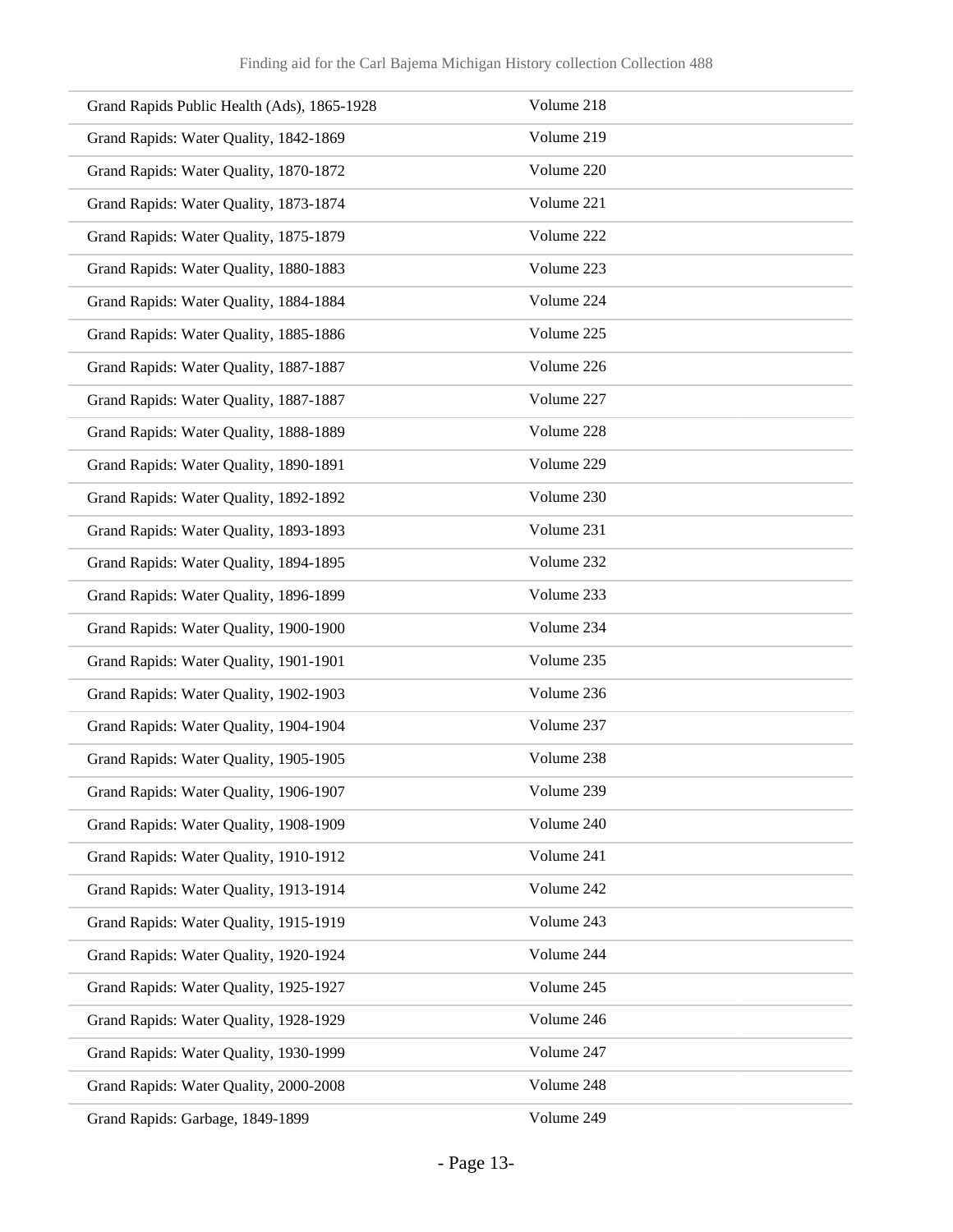| | |
|---|---|
| Grand Rapids Public Health (Ads), 1865-1928 | Volume 218 |
| Grand Rapids: Water Quality, 1842-1869 | Volume 219 |
| Grand Rapids: Water Quality, 1870-1872 | Volume 220 |
| Grand Rapids: Water Quality, 1873-1874 | Volume 221 |
| Grand Rapids: Water Quality, 1875-1879 | Volume 222 |
| Grand Rapids: Water Quality, 1880-1883 | Volume 223 |
| Grand Rapids: Water Quality, 1884-1884 | Volume 224 |
| Grand Rapids: Water Quality, 1885-1886 | Volume 225 |
| Grand Rapids: Water Quality, 1887-1887 | Volume 226 |
| Grand Rapids: Water Quality, 1887-1887 | Volume 227 |
| Grand Rapids: Water Quality, 1888-1889 | Volume 228 |
| Grand Rapids: Water Quality, 1890-1891 | Volume 229 |
| Grand Rapids: Water Quality, 1892-1892 | Volume 230 |
| Grand Rapids: Water Quality, 1893-1893 | Volume 231 |
| Grand Rapids: Water Quality, 1894-1895 | Volume 232 |
| Grand Rapids: Water Quality, 1896-1899 | Volume 233 |
| Grand Rapids: Water Quality, 1900-1900 | Volume 234 |
| Grand Rapids: Water Quality, 1901-1901 | Volume 235 |
| Grand Rapids: Water Quality, 1902-1903 | Volume 236 |
| Grand Rapids: Water Quality, 1904-1904 | Volume 237 |
| Grand Rapids: Water Quality, 1905-1905 | Volume 238 |
| Grand Rapids: Water Quality, 1906-1907 | Volume 239 |
| Grand Rapids: Water Quality, 1908-1909 | Volume 240 |
| Grand Rapids: Water Quality, 1910-1912 | Volume 241 |
| Grand Rapids: Water Quality, 1913-1914 | Volume 242 |
| Grand Rapids: Water Quality, 1915-1919 | Volume 243 |
| Grand Rapids: Water Quality, 1920-1924 | Volume 244 |
| Grand Rapids: Water Quality, 1925-1927 | Volume 245 |
| Grand Rapids: Water Quality, 1928-1929 | Volume 246 |
| Grand Rapids: Water Quality, 1930-1999 | Volume 247 |
| Grand Rapids: Water Quality, 2000-2008 | Volume 248 |
| Grand Rapids: Garbage, 1849-1899 | Volume 249 |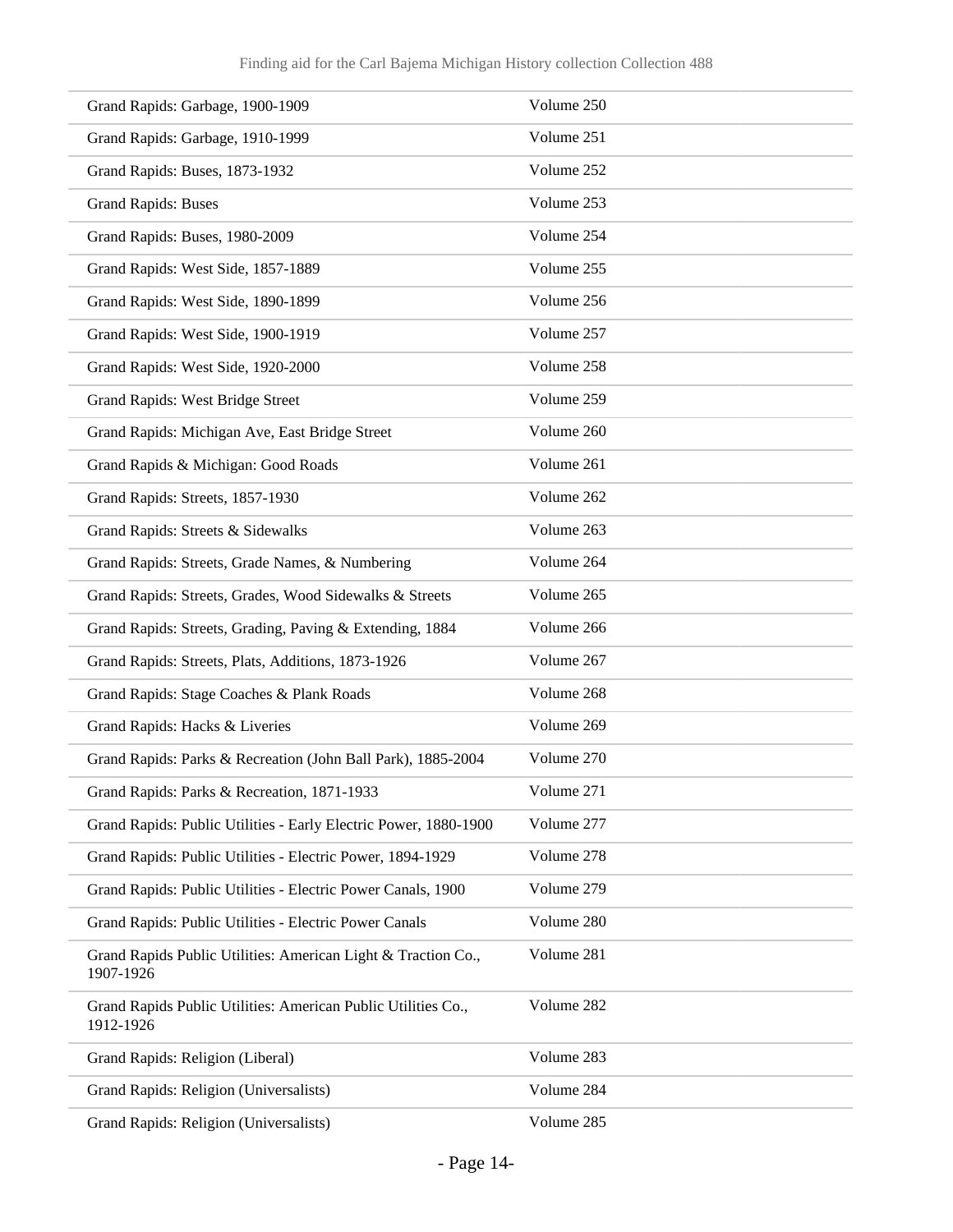| | |
|---|---|
| Grand Rapids: Garbage, 1900-1909 | Volume 250 |
| Grand Rapids: Garbage, 1910-1999 | Volume 251 |
| Grand Rapids: Buses, 1873-1932 | Volume 252 |
| Grand Rapids: Buses | Volume 253 |
| Grand Rapids: Buses, 1980-2009 | Volume 254 |
| Grand Rapids: West Side, 1857-1889 | Volume 255 |
| Grand Rapids: West Side, 1890-1899 | Volume 256 |
| Grand Rapids: West Side, 1900-1919 | Volume 257 |
| Grand Rapids: West Side, 1920-2000 | Volume 258 |
| Grand Rapids: West Bridge Street | Volume 259 |
| Grand Rapids: Michigan Ave, East Bridge Street | Volume 260 |
| Grand Rapids & Michigan: Good Roads | Volume 261 |
| Grand Rapids: Streets, 1857-1930 | Volume 262 |
| Grand Rapids: Streets & Sidewalks | Volume 263 |
| Grand Rapids: Streets, Grade Names, & Numbering | Volume 264 |
| Grand Rapids: Streets, Grades, Wood Sidewalks & Streets | Volume 265 |
| Grand Rapids: Streets, Grading, Paving & Extending, 1884 | Volume 266 |
| Grand Rapids: Streets, Plats, Additions, 1873-1926 | Volume 267 |
| Grand Rapids: Stage Coaches & Plank Roads | Volume 268 |
| Grand Rapids: Hacks & Liveries | Volume 269 |
| Grand Rapids: Parks & Recreation (John Ball Park), 1885-2004 | Volume 270 |
| Grand Rapids: Parks & Recreation, 1871-1933 | Volume 271 |
| Grand Rapids: Public Utilities - Early Electric Power, 1880-1900 | Volume 277 |
| Grand Rapids: Public Utilities - Electric Power, 1894-1929 | Volume 278 |
| Grand Rapids: Public Utilities - Electric Power Canals, 1900 | Volume 279 |
| Grand Rapids: Public Utilities - Electric Power Canals | Volume 280 |
| Grand Rapids Public Utilities: American Light & Traction Co., 1907-1926 | Volume 281 |
| Grand Rapids Public Utilities: American Public Utilities Co., 1912-1926 | Volume 282 |
| Grand Rapids: Religion (Liberal) | Volume 283 |
| Grand Rapids: Religion (Universalists) | Volume 284 |
| Grand Rapids: Religion (Universalists) | Volume 285 |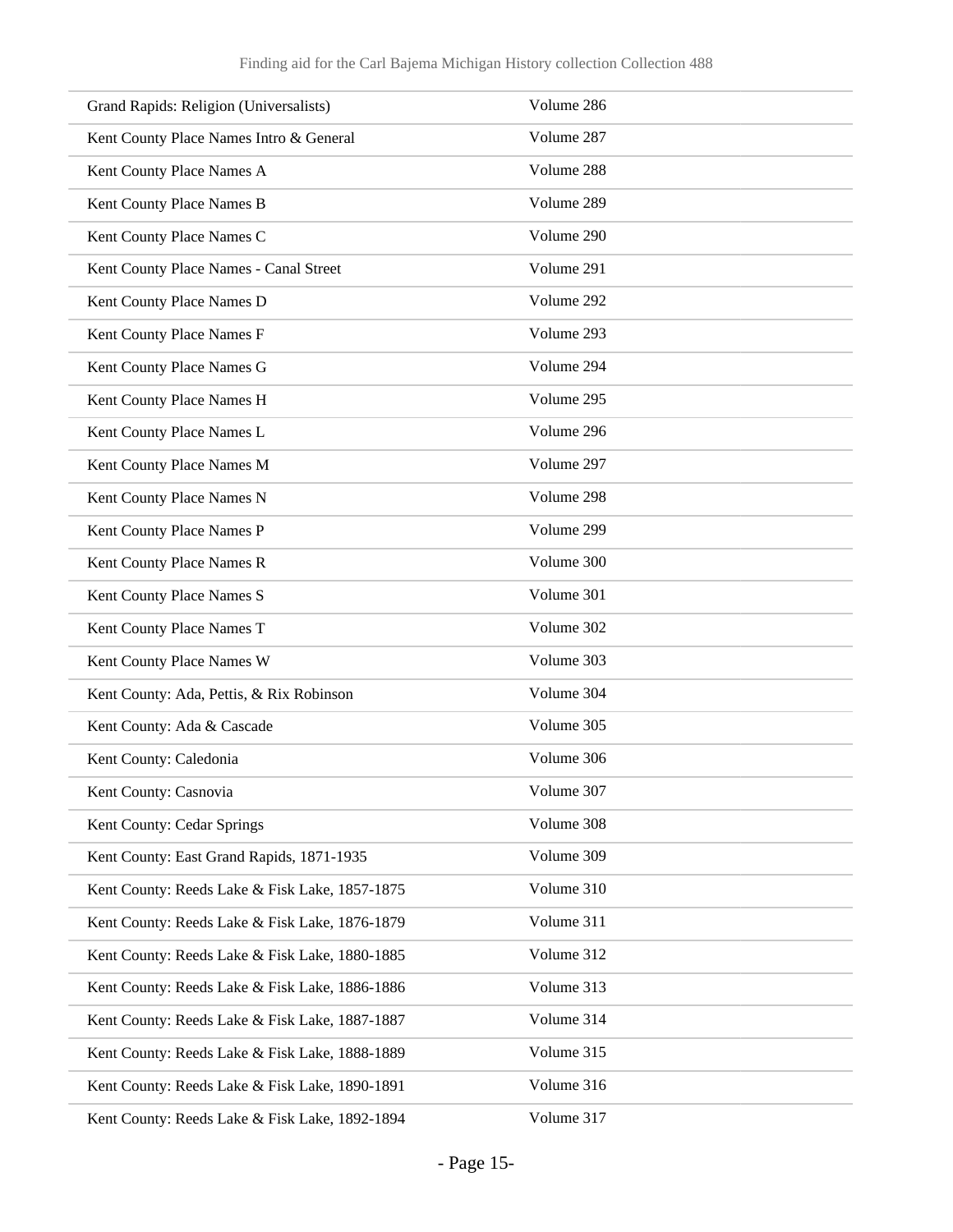| | |
|---|---|
| Grand Rapids: Religion (Universalists) | Volume 286 |
| Kent County Place Names Intro & General | Volume 287 |
| Kent County Place Names A | Volume 288 |
| Kent County Place Names B | Volume 289 |
| Kent County Place Names C | Volume 290 |
| Kent County Place Names - Canal Street | Volume 291 |
| Kent County Place Names D | Volume 292 |
| Kent County Place Names F | Volume 293 |
| Kent County Place Names G | Volume 294 |
| Kent County Place Names H | Volume 295 |
| Kent County Place Names L | Volume 296 |
| Kent County Place Names M | Volume 297 |
| Kent County Place Names N | Volume 298 |
| Kent County Place Names P | Volume 299 |
| Kent County Place Names R | Volume 300 |
| Kent County Place Names S | Volume 301 |
| Kent County Place Names T | Volume 302 |
| Kent County Place Names W | Volume 303 |
| Kent County: Ada, Pettis, & Rix Robinson | Volume 304 |
| Kent County: Ada & Cascade | Volume 305 |
| Kent County: Caledonia | Volume 306 |
| Kent County: Casnovia | Volume 307 |
| Kent County: Cedar Springs | Volume 308 |
| Kent County: East Grand Rapids, 1871-1935 | Volume 309 |
| Kent County: Reeds Lake & Fisk Lake, 1857-1875 | Volume 310 |
| Kent County: Reeds Lake & Fisk Lake, 1876-1879 | Volume 311 |
| Kent County: Reeds Lake & Fisk Lake, 1880-1885 | Volume 312 |
| Kent County: Reeds Lake & Fisk Lake, 1886-1886 | Volume 313 |
| Kent County: Reeds Lake & Fisk Lake, 1887-1887 | Volume 314 |
| Kent County: Reeds Lake & Fisk Lake, 1888-1889 | Volume 315 |
| Kent County: Reeds Lake & Fisk Lake, 1890-1891 | Volume 316 |
| Kent County: Reeds Lake & Fisk Lake, 1892-1894 | Volume 317 |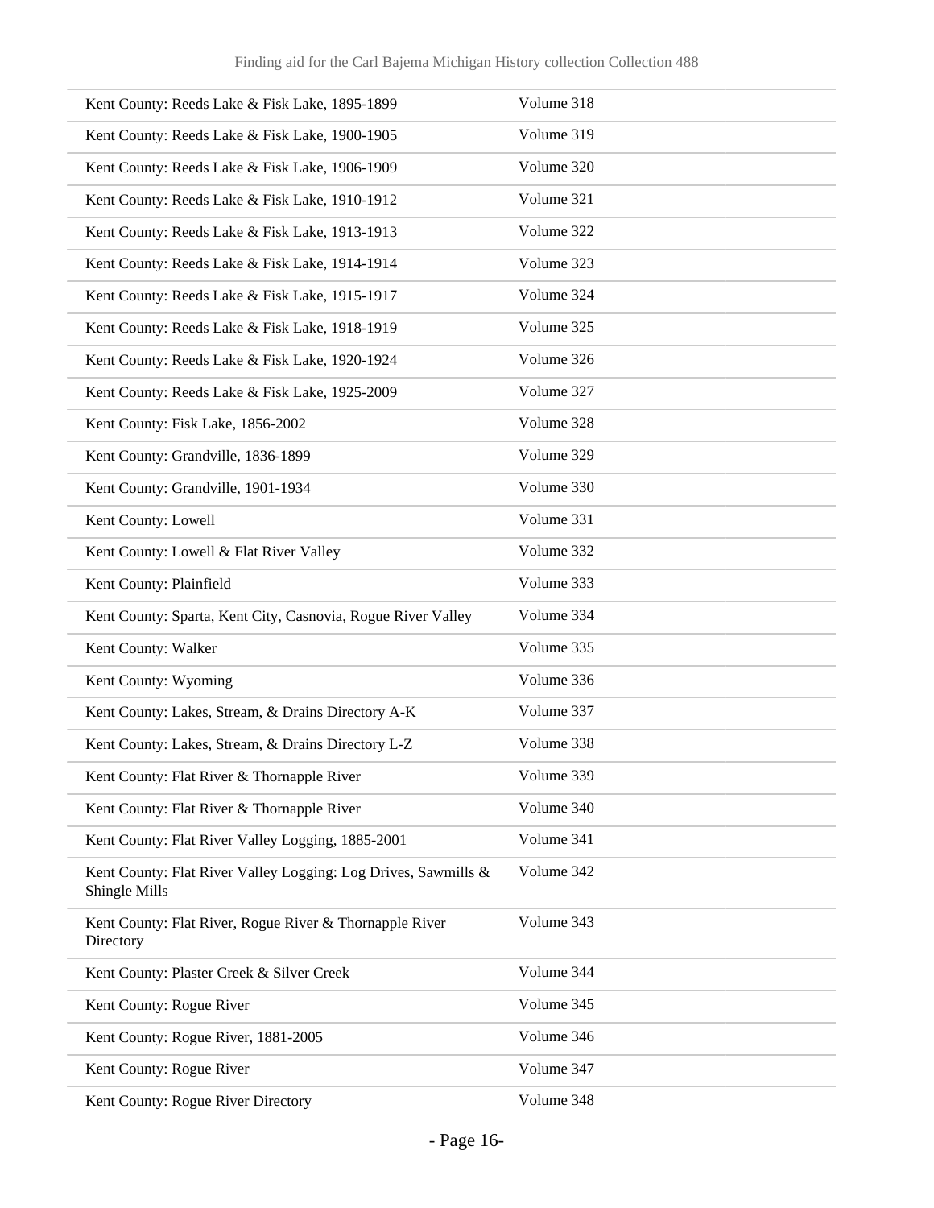| | |
|---|---|
| Kent County: Reeds Lake & Fisk Lake, 1895-1899 | Volume 318 |
| Kent County: Reeds Lake & Fisk Lake, 1900-1905 | Volume 319 |
| Kent County: Reeds Lake & Fisk Lake, 1906-1909 | Volume 320 |
| Kent County: Reeds Lake & Fisk Lake, 1910-1912 | Volume 321 |
| Kent County: Reeds Lake & Fisk Lake, 1913-1913 | Volume 322 |
| Kent County: Reeds Lake & Fisk Lake, 1914-1914 | Volume 323 |
| Kent County: Reeds Lake & Fisk Lake, 1915-1917 | Volume 324 |
| Kent County: Reeds Lake & Fisk Lake, 1918-1919 | Volume 325 |
| Kent County: Reeds Lake & Fisk Lake, 1920-1924 | Volume 326 |
| Kent County: Reeds Lake & Fisk Lake, 1925-2009 | Volume 327 |
| Kent County: Fisk Lake, 1856-2002 | Volume 328 |
| Kent County: Grandville, 1836-1899 | Volume 329 |
| Kent County: Grandville, 1901-1934 | Volume 330 |
| Kent County: Lowell | Volume 331 |
| Kent County: Lowell & Flat River Valley | Volume 332 |
| Kent County: Plainfield | Volume 333 |
| Kent County: Sparta, Kent City, Casnovia, Rogue River Valley | Volume 334 |
| Kent County: Walker | Volume 335 |
| Kent County: Wyoming | Volume 336 |
| Kent County: Lakes, Stream, & Drains Directory A-K | Volume 337 |
| Kent County: Lakes, Stream, & Drains Directory L-Z | Volume 338 |
| Kent County: Flat River & Thornapple River | Volume 339 |
| Kent County: Flat River & Thornapple River | Volume 340 |
| Kent County: Flat River Valley Logging, 1885-2001 | Volume 341 |
| Kent County: Flat River Valley Logging: Log Drives, Sawmills & Shingle Mills | Volume 342 |
| Kent County: Flat River, Rogue River & Thornapple River Directory | Volume 343 |
| Kent County: Plaster Creek & Silver Creek | Volume 344 |
| Kent County: Rogue River | Volume 345 |
| Kent County: Rogue River, 1881-2005 | Volume 346 |
| Kent County: Rogue River | Volume 347 |
| Kent County: Rogue River Directory | Volume 348 |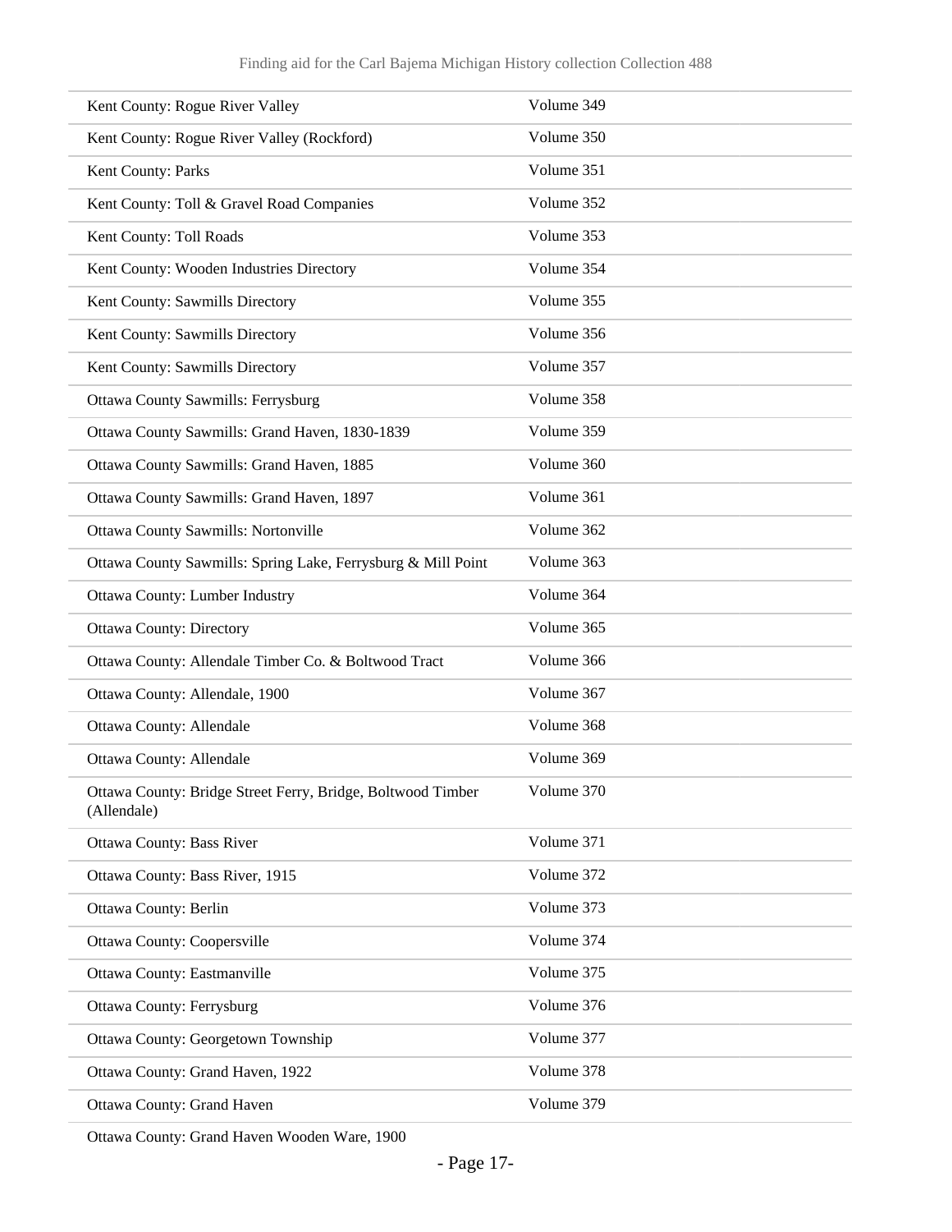| | |
|---|---|
| Kent County: Rogue River Valley | Volume 349 |
| Kent County: Rogue River Valley (Rockford) | Volume 350 |
| Kent County: Parks | Volume 351 |
| Kent County: Toll & Gravel Road Companies | Volume 352 |
| Kent County: Toll Roads | Volume 353 |
| Kent County: Wooden Industries Directory | Volume 354 |
| Kent County: Sawmills Directory | Volume 355 |
| Kent County: Sawmills Directory | Volume 356 |
| Kent County: Sawmills Directory | Volume 357 |
| Ottawa County Sawmills: Ferrysburg | Volume 358 |
| Ottawa County Sawmills: Grand Haven, 1830-1839 | Volume 359 |
| Ottawa County Sawmills: Grand Haven, 1885 | Volume 360 |
| Ottawa County Sawmills: Grand Haven, 1897 | Volume 361 |
| Ottawa County Sawmills: Nortonville | Volume 362 |
| Ottawa County Sawmills: Spring Lake, Ferrysburg & Mill Point | Volume 363 |
| Ottawa County: Lumber Industry | Volume 364 |
| Ottawa County: Directory | Volume 365 |
| Ottawa County: Allendale Timber Co. & Boltwood Tract | Volume 366 |
| Ottawa County: Allendale, 1900 | Volume 367 |
| Ottawa County: Allendale | Volume 368 |
| Ottawa County: Allendale | Volume 369 |
| Ottawa County: Bridge Street Ferry, Bridge, Boltwood Timber (Allendale) | Volume 370 |
| Ottawa County: Bass River | Volume 371 |
| Ottawa County: Bass River, 1915 | Volume 372 |
| Ottawa County: Berlin | Volume 373 |
| Ottawa County: Coopersville | Volume 374 |
| Ottawa County: Eastmanville | Volume 375 |
| Ottawa County: Ferrysburg | Volume 376 |
| Ottawa County: Georgetown Township | Volume 377 |
| Ottawa County: Grand Haven, 1922 | Volume 378 |
| Ottawa County: Grand Haven | Volume 379 |
| Ottawa County: Grand Haven Wooden Ware, 1900 | |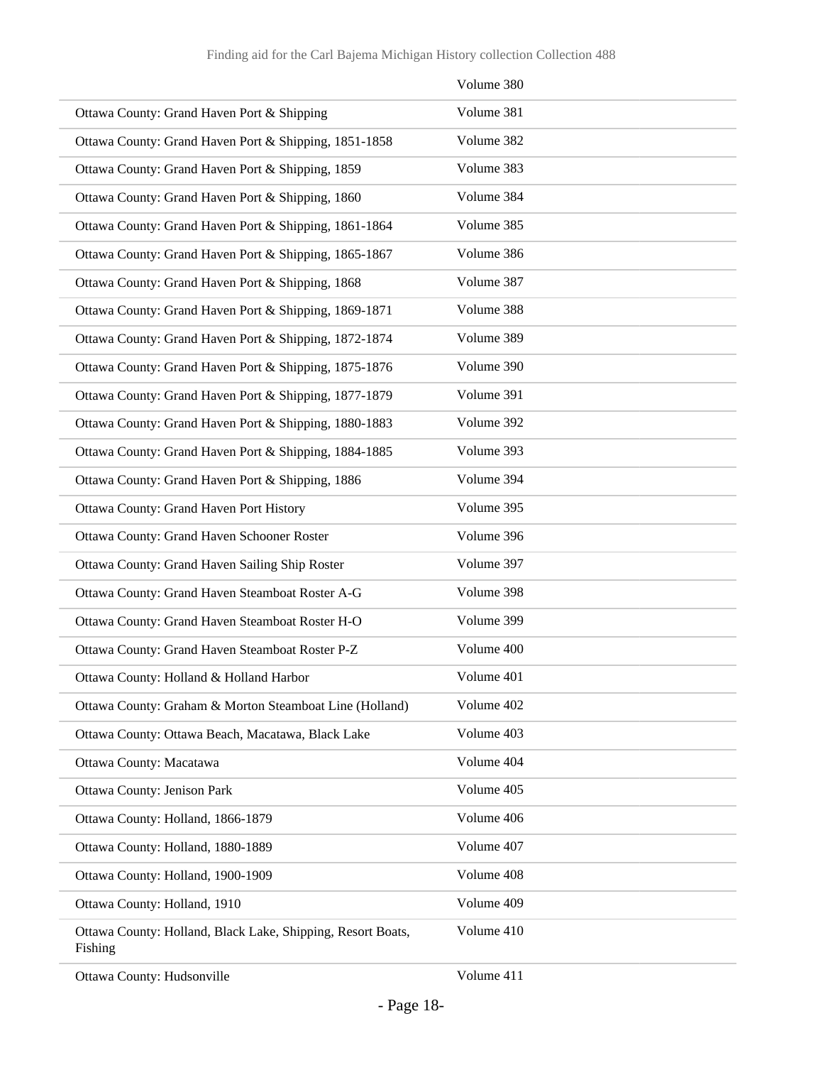| | |
|---|---|
| | Volume 380 |
| Ottawa County: Grand Haven Port & Shipping | Volume 381 |
| Ottawa County: Grand Haven Port & Shipping, 1851-1858 | Volume 382 |
| Ottawa County: Grand Haven Port & Shipping, 1859 | Volume 383 |
| Ottawa County: Grand Haven Port & Shipping, 1860 | Volume 384 |
| Ottawa County: Grand Haven Port & Shipping, 1861-1864 | Volume 385 |
| Ottawa County: Grand Haven Port & Shipping, 1865-1867 | Volume 386 |
| Ottawa County: Grand Haven Port & Shipping, 1868 | Volume 387 |
| Ottawa County: Grand Haven Port & Shipping, 1869-1871 | Volume 388 |
| Ottawa County: Grand Haven Port & Shipping, 1872-1874 | Volume 389 |
| Ottawa County: Grand Haven Port & Shipping, 1875-1876 | Volume 390 |
| Ottawa County: Grand Haven Port & Shipping, 1877-1879 | Volume 391 |
| Ottawa County: Grand Haven Port & Shipping, 1880-1883 | Volume 392 |
| Ottawa County: Grand Haven Port & Shipping, 1884-1885 | Volume 393 |
| Ottawa County: Grand Haven Port & Shipping, 1886 | Volume 394 |
| Ottawa County: Grand Haven Port History | Volume 395 |
| Ottawa County: Grand Haven Schooner Roster | Volume 396 |
| Ottawa County: Grand Haven Sailing Ship Roster | Volume 397 |
| Ottawa County: Grand Haven Steamboat Roster A-G | Volume 398 |
| Ottawa County: Grand Haven Steamboat Roster H-O | Volume 399 |
| Ottawa County: Grand Haven Steamboat Roster P-Z | Volume 400 |
| Ottawa County: Holland & Holland Harbor | Volume 401 |
| Ottawa County: Graham & Morton Steamboat Line (Holland) | Volume 402 |
| Ottawa County: Ottawa Beach, Macatawa, Black Lake | Volume 403 |
| Ottawa County: Macatawa | Volume 404 |
| Ottawa County: Jenison Park | Volume 405 |
| Ottawa County: Holland, 1866-1879 | Volume 406 |
| Ottawa County: Holland, 1880-1889 | Volume 407 |
| Ottawa County: Holland, 1900-1909 | Volume 408 |
| Ottawa County: Holland, 1910 | Volume 409 |
| Ottawa County: Holland, Black Lake, Shipping, Resort Boats, Fishing | Volume 410 |
| Ottawa County: Hudsonville | Volume 411 |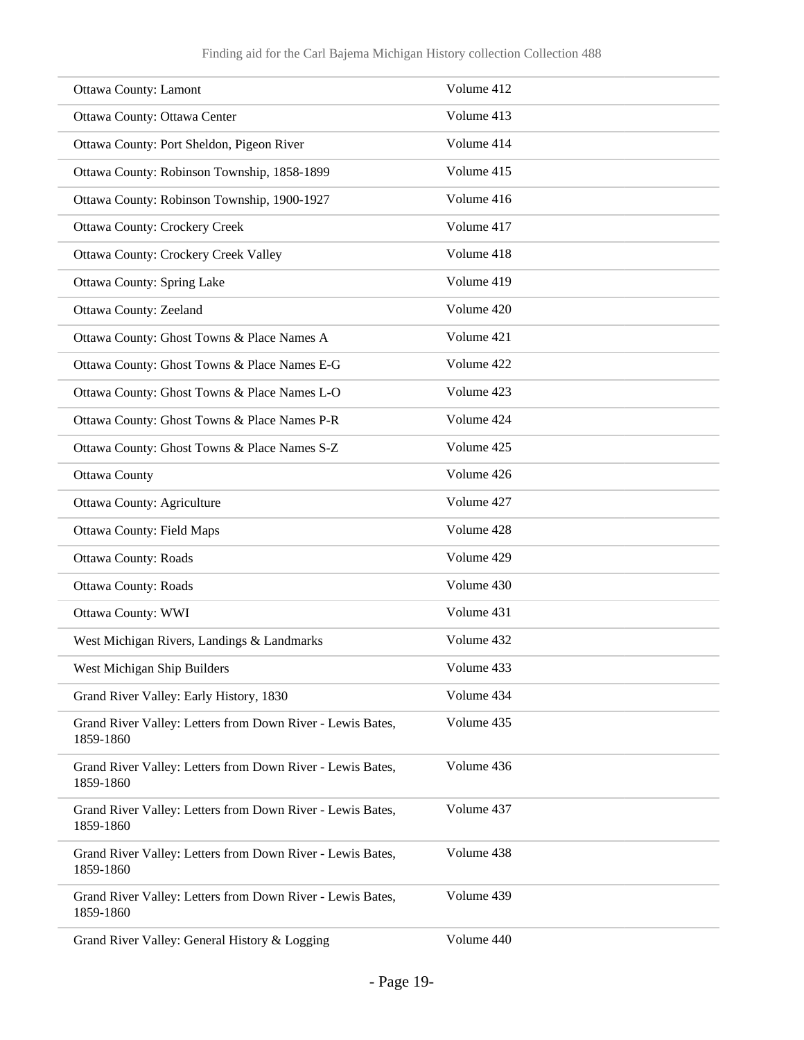| | |
|---|---|
| Ottawa County: Lamont | Volume 412 |
| Ottawa County: Ottawa Center | Volume 413 |
| Ottawa County: Port Sheldon, Pigeon River | Volume 414 |
| Ottawa County: Robinson Township, 1858-1899 | Volume 415 |
| Ottawa County: Robinson Township, 1900-1927 | Volume 416 |
| Ottawa County: Crockery Creek | Volume 417 |
| Ottawa County: Crockery Creek Valley | Volume 418 |
| Ottawa County: Spring Lake | Volume 419 |
| Ottawa County: Zeeland | Volume 420 |
| Ottawa County: Ghost Towns & Place Names A | Volume 421 |
| Ottawa County: Ghost Towns & Place Names E-G | Volume 422 |
| Ottawa County: Ghost Towns & Place Names L-O | Volume 423 |
| Ottawa County: Ghost Towns & Place Names P-R | Volume 424 |
| Ottawa County: Ghost Towns & Place Names S-Z | Volume 425 |
| Ottawa County | Volume 426 |
| Ottawa County: Agriculture | Volume 427 |
| Ottawa County: Field Maps | Volume 428 |
| Ottawa County: Roads | Volume 429 |
| Ottawa County: Roads | Volume 430 |
| Ottawa County: WWI | Volume 431 |
| West Michigan Rivers, Landings & Landmarks | Volume 432 |
| West Michigan Ship Builders | Volume 433 |
| Grand River Valley: Early History, 1830 | Volume 434 |
| Grand River Valley: Letters from Down River - Lewis Bates, 1859-1860 | Volume 435 |
| Grand River Valley: Letters from Down River - Lewis Bates, 1859-1860 | Volume 436 |
| Grand River Valley: Letters from Down River - Lewis Bates, 1859-1860 | Volume 437 |
| Grand River Valley: Letters from Down River - Lewis Bates, 1859-1860 | Volume 438 |
| Grand River Valley: Letters from Down River - Lewis Bates, 1859-1860 | Volume 439 |
| Grand River Valley: General History & Logging | Volume 440 |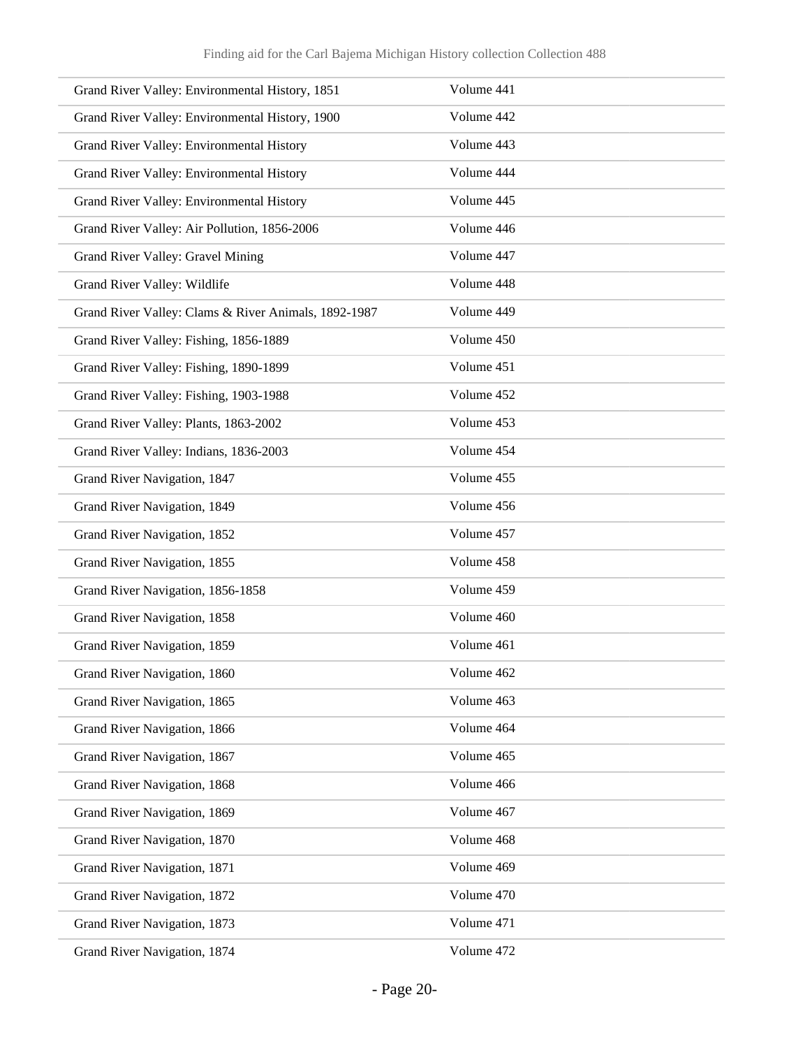| | |
|---|---|
| Grand River Valley: Environmental History, 1851 | Volume 441 |
| Grand River Valley: Environmental History, 1900 | Volume 442 |
| Grand River Valley: Environmental History | Volume 443 |
| Grand River Valley: Environmental History | Volume 444 |
| Grand River Valley: Environmental History | Volume 445 |
| Grand River Valley: Air Pollution, 1856-2006 | Volume 446 |
| Grand River Valley: Gravel Mining | Volume 447 |
| Grand River Valley: Wildlife | Volume 448 |
| Grand River Valley: Clams & River Animals, 1892-1987 | Volume 449 |
| Grand River Valley: Fishing, 1856-1889 | Volume 450 |
| Grand River Valley: Fishing, 1890-1899 | Volume 451 |
| Grand River Valley: Fishing, 1903-1988 | Volume 452 |
| Grand River Valley: Plants, 1863-2002 | Volume 453 |
| Grand River Valley: Indians, 1836-2003 | Volume 454 |
| Grand River Navigation, 1847 | Volume 455 |
| Grand River Navigation, 1849 | Volume 456 |
| Grand River Navigation, 1852 | Volume 457 |
| Grand River Navigation, 1855 | Volume 458 |
| Grand River Navigation, 1856-1858 | Volume 459 |
| Grand River Navigation, 1858 | Volume 460 |
| Grand River Navigation, 1859 | Volume 461 |
| Grand River Navigation, 1860 | Volume 462 |
| Grand River Navigation, 1865 | Volume 463 |
| Grand River Navigation, 1866 | Volume 464 |
| Grand River Navigation, 1867 | Volume 465 |
| Grand River Navigation, 1868 | Volume 466 |
| Grand River Navigation, 1869 | Volume 467 |
| Grand River Navigation, 1870 | Volume 468 |
| Grand River Navigation, 1871 | Volume 469 |
| Grand River Navigation, 1872 | Volume 470 |
| Grand River Navigation, 1873 | Volume 471 |
| Grand River Navigation, 1874 | Volume 472 |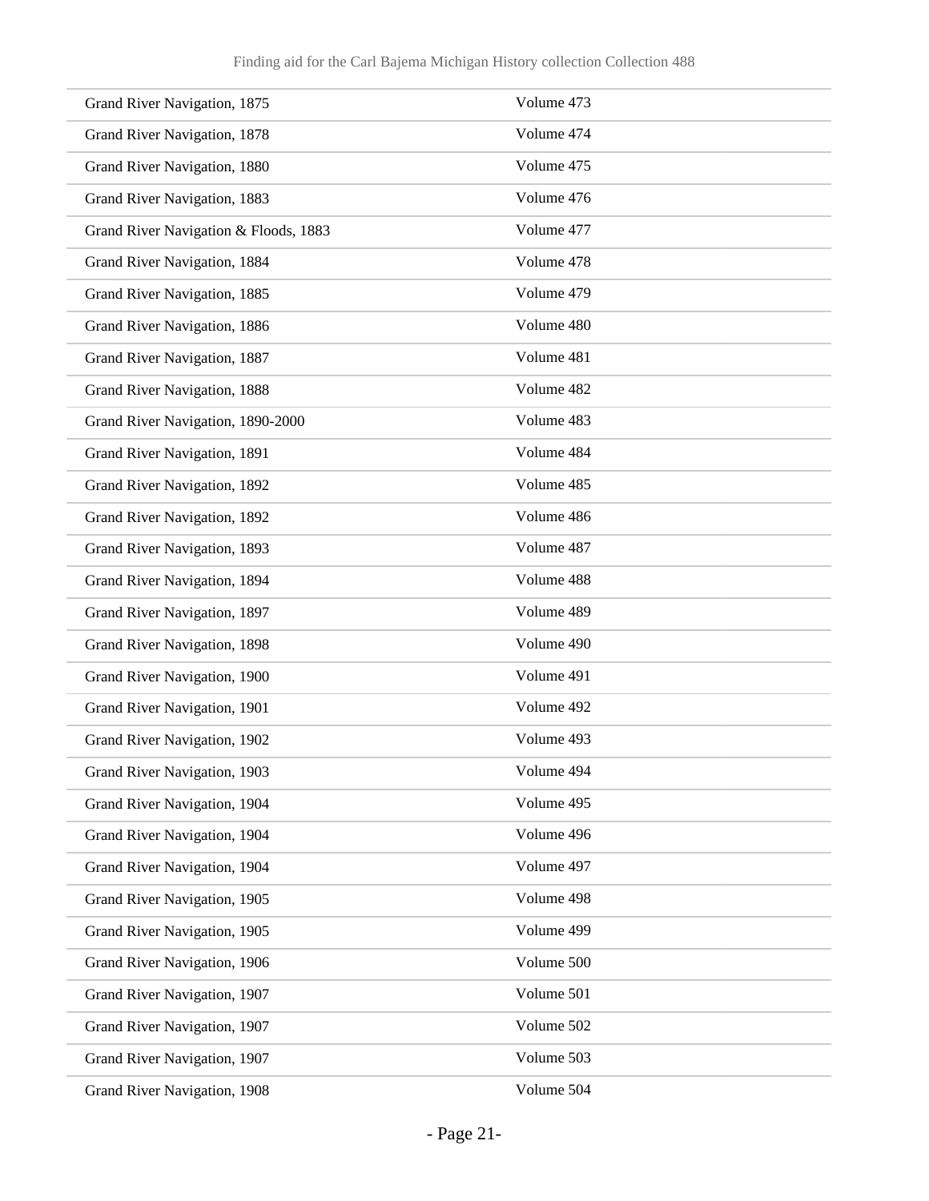| | |
|---|---|
| Grand River Navigation, 1875 | Volume 473 |
| Grand River Navigation, 1878 | Volume 474 |
| Grand River Navigation, 1880 | Volume 475 |
| Grand River Navigation, 1883 | Volume 476 |
| Grand River Navigation & Floods, 1883 | Volume 477 |
| Grand River Navigation, 1884 | Volume 478 |
| Grand River Navigation, 1885 | Volume 479 |
| Grand River Navigation, 1886 | Volume 480 |
| Grand River Navigation, 1887 | Volume 481 |
| Grand River Navigation, 1888 | Volume 482 |
| Grand River Navigation, 1890-2000 | Volume 483 |
| Grand River Navigation, 1891 | Volume 484 |
| Grand River Navigation, 1892 | Volume 485 |
| Grand River Navigation, 1892 | Volume 486 |
| Grand River Navigation, 1893 | Volume 487 |
| Grand River Navigation, 1894 | Volume 488 |
| Grand River Navigation, 1897 | Volume 489 |
| Grand River Navigation, 1898 | Volume 490 |
| Grand River Navigation, 1900 | Volume 491 |
| Grand River Navigation, 1901 | Volume 492 |
| Grand River Navigation, 1902 | Volume 493 |
| Grand River Navigation, 1903 | Volume 494 |
| Grand River Navigation, 1904 | Volume 495 |
| Grand River Navigation, 1904 | Volume 496 |
| Grand River Navigation, 1904 | Volume 497 |
| Grand River Navigation, 1905 | Volume 498 |
| Grand River Navigation, 1905 | Volume 499 |
| Grand River Navigation, 1906 | Volume 500 |
| Grand River Navigation, 1907 | Volume 501 |
| Grand River Navigation, 1907 | Volume 502 |
| Grand River Navigation, 1907 | Volume 503 |
| Grand River Navigation, 1908 | Volume 504 |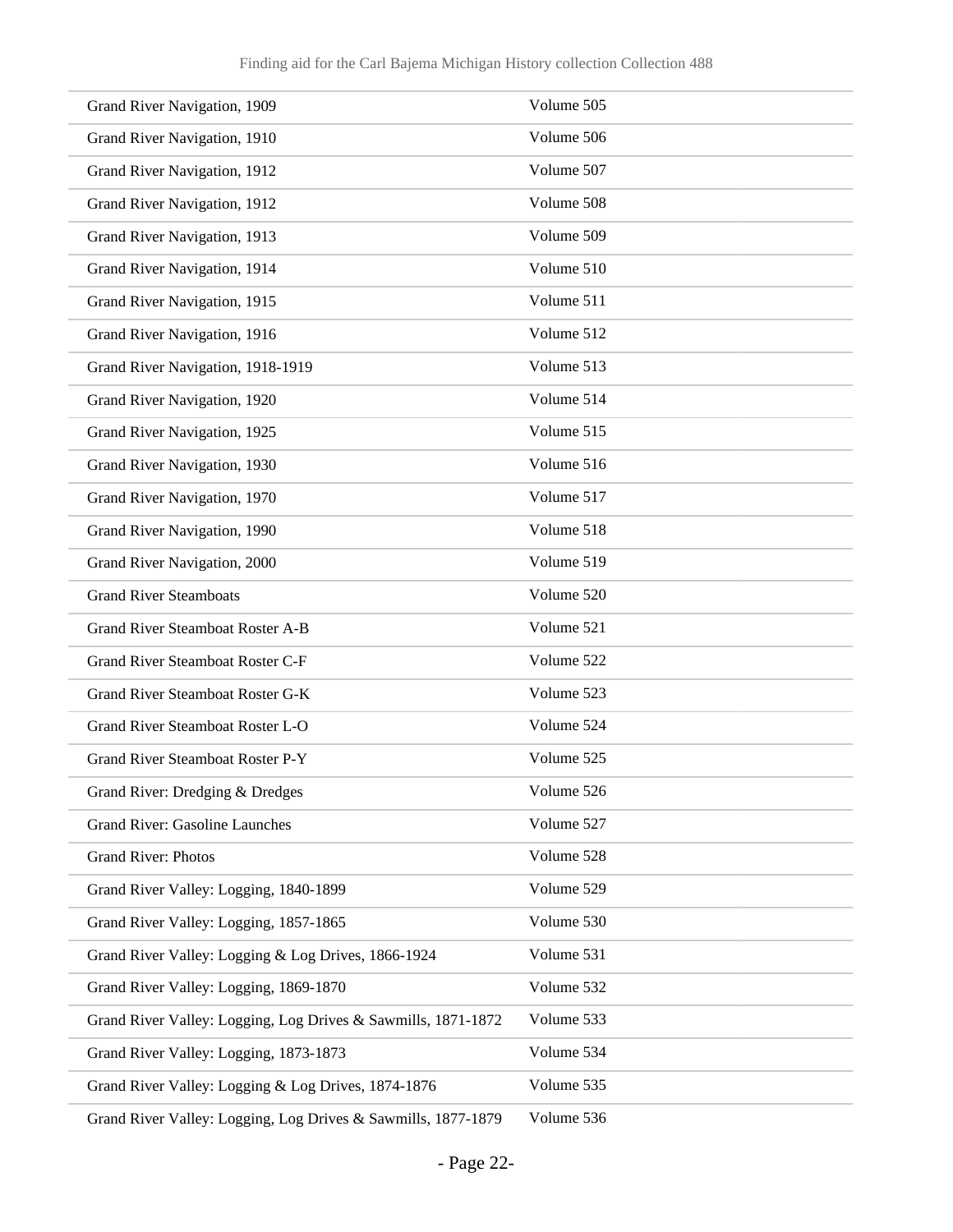| | |
|---|---|
| Grand River Navigation, 1909 | Volume 505 |
| Grand River Navigation, 1910 | Volume 506 |
| Grand River Navigation, 1912 | Volume 507 |
| Grand River Navigation, 1912 | Volume 508 |
| Grand River Navigation, 1913 | Volume 509 |
| Grand River Navigation, 1914 | Volume 510 |
| Grand River Navigation, 1915 | Volume 511 |
| Grand River Navigation, 1916 | Volume 512 |
| Grand River Navigation, 1918-1919 | Volume 513 |
| Grand River Navigation, 1920 | Volume 514 |
| Grand River Navigation, 1925 | Volume 515 |
| Grand River Navigation, 1930 | Volume 516 |
| Grand River Navigation, 1970 | Volume 517 |
| Grand River Navigation, 1990 | Volume 518 |
| Grand River Navigation, 2000 | Volume 519 |
| Grand River Steamboats | Volume 520 |
| Grand River Steamboat Roster A-B | Volume 521 |
| Grand River Steamboat Roster C-F | Volume 522 |
| Grand River Steamboat Roster G-K | Volume 523 |
| Grand River Steamboat Roster L-O | Volume 524 |
| Grand River Steamboat Roster P-Y | Volume 525 |
| Grand River: Dredging & Dredges | Volume 526 |
| Grand River: Gasoline Launches | Volume 527 |
| Grand River: Photos | Volume 528 |
| Grand River Valley: Logging, 1840-1899 | Volume 529 |
| Grand River Valley: Logging, 1857-1865 | Volume 530 |
| Grand River Valley: Logging & Log Drives, 1866-1924 | Volume 531 |
| Grand River Valley: Logging, 1869-1870 | Volume 532 |
| Grand River Valley: Logging, Log Drives & Sawmills, 1871-1872 | Volume 533 |
| Grand River Valley: Logging, 1873-1873 | Volume 534 |
| Grand River Valley: Logging & Log Drives, 1874-1876 | Volume 535 |
| Grand River Valley: Logging, Log Drives & Sawmills, 1877-1879 | Volume 536 |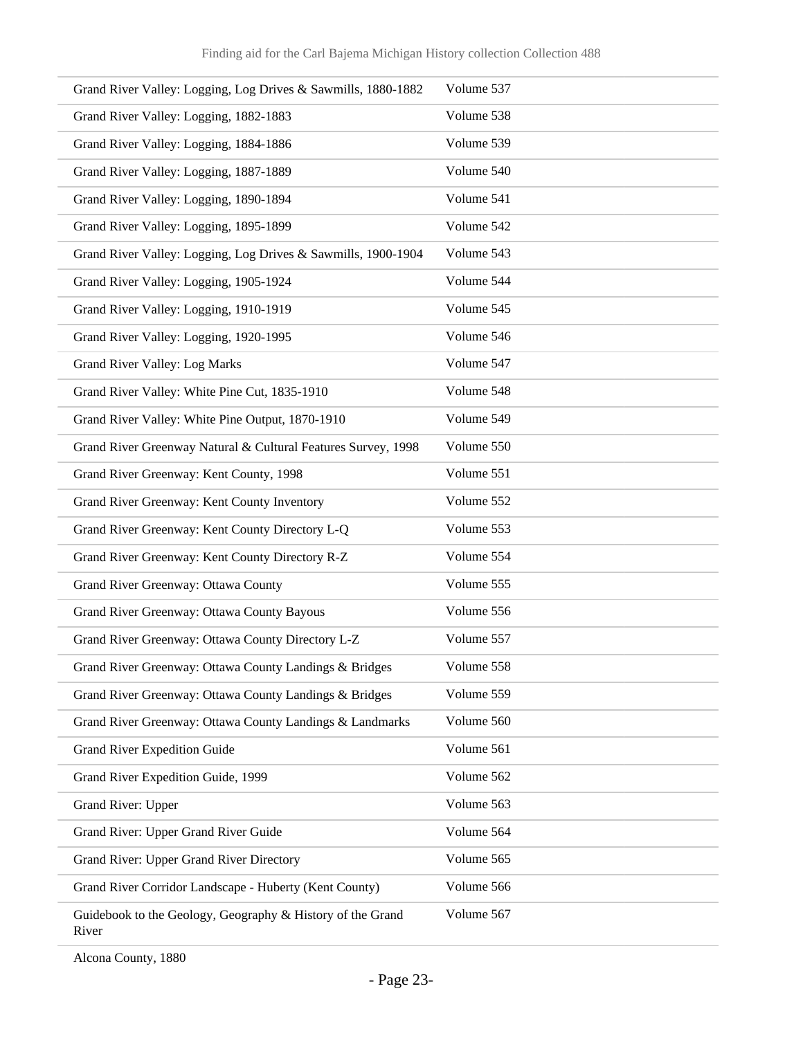| | |
|---|---|
| Grand River Valley: Logging, Log Drives & Sawmills, 1880-1882 | Volume 537 |
| Grand River Valley: Logging, 1882-1883 | Volume 538 |
| Grand River Valley: Logging, 1884-1886 | Volume 539 |
| Grand River Valley: Logging, 1887-1889 | Volume 540 |
| Grand River Valley: Logging, 1890-1894 | Volume 541 |
| Grand River Valley: Logging, 1895-1899 | Volume 542 |
| Grand River Valley: Logging, Log Drives & Sawmills, 1900-1904 | Volume 543 |
| Grand River Valley: Logging, 1905-1924 | Volume 544 |
| Grand River Valley: Logging, 1910-1919 | Volume 545 |
| Grand River Valley: Logging, 1920-1995 | Volume 546 |
| Grand River Valley: Log Marks | Volume 547 |
| Grand River Valley: White Pine Cut, 1835-1910 | Volume 548 |
| Grand River Valley: White Pine Output, 1870-1910 | Volume 549 |
| Grand River Greenway Natural & Cultural Features Survey, 1998 | Volume 550 |
| Grand River Greenway: Kent County, 1998 | Volume 551 |
| Grand River Greenway: Kent County Inventory | Volume 552 |
| Grand River Greenway: Kent County Directory L-Q | Volume 553 |
| Grand River Greenway: Kent County Directory R-Z | Volume 554 |
| Grand River Greenway: Ottawa County | Volume 555 |
| Grand River Greenway: Ottawa County Bayous | Volume 556 |
| Grand River Greenway: Ottawa County Directory L-Z | Volume 557 |
| Grand River Greenway: Ottawa County Landings & Bridges | Volume 558 |
| Grand River Greenway: Ottawa County Landings & Bridges | Volume 559 |
| Grand River Greenway: Ottawa County Landings & Landmarks | Volume 560 |
| Grand River Expedition Guide | Volume 561 |
| Grand River Expedition Guide, 1999 | Volume 562 |
| Grand River: Upper | Volume 563 |
| Grand River: Upper Grand River Guide | Volume 564 |
| Grand River: Upper Grand River Directory | Volume 565 |
| Grand River Corridor Landscape - Huberty (Kent County) | Volume 566 |
| Guidebook to the Geology, Geography & History of the Grand River | Volume 567 |

Alcona County, 1880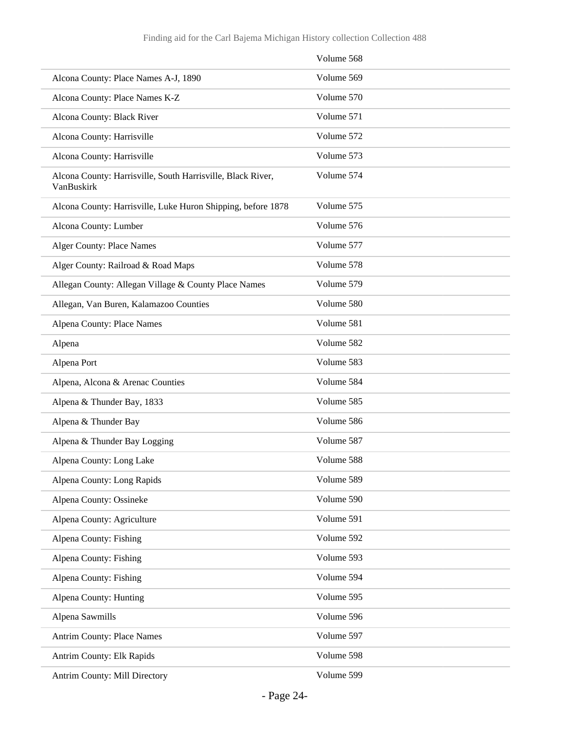| | |
|---|---|
| | Volume 568 |
| Alcona County: Place Names A-J, 1890 | Volume 569 |
| Alcona County: Place Names K-Z | Volume 570 |
| Alcona County: Black River | Volume 571 |
| Alcona County: Harrisville | Volume 572 |
| Alcona County: Harrisville | Volume 573 |
| Alcona County: Harrisville, South Harrisville, Black River, VanBuskirk | Volume 574 |
| Alcona County: Harrisville, Luke Huron Shipping, before 1878 | Volume 575 |
| Alcona County: Lumber | Volume 576 |
| Alger County: Place Names | Volume 577 |
| Alger County: Railroad & Road Maps | Volume 578 |
| Allegan County: Allegan Village & County Place Names | Volume 579 |
| Allegan, Van Buren, Kalamazoo Counties | Volume 580 |
| Alpena County: Place Names | Volume 581 |
| Alpena | Volume 582 |
| Alpena Port | Volume 583 |
| Alpena, Alcona & Arenac Counties | Volume 584 |
| Alpena & Thunder Bay, 1833 | Volume 585 |
| Alpena & Thunder Bay | Volume 586 |
| Alpena & Thunder Bay Logging | Volume 587 |
| Alpena County: Long Lake | Volume 588 |
| Alpena County: Long Rapids | Volume 589 |
| Alpena County: Ossineke | Volume 590 |
| Alpena County: Agriculture | Volume 591 |
| Alpena County: Fishing | Volume 592 |
| Alpena County: Fishing | Volume 593 |
| Alpena County: Fishing | Volume 594 |
| Alpena County: Hunting | Volume 595 |
| Alpena Sawmills | Volume 596 |
| Antrim County: Place Names | Volume 597 |
| Antrim County: Elk Rapids | Volume 598 |
| Antrim County: Mill Directory | Volume 599 |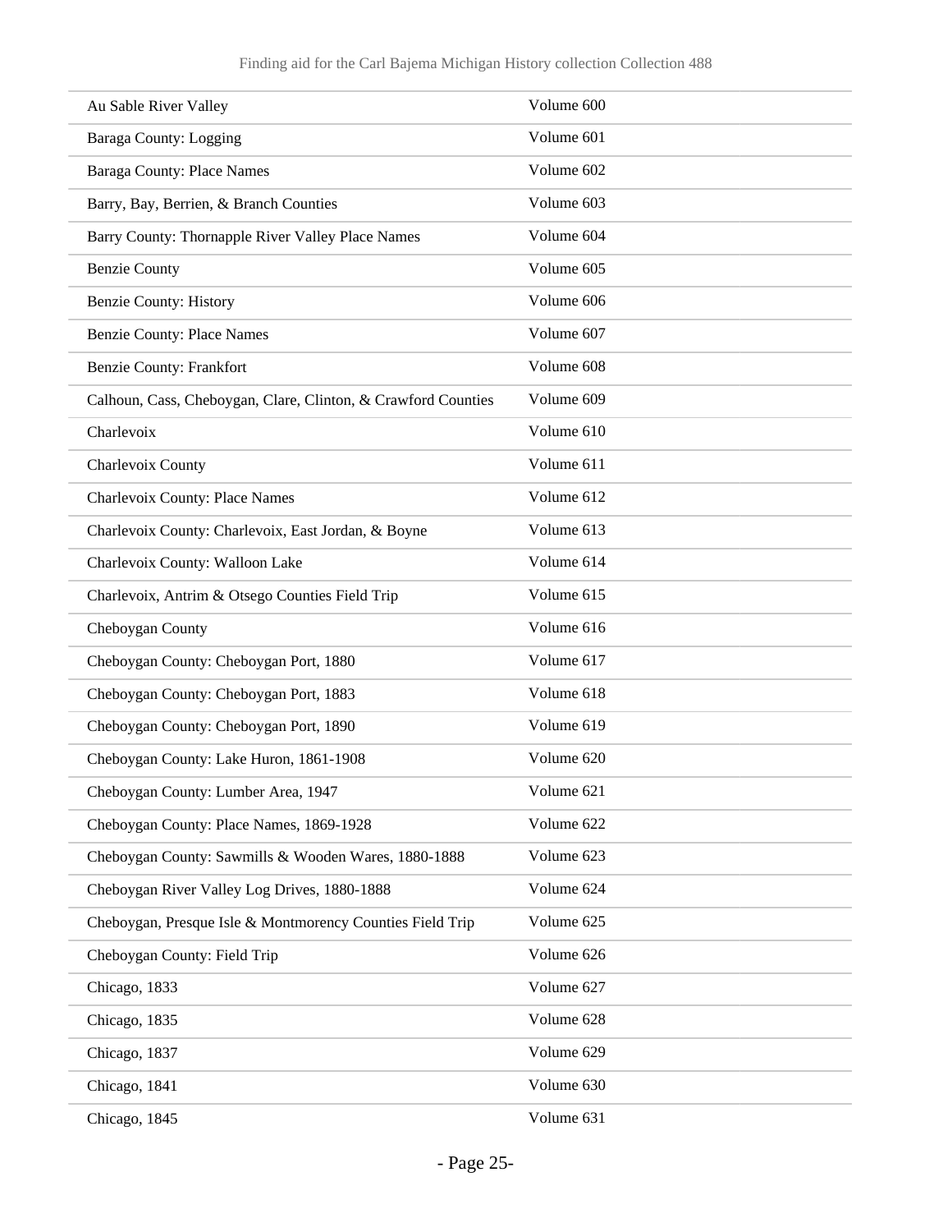| | |
|---|---|
| Au Sable River Valley | Volume 600 |
| Baraga County: Logging | Volume 601 |
| Baraga County: Place Names | Volume 602 |
| Barry, Bay, Berrien, & Branch Counties | Volume 603 |
| Barry County: Thornapple River Valley Place Names | Volume 604 |
| Benzie County | Volume 605 |
| Benzie County: History | Volume 606 |
| Benzie County: Place Names | Volume 607 |
| Benzie County: Frankfort | Volume 608 |
| Calhoun, Cass, Cheboygan, Clare, Clinton, & Crawford Counties | Volume 609 |
| Charlevoix | Volume 610 |
| Charlevoix County | Volume 611 |
| Charlevoix County: Place Names | Volume 612 |
| Charlevoix County: Charlevoix, East Jordan, & Boyne | Volume 613 |
| Charlevoix County: Walloon Lake | Volume 614 |
| Charlevoix, Antrim & Otsego Counties Field Trip | Volume 615 |
| Cheboygan County | Volume 616 |
| Cheboygan County: Cheboygan Port, 1880 | Volume 617 |
| Cheboygan County: Cheboygan Port, 1883 | Volume 618 |
| Cheboygan County: Cheboygan Port, 1890 | Volume 619 |
| Cheboygan County: Lake Huron, 1861-1908 | Volume 620 |
| Cheboygan County: Lumber Area, 1947 | Volume 621 |
| Cheboygan County: Place Names, 1869-1928 | Volume 622 |
| Cheboygan County: Sawmills & Wooden Wares, 1880-1888 | Volume 623 |
| Cheboygan River Valley Log Drives, 1880-1888 | Volume 624 |
| Cheboygan, Presque Isle & Montmorency Counties Field Trip | Volume 625 |
| Cheboygan County: Field Trip | Volume 626 |
| Chicago, 1833 | Volume 627 |
| Chicago, 1835 | Volume 628 |
| Chicago, 1837 | Volume 629 |
| Chicago, 1841 | Volume 630 |
| Chicago, 1845 | Volume 631 |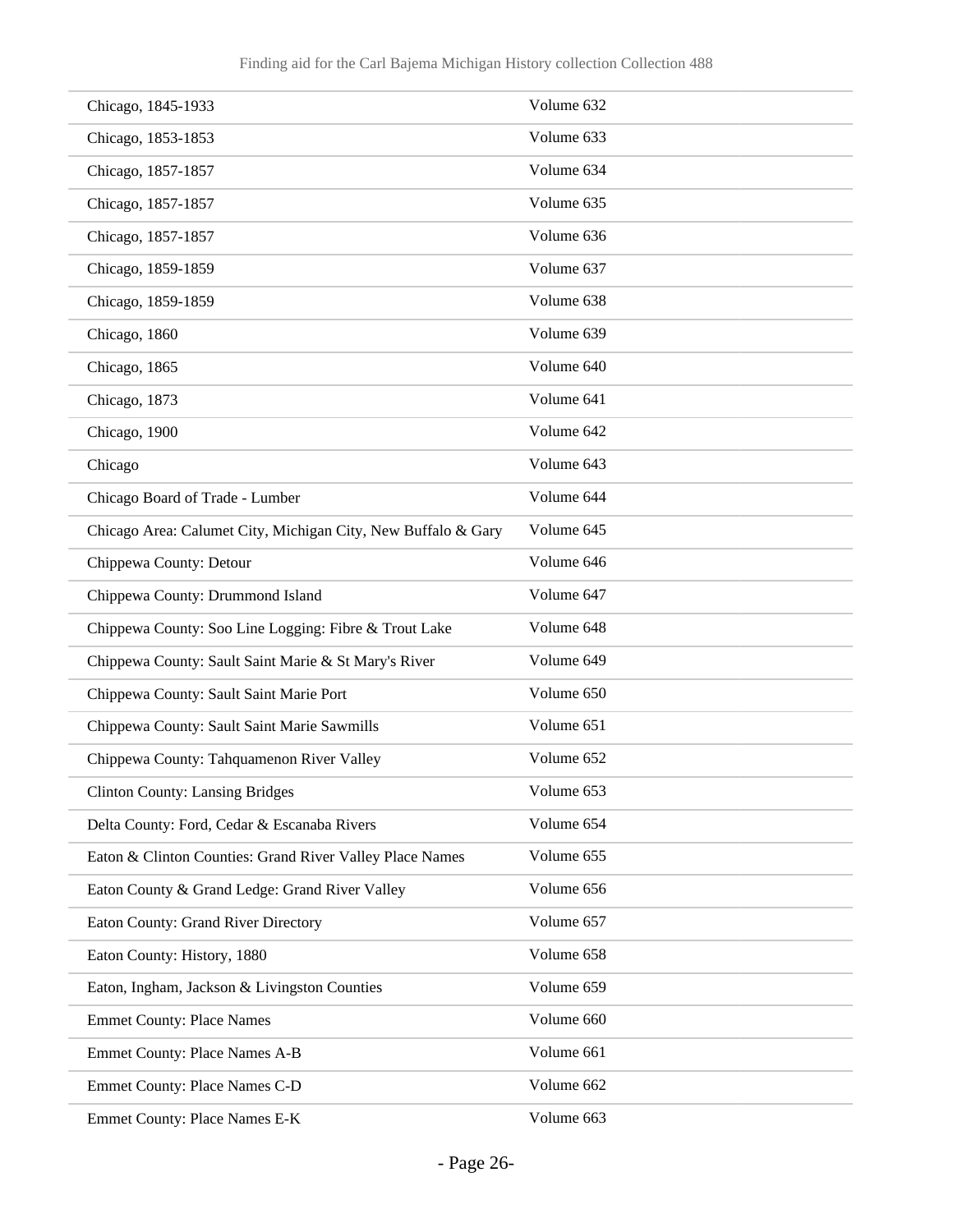| | |
|---|---|
| Chicago, 1845-1933 | Volume 632 |
| Chicago, 1853-1853 | Volume 633 |
| Chicago, 1857-1857 | Volume 634 |
| Chicago, 1857-1857 | Volume 635 |
| Chicago, 1857-1857 | Volume 636 |
| Chicago, 1859-1859 | Volume 637 |
| Chicago, 1859-1859 | Volume 638 |
| Chicago, 1860 | Volume 639 |
| Chicago, 1865 | Volume 640 |
| Chicago, 1873 | Volume 641 |
| Chicago, 1900 | Volume 642 |
| Chicago | Volume 643 |
| Chicago Board of Trade - Lumber | Volume 644 |
| Chicago Area: Calumet City, Michigan City, New Buffalo & Gary | Volume 645 |
| Chippewa County: Detour | Volume 646 |
| Chippewa County: Drummond Island | Volume 647 |
| Chippewa County: Soo Line Logging: Fibre & Trout Lake | Volume 648 |
| Chippewa County: Sault Saint Marie & St Mary's River | Volume 649 |
| Chippewa County: Sault Saint Marie Port | Volume 650 |
| Chippewa County: Sault Saint Marie Sawmills | Volume 651 |
| Chippewa County: Tahquamenon River Valley | Volume 652 |
| Clinton County: Lansing Bridges | Volume 653 |
| Delta County: Ford, Cedar & Escanaba Rivers | Volume 654 |
| Eaton & Clinton Counties: Grand River Valley Place Names | Volume 655 |
| Eaton County & Grand Ledge: Grand River Valley | Volume 656 |
| Eaton County: Grand River Directory | Volume 657 |
| Eaton County: History, 1880 | Volume 658 |
| Eaton, Ingham, Jackson & Livingston Counties | Volume 659 |
| Emmet County: Place Names | Volume 660 |
| Emmet County: Place Names A-B | Volume 661 |
| Emmet County: Place Names C-D | Volume 662 |
| Emmet County: Place Names E-K | Volume 663 |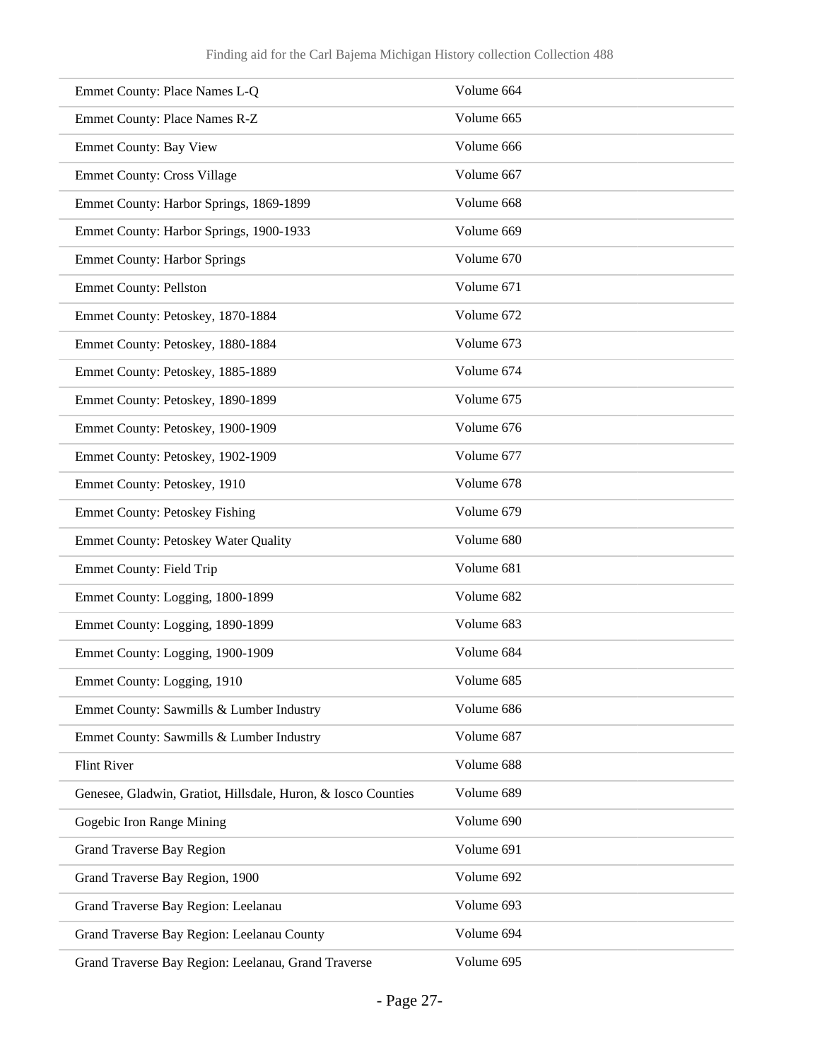| | |
|---|---|
| Emmet County: Place Names L-Q | Volume 664 |
| Emmet County: Place Names R-Z | Volume 665 |
| Emmet County: Bay View | Volume 666 |
| Emmet County: Cross Village | Volume 667 |
| Emmet County: Harbor Springs, 1869-1899 | Volume 668 |
| Emmet County: Harbor Springs, 1900-1933 | Volume 669 |
| Emmet County: Harbor Springs | Volume 670 |
| Emmet County: Pellston | Volume 671 |
| Emmet County: Petoskey, 1870-1884 | Volume 672 |
| Emmet County: Petoskey, 1880-1884 | Volume 673 |
| Emmet County: Petoskey, 1885-1889 | Volume 674 |
| Emmet County: Petoskey, 1890-1899 | Volume 675 |
| Emmet County: Petoskey, 1900-1909 | Volume 676 |
| Emmet County: Petoskey, 1902-1909 | Volume 677 |
| Emmet County: Petoskey, 1910 | Volume 678 |
| Emmet County: Petoskey Fishing | Volume 679 |
| Emmet County: Petoskey Water Quality | Volume 680 |
| Emmet County: Field Trip | Volume 681 |
| Emmet County: Logging, 1800-1899 | Volume 682 |
| Emmet County: Logging, 1890-1899 | Volume 683 |
| Emmet County: Logging, 1900-1909 | Volume 684 |
| Emmet County: Logging, 1910 | Volume 685 |
| Emmet County: Sawmills & Lumber Industry | Volume 686 |
| Emmet County: Sawmills & Lumber Industry | Volume 687 |
| Flint River | Volume 688 |
| Genesee, Gladwin, Gratiot, Hillsdale, Huron, & Iosco Counties | Volume 689 |
| Gogebic Iron Range Mining | Volume 690 |
| Grand Traverse Bay Region | Volume 691 |
| Grand Traverse Bay Region, 1900 | Volume 692 |
| Grand Traverse Bay Region: Leelanau | Volume 693 |
| Grand Traverse Bay Region: Leelanau County | Volume 694 |
| Grand Traverse Bay Region: Leelanau, Grand Traverse | Volume 695 |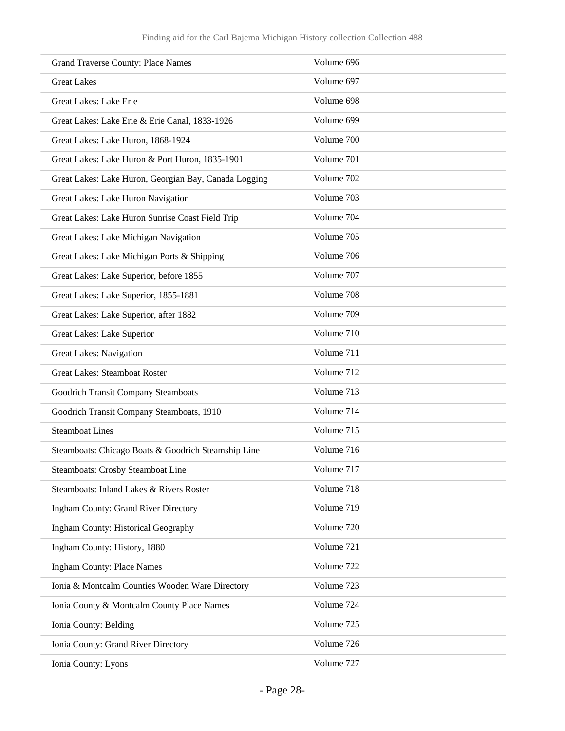| | |
|---|---|
| Grand Traverse County: Place Names | Volume 696 |
| Great Lakes | Volume 697 |
| Great Lakes: Lake Erie | Volume 698 |
| Great Lakes: Lake Erie & Erie Canal, 1833-1926 | Volume 699 |
| Great Lakes: Lake Huron, 1868-1924 | Volume 700 |
| Great Lakes: Lake Huron & Port Huron, 1835-1901 | Volume 701 |
| Great Lakes: Lake Huron, Georgian Bay, Canada Logging | Volume 702 |
| Great Lakes: Lake Huron Navigation | Volume 703 |
| Great Lakes: Lake Huron Sunrise Coast Field Trip | Volume 704 |
| Great Lakes: Lake Michigan Navigation | Volume 705 |
| Great Lakes: Lake Michigan Ports & Shipping | Volume 706 |
| Great Lakes: Lake Superior, before 1855 | Volume 707 |
| Great Lakes: Lake Superior, 1855-1881 | Volume 708 |
| Great Lakes: Lake Superior, after 1882 | Volume 709 |
| Great Lakes: Lake Superior | Volume 710 |
| Great Lakes: Navigation | Volume 711 |
| Great Lakes: Steamboat Roster | Volume 712 |
| Goodrich Transit Company Steamboats | Volume 713 |
| Goodrich Transit Company Steamboats, 1910 | Volume 714 |
| Steamboat Lines | Volume 715 |
| Steamboats: Chicago Boats & Goodrich Steamship Line | Volume 716 |
| Steamboats: Crosby Steamboat Line | Volume 717 |
| Steamboats: Inland Lakes & Rivers Roster | Volume 718 |
| Ingham County: Grand River Directory | Volume 719 |
| Ingham County: Historical Geography | Volume 720 |
| Ingham County: History, 1880 | Volume 721 |
| Ingham County: Place Names | Volume 722 |
| Ionia & Montcalm Counties Wooden Ware Directory | Volume 723 |
| Ionia County & Montcalm County Place Names | Volume 724 |
| Ionia County: Belding | Volume 725 |
| Ionia County: Grand River Directory | Volume 726 |
| Ionia County: Lyons | Volume 727 |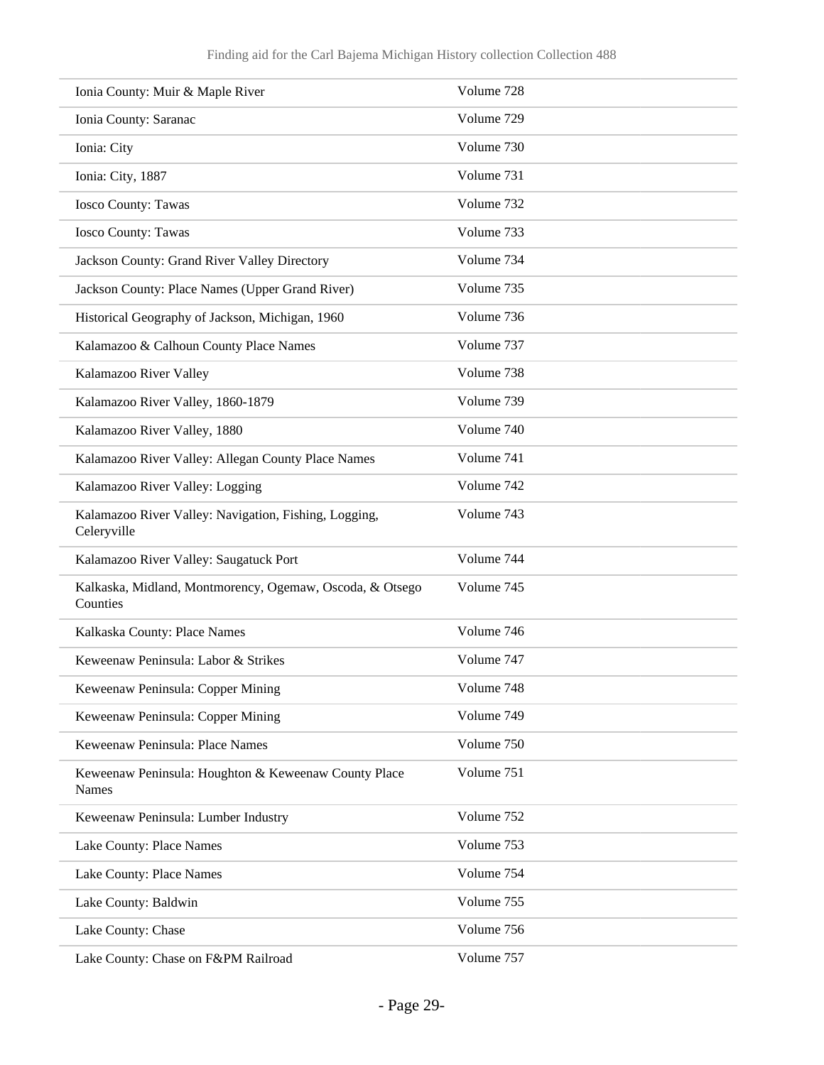| | |
|---|---|
| Ionia County: Muir & Maple River | Volume 728 |
| Ionia County: Saranac | Volume 729 |
| Ionia: City | Volume 730 |
| Ionia: City, 1887 | Volume 731 |
| Iosco County: Tawas | Volume 732 |
| Iosco County: Tawas | Volume 733 |
| Jackson County: Grand River Valley Directory | Volume 734 |
| Jackson County: Place Names (Upper Grand River) | Volume 735 |
| Historical Geography of Jackson, Michigan, 1960 | Volume 736 |
| Kalamazoo & Calhoun County Place Names | Volume 737 |
| Kalamazoo River Valley | Volume 738 |
| Kalamazoo River Valley, 1860-1879 | Volume 739 |
| Kalamazoo River Valley, 1880 | Volume 740 |
| Kalamazoo River Valley: Allegan County Place Names | Volume 741 |
| Kalamazoo River Valley: Logging | Volume 742 |
| Kalamazoo River Valley: Navigation, Fishing, Logging, Celeryville | Volume 743 |
| Kalamazoo River Valley: Saugatuck Port | Volume 744 |
| Kalkaska, Midland, Montmorency, Ogemaw, Oscoda, & Otsego Counties | Volume 745 |
| Kalkaska County: Place Names | Volume 746 |
| Keweenaw Peninsula: Labor & Strikes | Volume 747 |
| Keweenaw Peninsula: Copper Mining | Volume 748 |
| Keweenaw Peninsula: Copper Mining | Volume 749 |
| Keweenaw Peninsula: Place Names | Volume 750 |
| Keweenaw Peninsula: Houghton & Keweenaw County Place Names | Volume 751 |
| Keweenaw Peninsula: Lumber Industry | Volume 752 |
| Lake County: Place Names | Volume 753 |
| Lake County: Place Names | Volume 754 |
| Lake County: Baldwin | Volume 755 |
| Lake County: Chase | Volume 756 |
| Lake County: Chase on F&PM Railroad | Volume 757 |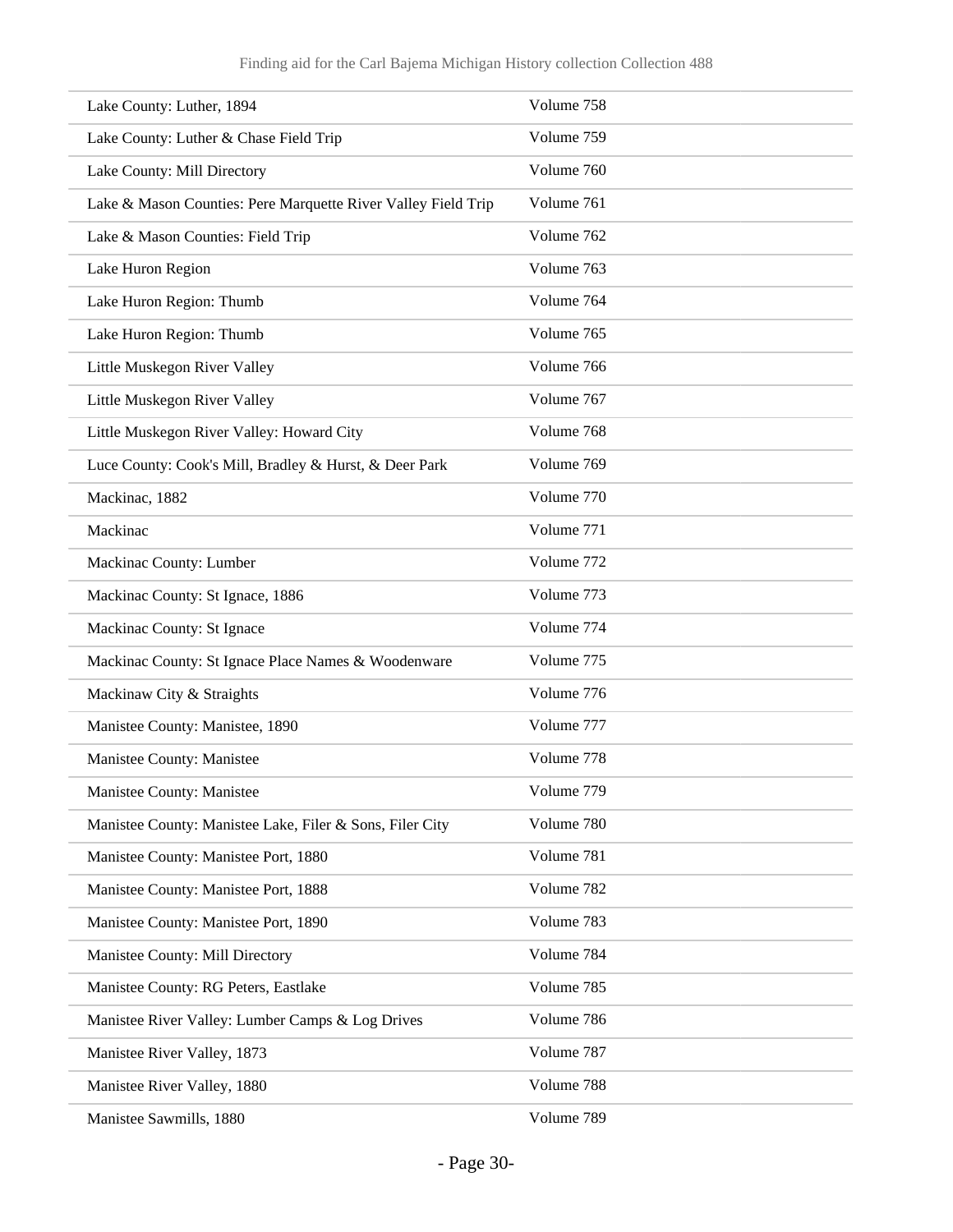| | |
|---|---|
| Lake County: Luther, 1894 | Volume 758 |
| Lake County: Luther & Chase Field Trip | Volume 759 |
| Lake County: Mill Directory | Volume 760 |
| Lake & Mason Counties: Pere Marquette River Valley Field Trip | Volume 761 |
| Lake & Mason Counties: Field Trip | Volume 762 |
| Lake Huron Region | Volume 763 |
| Lake Huron Region: Thumb | Volume 764 |
| Lake Huron Region: Thumb | Volume 765 |
| Little Muskegon River Valley | Volume 766 |
| Little Muskegon River Valley | Volume 767 |
| Little Muskegon River Valley: Howard City | Volume 768 |
| Luce County: Cook's Mill, Bradley & Hurst, & Deer Park | Volume 769 |
| Mackinac, 1882 | Volume 770 |
| Mackinac | Volume 771 |
| Mackinac County: Lumber | Volume 772 |
| Mackinac County: St Ignace, 1886 | Volume 773 |
| Mackinac County: St Ignace | Volume 774 |
| Mackinac County: St Ignace Place Names & Woodenware | Volume 775 |
| Mackinaw City & Straights | Volume 776 |
| Manistee County: Manistee, 1890 | Volume 777 |
| Manistee County: Manistee | Volume 778 |
| Manistee County: Manistee | Volume 779 |
| Manistee County: Manistee Lake, Filer & Sons, Filer City | Volume 780 |
| Manistee County: Manistee Port, 1880 | Volume 781 |
| Manistee County: Manistee Port, 1888 | Volume 782 |
| Manistee County: Manistee Port, 1890 | Volume 783 |
| Manistee County: Mill Directory | Volume 784 |
| Manistee County: RG Peters, Eastlake | Volume 785 |
| Manistee River Valley: Lumber Camps & Log Drives | Volume 786 |
| Manistee River Valley, 1873 | Volume 787 |
| Manistee River Valley, 1880 | Volume 788 |
| Manistee Sawmills, 1880 | Volume 789 |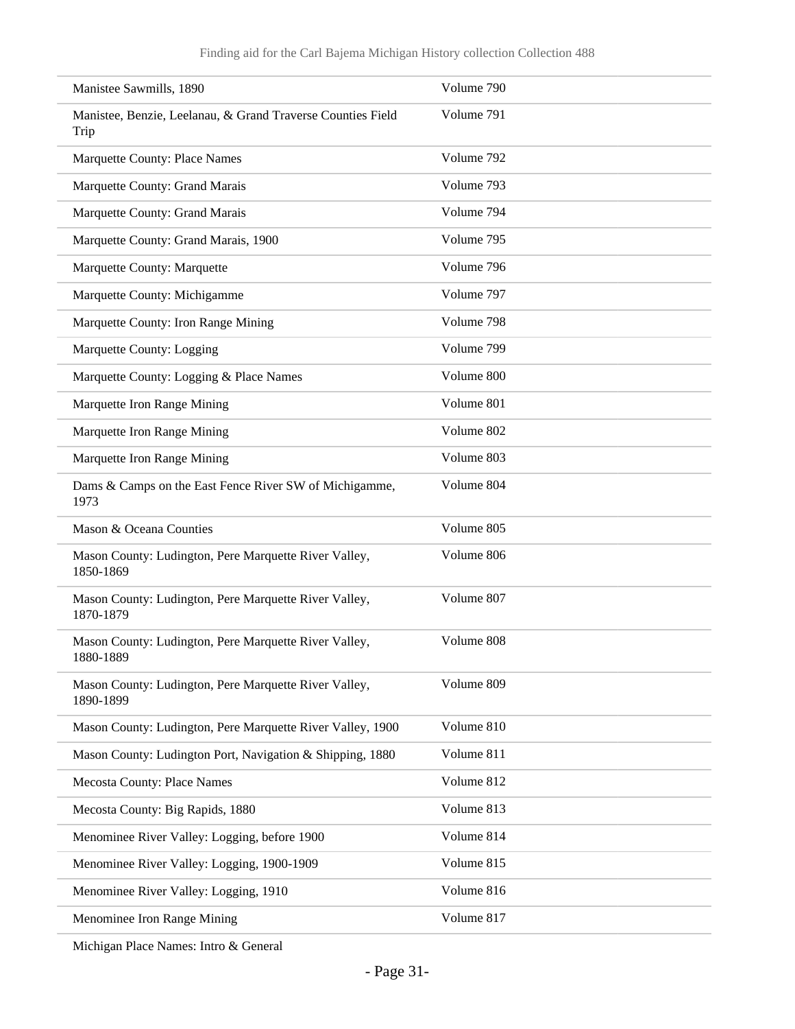| | |
|---|---|
| Manistee Sawmills, 1890 | Volume 790 |
| Manistee, Benzie, Leelanau, & Grand Traverse Counties Field Trip | Volume 791 |
| Marquette County: Place Names | Volume 792 |
| Marquette County: Grand Marais | Volume 793 |
| Marquette County: Grand Marais | Volume 794 |
| Marquette County: Grand Marais, 1900 | Volume 795 |
| Marquette County: Marquette | Volume 796 |
| Marquette County: Michigamme | Volume 797 |
| Marquette County: Iron Range Mining | Volume 798 |
| Marquette County: Logging | Volume 799 |
| Marquette County: Logging & Place Names | Volume 800 |
| Marquette Iron Range Mining | Volume 801 |
| Marquette Iron Range Mining | Volume 802 |
| Marquette Iron Range Mining | Volume 803 |
| Dams & Camps on the East Fence River SW of Michigamme, 1973 | Volume 804 |
| Mason & Oceana Counties | Volume 805 |
| Mason County: Ludington, Pere Marquette River Valley, 1850-1869 | Volume 806 |
| Mason County: Ludington, Pere Marquette River Valley, 1870-1879 | Volume 807 |
| Mason County: Ludington, Pere Marquette River Valley, 1880-1889 | Volume 808 |
| Mason County: Ludington, Pere Marquette River Valley, 1890-1899 | Volume 809 |
| Mason County: Ludington, Pere Marquette River Valley, 1900 | Volume 810 |
| Mason County: Ludington Port, Navigation & Shipping, 1880 | Volume 811 |
| Mecosta County: Place Names | Volume 812 |
| Mecosta County: Big Rapids, 1880 | Volume 813 |
| Menominee River Valley: Logging, before 1900 | Volume 814 |
| Menominee River Valley: Logging, 1900-1909 | Volume 815 |
| Menominee River Valley: Logging, 1910 | Volume 816 |
| Menominee Iron Range Mining | Volume 817 |
| Michigan Place Names: Intro & General | |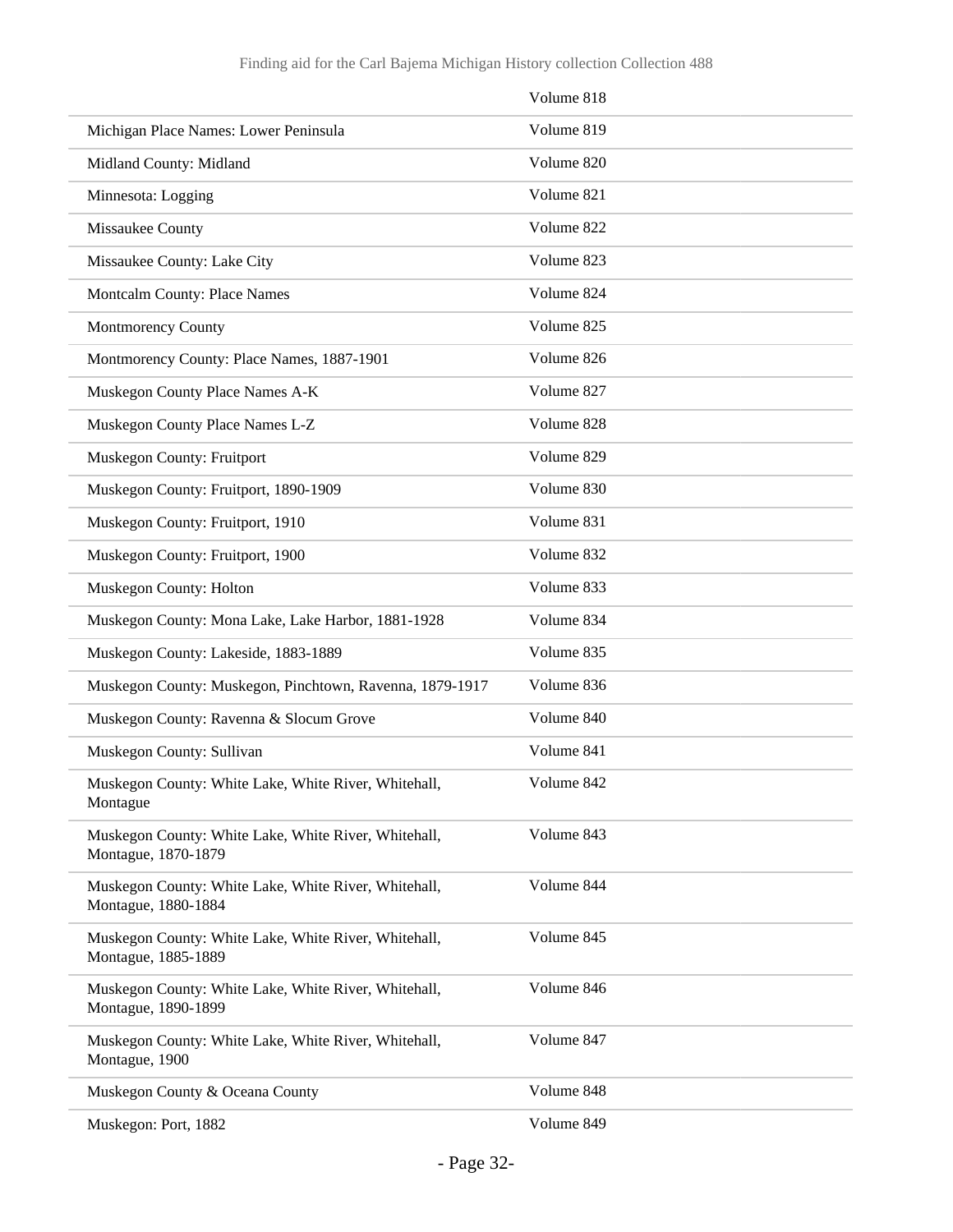| | |
|---|---|
| | Volume 818 |
| Michigan Place Names: Lower Peninsula | Volume 819 |
| Midland County: Midland | Volume 820 |
| Minnesota: Logging | Volume 821 |
| Missaukee County | Volume 822 |
| Missaukee County: Lake City | Volume 823 |
| Montcalm County: Place Names | Volume 824 |
| Montmorency County | Volume 825 |
| Montmorency County: Place Names, 1887-1901 | Volume 826 |
| Muskegon County Place Names A-K | Volume 827 |
| Muskegon County Place Names L-Z | Volume 828 |
| Muskegon County: Fruitport | Volume 829 |
| Muskegon County: Fruitport, 1890-1909 | Volume 830 |
| Muskegon County: Fruitport, 1910 | Volume 831 |
| Muskegon County: Fruitport, 1900 | Volume 832 |
| Muskegon County: Holton | Volume 833 |
| Muskegon County: Mona Lake, Lake Harbor, 1881-1928 | Volume 834 |
| Muskegon County: Lakeside, 1883-1889 | Volume 835 |
| Muskegon County: Muskegon, Pinchtown, Ravenna, 1879-1917 | Volume 836 |
| Muskegon County: Ravenna & Slocum Grove | Volume 840 |
| Muskegon County: Sullivan | Volume 841 |
| Muskegon County: White Lake, White River, Whitehall, Montague | Volume 842 |
| Muskegon County: White Lake, White River, Whitehall, Montague, 1870-1879 | Volume 843 |
| Muskegon County: White Lake, White River, Whitehall, Montague, 1880-1884 | Volume 844 |
| Muskegon County: White Lake, White River, Whitehall, Montague, 1885-1889 | Volume 845 |
| Muskegon County: White Lake, White River, Whitehall, Montague, 1890-1899 | Volume 846 |
| Muskegon County: White Lake, White River, Whitehall, Montague, 1900 | Volume 847 |
| Muskegon County & Oceana County | Volume 848 |
| Muskegon: Port, 1882 | Volume 849 |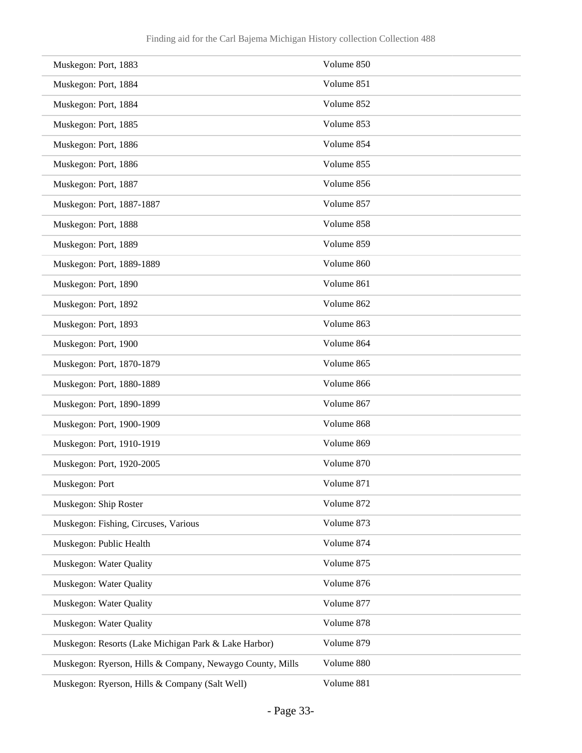| | |
|---|---|
| Muskegon: Port, 1883 | Volume 850 |
| Muskegon: Port, 1884 | Volume 851 |
| Muskegon: Port, 1884 | Volume 852 |
| Muskegon: Port, 1885 | Volume 853 |
| Muskegon: Port, 1886 | Volume 854 |
| Muskegon: Port, 1886 | Volume 855 |
| Muskegon: Port, 1887 | Volume 856 |
| Muskegon: Port, 1887-1887 | Volume 857 |
| Muskegon: Port, 1888 | Volume 858 |
| Muskegon: Port, 1889 | Volume 859 |
| Muskegon: Port, 1889-1889 | Volume 860 |
| Muskegon: Port, 1890 | Volume 861 |
| Muskegon: Port, 1892 | Volume 862 |
| Muskegon: Port, 1893 | Volume 863 |
| Muskegon: Port, 1900 | Volume 864 |
| Muskegon: Port, 1870-1879 | Volume 865 |
| Muskegon: Port, 1880-1889 | Volume 866 |
| Muskegon: Port, 1890-1899 | Volume 867 |
| Muskegon: Port, 1900-1909 | Volume 868 |
| Muskegon: Port, 1910-1919 | Volume 869 |
| Muskegon: Port, 1920-2005 | Volume 870 |
| Muskegon: Port | Volume 871 |
| Muskegon: Ship Roster | Volume 872 |
| Muskegon: Fishing, Circuses, Various | Volume 873 |
| Muskegon: Public Health | Volume 874 |
| Muskegon: Water Quality | Volume 875 |
| Muskegon: Water Quality | Volume 876 |
| Muskegon: Water Quality | Volume 877 |
| Muskegon: Water Quality | Volume 878 |
| Muskegon: Resorts (Lake Michigan Park & Lake Harbor) | Volume 879 |
| Muskegon: Ryerson, Hills & Company, Newaygo County, Mills | Volume 880 |
| Muskegon: Ryerson, Hills & Company (Salt Well) | Volume 881 |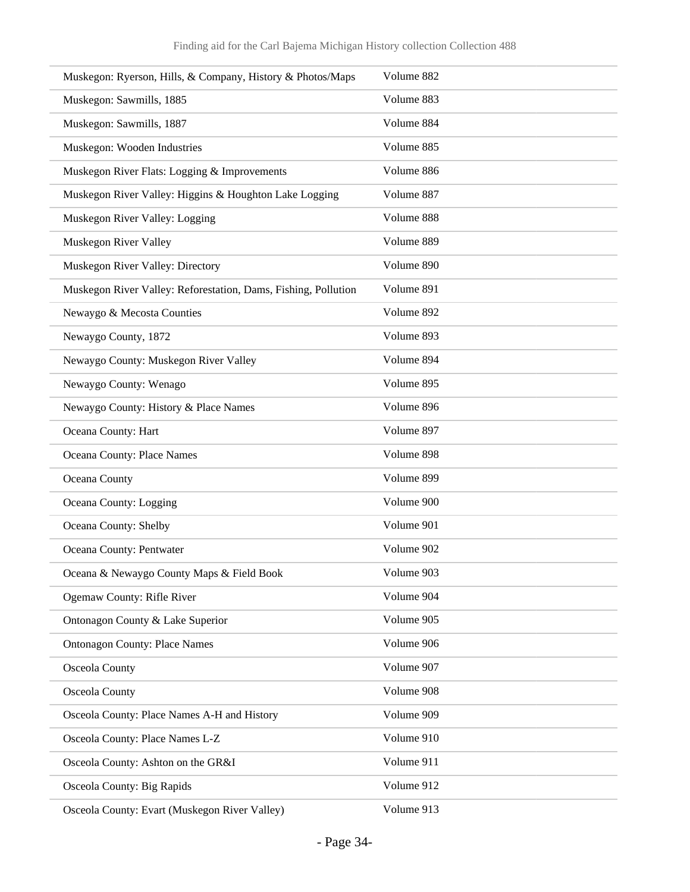| | |
|---|---|
| Muskegon: Ryerson, Hills, & Company, History & Photos/Maps | Volume 882 |
| Muskegon: Sawmills, 1885 | Volume 883 |
| Muskegon: Sawmills, 1887 | Volume 884 |
| Muskegon: Wooden Industries | Volume 885 |
| Muskegon River Flats: Logging & Improvements | Volume 886 |
| Muskegon River Valley: Higgins & Houghton Lake Logging | Volume 887 |
| Muskegon River Valley: Logging | Volume 888 |
| Muskegon River Valley | Volume 889 |
| Muskegon River Valley: Directory | Volume 890 |
| Muskegon River Valley: Reforestation, Dams, Fishing, Pollution | Volume 891 |
| Newaygo & Mecosta Counties | Volume 892 |
| Newaygo County, 1872 | Volume 893 |
| Newaygo County: Muskegon River Valley | Volume 894 |
| Newaygo County: Wenago | Volume 895 |
| Newaygo County: History & Place Names | Volume 896 |
| Oceana County: Hart | Volume 897 |
| Oceana County: Place Names | Volume 898 |
| Oceana County | Volume 899 |
| Oceana County: Logging | Volume 900 |
| Oceana County: Shelby | Volume 901 |
| Oceana County: Pentwater | Volume 902 |
| Oceana & Newaygo County Maps & Field Book | Volume 903 |
| Ogemaw County: Rifle River | Volume 904 |
| Ontonagon County & Lake Superior | Volume 905 |
| Ontonagon County: Place Names | Volume 906 |
| Osceola County | Volume 907 |
| Osceola County | Volume 908 |
| Osceola County: Place Names A-H and History | Volume 909 |
| Osceola County: Place Names L-Z | Volume 910 |
| Osceola County: Ashton on the GR&I | Volume 911 |
| Osceola County: Big Rapids | Volume 912 |
| Osceola County: Evart (Muskegon River Valley) | Volume 913 |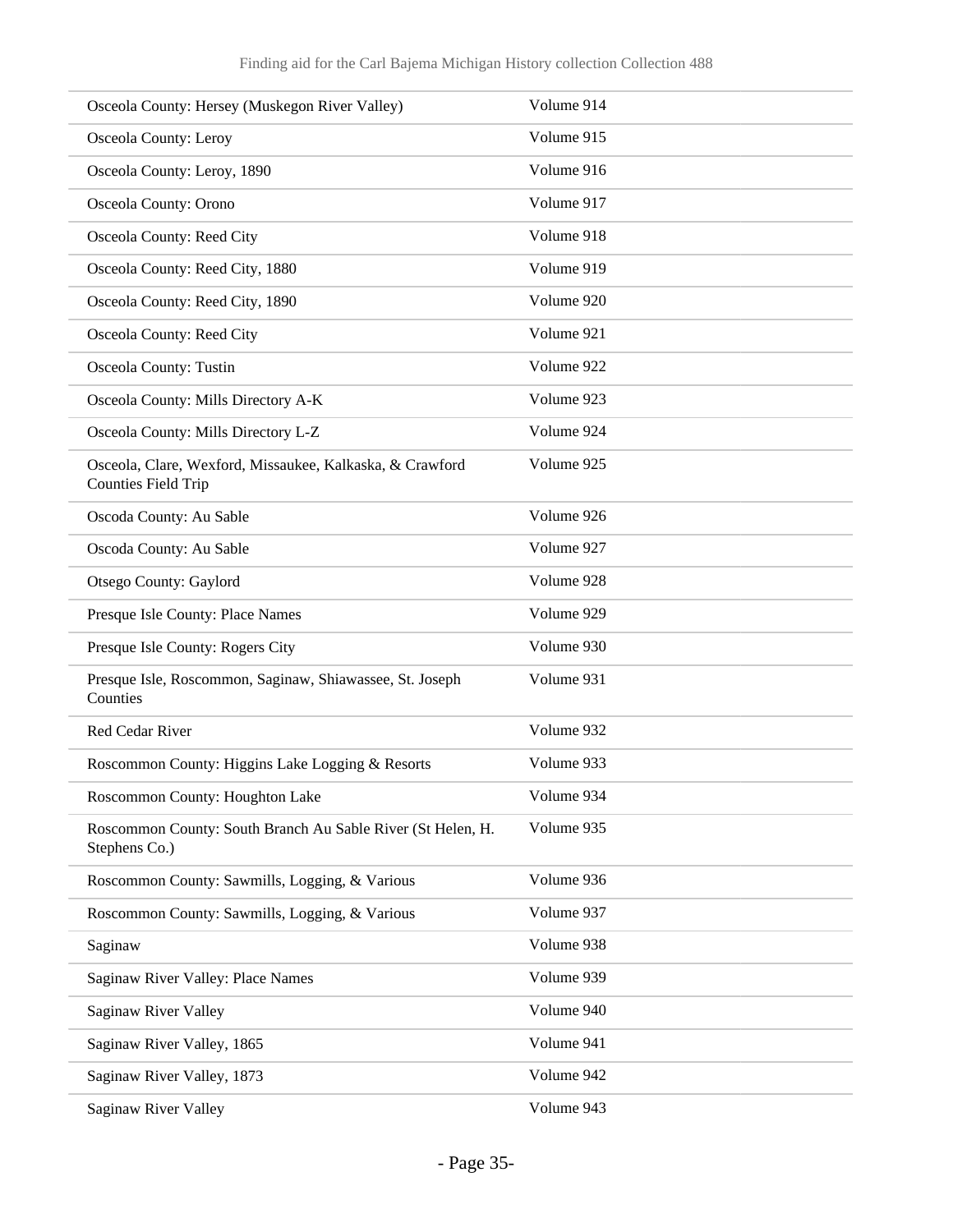| | |
|---|---|
| Osceola County: Hersey (Muskegon River Valley) | Volume 914 |
| Osceola County: Leroy | Volume 915 |
| Osceola County: Leroy, 1890 | Volume 916 |
| Osceola County: Orono | Volume 917 |
| Osceola County: Reed City | Volume 918 |
| Osceola County: Reed City, 1880 | Volume 919 |
| Osceola County: Reed City, 1890 | Volume 920 |
| Osceola County: Reed City | Volume 921 |
| Osceola County: Tustin | Volume 922 |
| Osceola County: Mills Directory A-K | Volume 923 |
| Osceola County: Mills Directory L-Z | Volume 924 |
| Osceola, Clare, Wexford, Missaukee, Kalkaska, & Crawford Counties Field Trip | Volume 925 |
| Oscoda County: Au Sable | Volume 926 |
| Oscoda County: Au Sable | Volume 927 |
| Otsego County: Gaylord | Volume 928 |
| Presque Isle County: Place Names | Volume 929 |
| Presque Isle County: Rogers City | Volume 930 |
| Presque Isle, Roscommon, Saginaw, Shiawassee, St. Joseph Counties | Volume 931 |
| Red Cedar River | Volume 932 |
| Roscommon County: Higgins Lake Logging & Resorts | Volume 933 |
| Roscommon County: Houghton Lake | Volume 934 |
| Roscommon County: South Branch Au Sable River (St Helen, H. Stephens Co.) | Volume 935 |
| Roscommon County: Sawmills, Logging, & Various | Volume 936 |
| Roscommon County: Sawmills, Logging, & Various | Volume 937 |
| Saginaw | Volume 938 |
| Saginaw River Valley: Place Names | Volume 939 |
| Saginaw River Valley | Volume 940 |
| Saginaw River Valley, 1865 | Volume 941 |
| Saginaw River Valley, 1873 | Volume 942 |
| Saginaw River Valley | Volume 943 |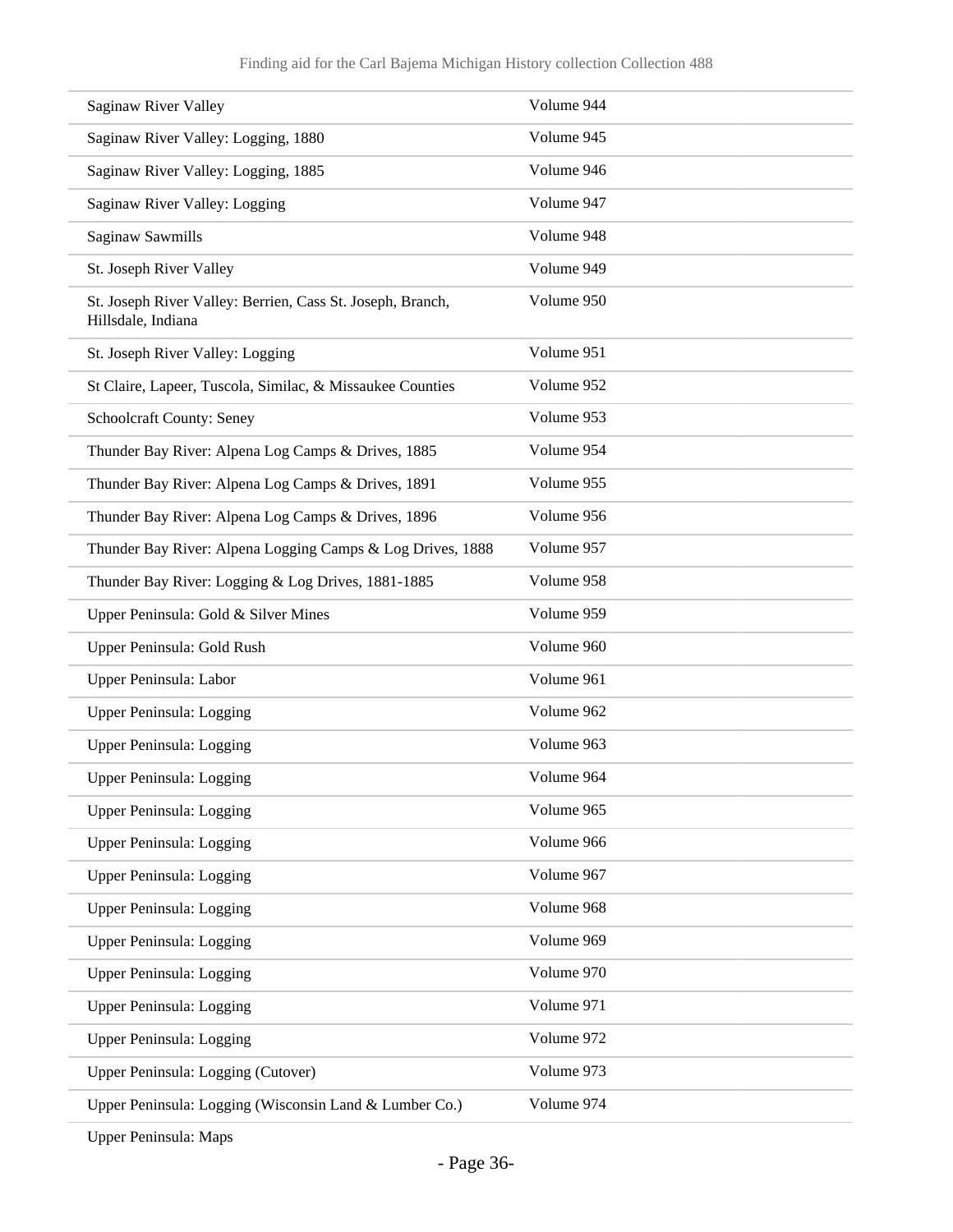| | |
|---|---|
| Saginaw River Valley | Volume 944 |
| Saginaw River Valley: Logging, 1880 | Volume 945 |
| Saginaw River Valley: Logging, 1885 | Volume 946 |
| Saginaw River Valley: Logging | Volume 947 |
| Saginaw Sawmills | Volume 948 |
| St. Joseph River Valley | Volume 949 |
| St. Joseph River Valley: Berrien, Cass St. Joseph, Branch, Hillsdale, Indiana | Volume 950 |
| St. Joseph River Valley: Logging | Volume 951 |
| St Claire, Lapeer, Tuscola, Similac, & Missaukee Counties | Volume 952 |
| Schoolcraft County: Seney | Volume 953 |
| Thunder Bay River: Alpena Log Camps & Drives, 1885 | Volume 954 |
| Thunder Bay River: Alpena Log Camps & Drives, 1891 | Volume 955 |
| Thunder Bay River: Alpena Log Camps & Drives, 1896 | Volume 956 |
| Thunder Bay River: Alpena Logging Camps & Log Drives, 1888 | Volume 957 |
| Thunder Bay River: Logging & Log Drives, 1881-1885 | Volume 958 |
| Upper Peninsula: Gold & Silver Mines | Volume 959 |
| Upper Peninsula: Gold Rush | Volume 960 |
| Upper Peninsula: Labor | Volume 961 |
| Upper Peninsula: Logging | Volume 962 |
| Upper Peninsula: Logging | Volume 963 |
| Upper Peninsula: Logging | Volume 964 |
| Upper Peninsula: Logging | Volume 965 |
| Upper Peninsula: Logging | Volume 966 |
| Upper Peninsula: Logging | Volume 967 |
| Upper Peninsula: Logging | Volume 968 |
| Upper Peninsula: Logging | Volume 969 |
| Upper Peninsula: Logging | Volume 970 |
| Upper Peninsula: Logging | Volume 971 |
| Upper Peninsula: Logging | Volume 972 |
| Upper Peninsula: Logging (Cutover) | Volume 973 |
| Upper Peninsula: Logging (Wisconsin Land & Lumber Co.) | Volume 974 |
| Upper Peninsula: Maps | |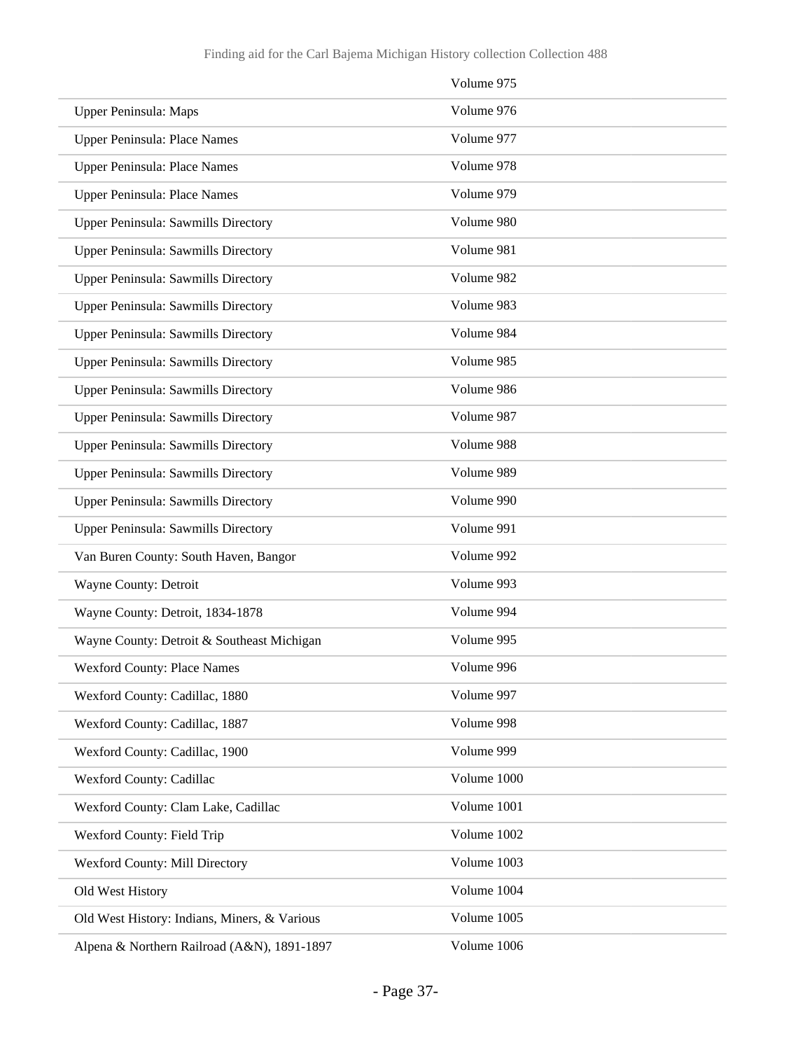| | |
|---|---|
| | Volume 975 |
| Upper Peninsula: Maps | Volume 976 |
| Upper Peninsula: Place Names | Volume 977 |
| Upper Peninsula: Place Names | Volume 978 |
| Upper Peninsula: Place Names | Volume 979 |
| Upper Peninsula: Sawmills Directory | Volume 980 |
| Upper Peninsula: Sawmills Directory | Volume 981 |
| Upper Peninsula: Sawmills Directory | Volume 982 |
| Upper Peninsula: Sawmills Directory | Volume 983 |
| Upper Peninsula: Sawmills Directory | Volume 984 |
| Upper Peninsula: Sawmills Directory | Volume 985 |
| Upper Peninsula: Sawmills Directory | Volume 986 |
| Upper Peninsula: Sawmills Directory | Volume 987 |
| Upper Peninsula: Sawmills Directory | Volume 988 |
| Upper Peninsula: Sawmills Directory | Volume 989 |
| Upper Peninsula: Sawmills Directory | Volume 990 |
| Upper Peninsula: Sawmills Directory | Volume 991 |
| Van Buren County: South Haven, Bangor | Volume 992 |
| Wayne County: Detroit | Volume 993 |
| Wayne County: Detroit, 1834-1878 | Volume 994 |
| Wayne County: Detroit & Southeast Michigan | Volume 995 |
| Wexford County: Place Names | Volume 996 |
| Wexford County: Cadillac, 1880 | Volume 997 |
| Wexford County: Cadillac, 1887 | Volume 998 |
| Wexford County: Cadillac, 1900 | Volume 999 |
| Wexford County: Cadillac | Volume 1000 |
| Wexford County: Clam Lake, Cadillac | Volume 1001 |
| Wexford County: Field Trip | Volume 1002 |
| Wexford County: Mill Directory | Volume 1003 |
| Old West History | Volume 1004 |
| Old West History: Indians, Miners, & Various | Volume 1005 |
| Alpena & Northern Railroad (A&N), 1891-1897 | Volume 1006 |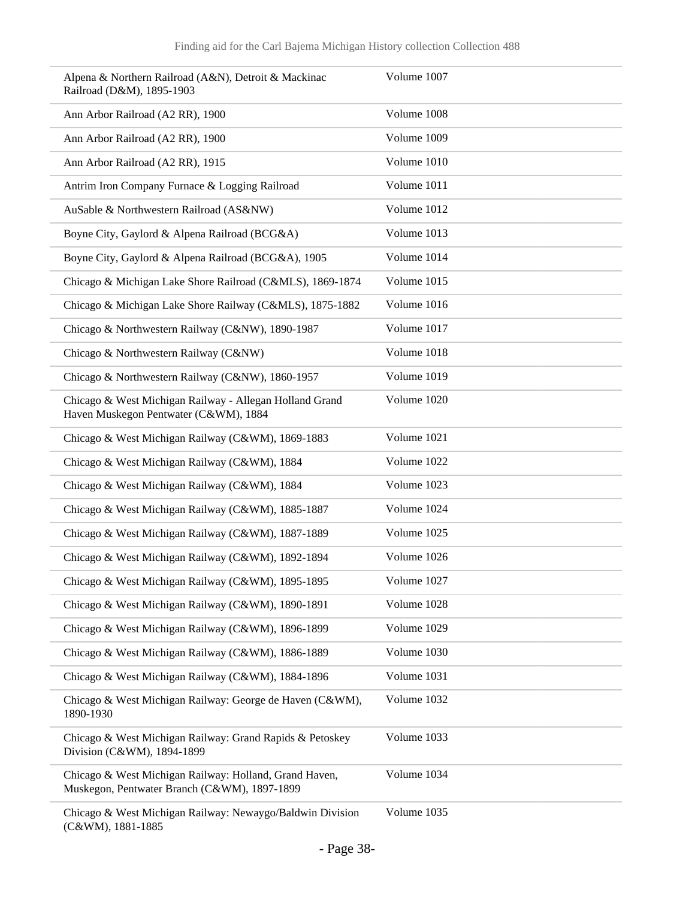| | |
|---|---|
| Alpena & Northern Railroad (A&N), Detroit & Mackinac Railroad (D&M), 1895-1903 | Volume 1007 |
| Ann Arbor Railroad (A2 RR), 1900 | Volume 1008 |
| Ann Arbor Railroad (A2 RR), 1900 | Volume 1009 |
| Ann Arbor Railroad (A2 RR), 1915 | Volume 1010 |
| Antrim Iron Company Furnace & Logging Railroad | Volume 1011 |
| AuSable & Northwestern Railroad (AS&NW) | Volume 1012 |
| Boyne City, Gaylord & Alpena Railroad (BCG&A) | Volume 1013 |
| Boyne City, Gaylord & Alpena Railroad (BCG&A), 1905 | Volume 1014 |
| Chicago & Michigan Lake Shore Railroad (C&MLS), 1869-1874 | Volume 1015 |
| Chicago & Michigan Lake Shore Railway (C&MLS), 1875-1882 | Volume 1016 |
| Chicago & Northwestern Railway (C&NW), 1890-1987 | Volume 1017 |
| Chicago & Northwestern Railway (C&NW) | Volume 1018 |
| Chicago & Northwestern Railway (C&NW), 1860-1957 | Volume 1019 |
| Chicago & West Michigan Railway - Allegan Holland Grand Haven Muskegon Pentwater (C&WM), 1884 | Volume 1020 |
| Chicago & West Michigan Railway (C&WM), 1869-1883 | Volume 1021 |
| Chicago & West Michigan Railway (C&WM), 1884 | Volume 1022 |
| Chicago & West Michigan Railway (C&WM), 1884 | Volume 1023 |
| Chicago & West Michigan Railway (C&WM), 1885-1887 | Volume 1024 |
| Chicago & West Michigan Railway (C&WM), 1887-1889 | Volume 1025 |
| Chicago & West Michigan Railway (C&WM), 1892-1894 | Volume 1026 |
| Chicago & West Michigan Railway (C&WM), 1895-1895 | Volume 1027 |
| Chicago & West Michigan Railway (C&WM), 1890-1891 | Volume 1028 |
| Chicago & West Michigan Railway (C&WM), 1896-1899 | Volume 1029 |
| Chicago & West Michigan Railway (C&WM), 1886-1889 | Volume 1030 |
| Chicago & West Michigan Railway (C&WM), 1884-1896 | Volume 1031 |
| Chicago & West Michigan Railway: George de Haven (C&WM), 1890-1930 | Volume 1032 |
| Chicago & West Michigan Railway: Grand Rapids & Petoskey Division (C&WM), 1894-1899 | Volume 1033 |
| Chicago & West Michigan Railway: Holland, Grand Haven, Muskegon, Pentwater Branch (C&WM), 1897-1899 | Volume 1034 |
| Chicago & West Michigan Railway: Newaygo/Baldwin Division (C&WM), 1881-1885 | Volume 1035 |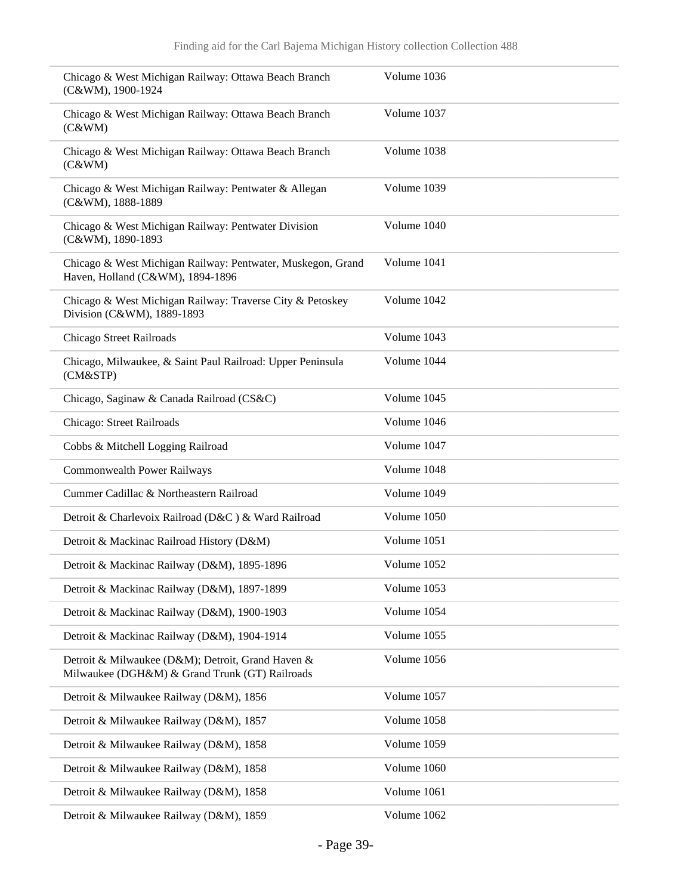| | |
|---|---|
| Chicago & West Michigan Railway: Ottawa Beach Branch (C&WM), 1900-1924 | Volume 1036 |
| Chicago & West Michigan Railway: Ottawa Beach Branch (C&WM) | Volume 1037 |
| Chicago & West Michigan Railway: Ottawa Beach Branch (C&WM) | Volume 1038 |
| Chicago & West Michigan Railway: Pentwater & Allegan (C&WM), 1888-1889 | Volume 1039 |
| Chicago & West Michigan Railway: Pentwater Division (C&WM), 1890-1893 | Volume 1040 |
| Chicago & West Michigan Railway: Pentwater, Muskegon, Grand Haven, Holland (C&WM), 1894-1896 | Volume 1041 |
| Chicago & West Michigan Railway: Traverse City & Petoskey Division (C&WM), 1889-1893 | Volume 1042 |
| Chicago Street Railroads | Volume 1043 |
| Chicago, Milwaukee, & Saint Paul Railroad: Upper Peninsula (CM&STP) | Volume 1044 |
| Chicago, Saginaw & Canada Railroad (CS&C) | Volume 1045 |
| Chicago: Street Railroads | Volume 1046 |
| Cobbs & Mitchell Logging Railroad | Volume 1047 |
| Commonwealth Power Railways | Volume 1048 |
| Cummer Cadillac & Northeastern Railroad | Volume 1049 |
| Detroit & Charlevoix Railroad (D&C ) & Ward Railroad | Volume 1050 |
| Detroit & Mackinac Railroad History (D&M) | Volume 1051 |
| Detroit & Mackinac Railway (D&M), 1895-1896 | Volume 1052 |
| Detroit & Mackinac Railway (D&M), 1897-1899 | Volume 1053 |
| Detroit & Mackinac Railway (D&M), 1900-1903 | Volume 1054 |
| Detroit & Mackinac Railway (D&M), 1904-1914 | Volume 1055 |
| Detroit & Milwaukee (D&M); Detroit, Grand Haven & Milwaukee (DGH&M) & Grand Trunk (GT) Railroads | Volume 1056 |
| Detroit & Milwaukee Railway (D&M), 1856 | Volume 1057 |
| Detroit & Milwaukee Railway (D&M), 1857 | Volume 1058 |
| Detroit & Milwaukee Railway (D&M), 1858 | Volume 1059 |
| Detroit & Milwaukee Railway (D&M), 1858 | Volume 1060 |
| Detroit & Milwaukee Railway (D&M), 1858 | Volume 1061 |
| Detroit & Milwaukee Railway (D&M), 1859 | Volume 1062 |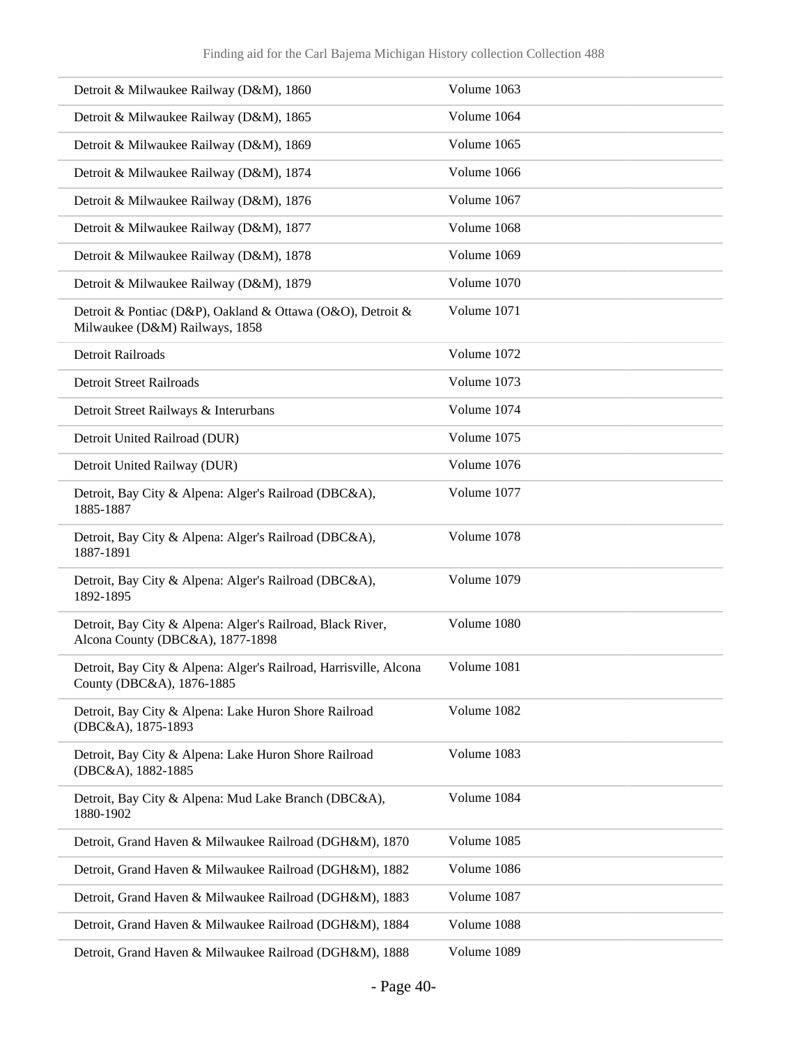| | |
|---|---|
| Detroit & Milwaukee Railway (D&M), 1860 | Volume 1063 |
| Detroit & Milwaukee Railway (D&M), 1865 | Volume 1064 |
| Detroit & Milwaukee Railway (D&M), 1869 | Volume 1065 |
| Detroit & Milwaukee Railway (D&M), 1874 | Volume 1066 |
| Detroit & Milwaukee Railway (D&M), 1876 | Volume 1067 |
| Detroit & Milwaukee Railway (D&M), 1877 | Volume 1068 |
| Detroit & Milwaukee Railway (D&M), 1878 | Volume 1069 |
| Detroit & Milwaukee Railway (D&M), 1879 | Volume 1070 |
| Detroit & Pontiac (D&P), Oakland & Ottawa (O&O), Detroit & Milwaukee (D&M) Railways, 1858 | Volume 1071 |
| Detroit Railroads | Volume 1072 |
| Detroit Street Railroads | Volume 1073 |
| Detroit Street Railways & Interurbans | Volume 1074 |
| Detroit United Railroad (DUR) | Volume 1075 |
| Detroit United Railway (DUR) | Volume 1076 |
| Detroit, Bay City & Alpena: Alger's Railroad (DBC&A), 1885-1887 | Volume 1077 |
| Detroit, Bay City & Alpena: Alger's Railroad (DBC&A), 1887-1891 | Volume 1078 |
| Detroit, Bay City & Alpena: Alger's Railroad (DBC&A), 1892-1895 | Volume 1079 |
| Detroit, Bay City & Alpena: Alger's Railroad, Black River, Alcona County (DBC&A), 1877-1898 | Volume 1080 |
| Detroit, Bay City & Alpena: Alger's Railroad, Harrisville, Alcona County (DBC&A), 1876-1885 | Volume 1081 |
| Detroit, Bay City & Alpena: Lake Huron Shore Railroad (DBC&A), 1875-1893 | Volume 1082 |
| Detroit, Bay City & Alpena: Lake Huron Shore Railroad (DBC&A), 1882-1885 | Volume 1083 |
| Detroit, Bay City & Alpena: Mud Lake Branch (DBC&A), 1880-1902 | Volume 1084 |
| Detroit, Grand Haven & Milwaukee Railroad (DGH&M), 1870 | Volume 1085 |
| Detroit, Grand Haven & Milwaukee Railroad (DGH&M), 1882 | Volume 1086 |
| Detroit, Grand Haven & Milwaukee Railroad (DGH&M), 1883 | Volume 1087 |
| Detroit, Grand Haven & Milwaukee Railroad (DGH&M), 1884 | Volume 1088 |
| Detroit, Grand Haven & Milwaukee Railroad (DGH&M), 1888 | Volume 1089 |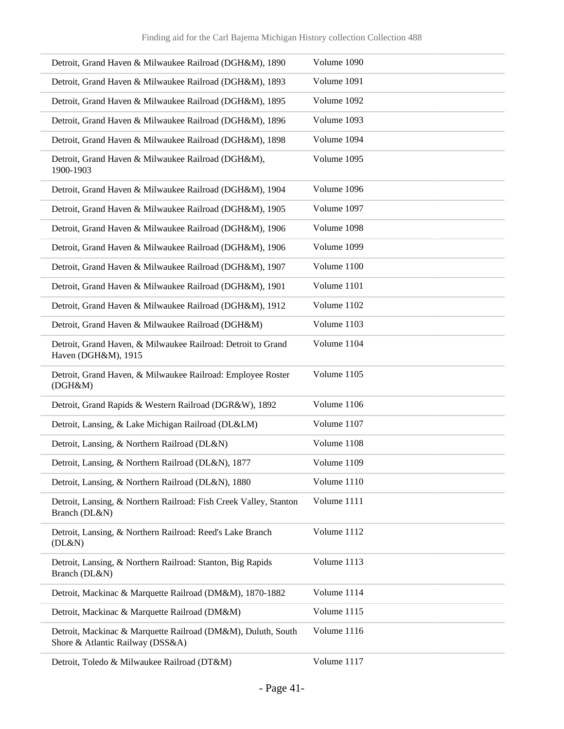| | |
|---|---|
| Detroit, Grand Haven & Milwaukee Railroad (DGH&M), 1890 | Volume 1090 |
| Detroit, Grand Haven & Milwaukee Railroad (DGH&M), 1893 | Volume 1091 |
| Detroit, Grand Haven & Milwaukee Railroad (DGH&M), 1895 | Volume 1092 |
| Detroit, Grand Haven & Milwaukee Railroad (DGH&M), 1896 | Volume 1093 |
| Detroit, Grand Haven & Milwaukee Railroad (DGH&M), 1898 | Volume 1094 |
| Detroit, Grand Haven & Milwaukee Railroad (DGH&M), 1900-1903 | Volume 1095 |
| Detroit, Grand Haven & Milwaukee Railroad (DGH&M), 1904 | Volume 1096 |
| Detroit, Grand Haven & Milwaukee Railroad (DGH&M), 1905 | Volume 1097 |
| Detroit, Grand Haven & Milwaukee Railroad (DGH&M), 1906 | Volume 1098 |
| Detroit, Grand Haven & Milwaukee Railroad (DGH&M), 1906 | Volume 1099 |
| Detroit, Grand Haven & Milwaukee Railroad (DGH&M), 1907 | Volume 1100 |
| Detroit, Grand Haven & Milwaukee Railroad (DGH&M), 1901 | Volume 1101 |
| Detroit, Grand Haven & Milwaukee Railroad (DGH&M), 1912 | Volume 1102 |
| Detroit, Grand Haven & Milwaukee Railroad (DGH&M) | Volume 1103 |
| Detroit, Grand Haven, & Milwaukee Railroad: Detroit to Grand Haven (DGH&M), 1915 | Volume 1104 |
| Detroit, Grand Haven, & Milwaukee Railroad: Employee Roster (DGH&M) | Volume 1105 |
| Detroit, Grand Rapids & Western Railroad (DGR&W), 1892 | Volume 1106 |
| Detroit, Lansing, & Lake Michigan Railroad (DL&LM) | Volume 1107 |
| Detroit, Lansing, & Northern Railroad (DL&N) | Volume 1108 |
| Detroit, Lansing, & Northern Railroad (DL&N), 1877 | Volume 1109 |
| Detroit, Lansing, & Northern Railroad (DL&N), 1880 | Volume 1110 |
| Detroit, Lansing, & Northern Railroad: Fish Creek Valley, Stanton Branch (DL&N) | Volume 1111 |
| Detroit, Lansing, & Northern Railroad: Reed's Lake Branch (DL&N) | Volume 1112 |
| Detroit, Lansing, & Northern Railroad: Stanton, Big Rapids Branch (DL&N) | Volume 1113 |
| Detroit, Mackinac & Marquette Railroad (DM&M), 1870-1882 | Volume 1114 |
| Detroit, Mackinac & Marquette Railroad (DM&M) | Volume 1115 |
| Detroit, Mackinac & Marquette Railroad (DM&M), Duluth, South Shore & Atlantic Railway (DSS&A) | Volume 1116 |
| Detroit, Toledo & Milwaukee Railroad (DT&M) | Volume 1117 |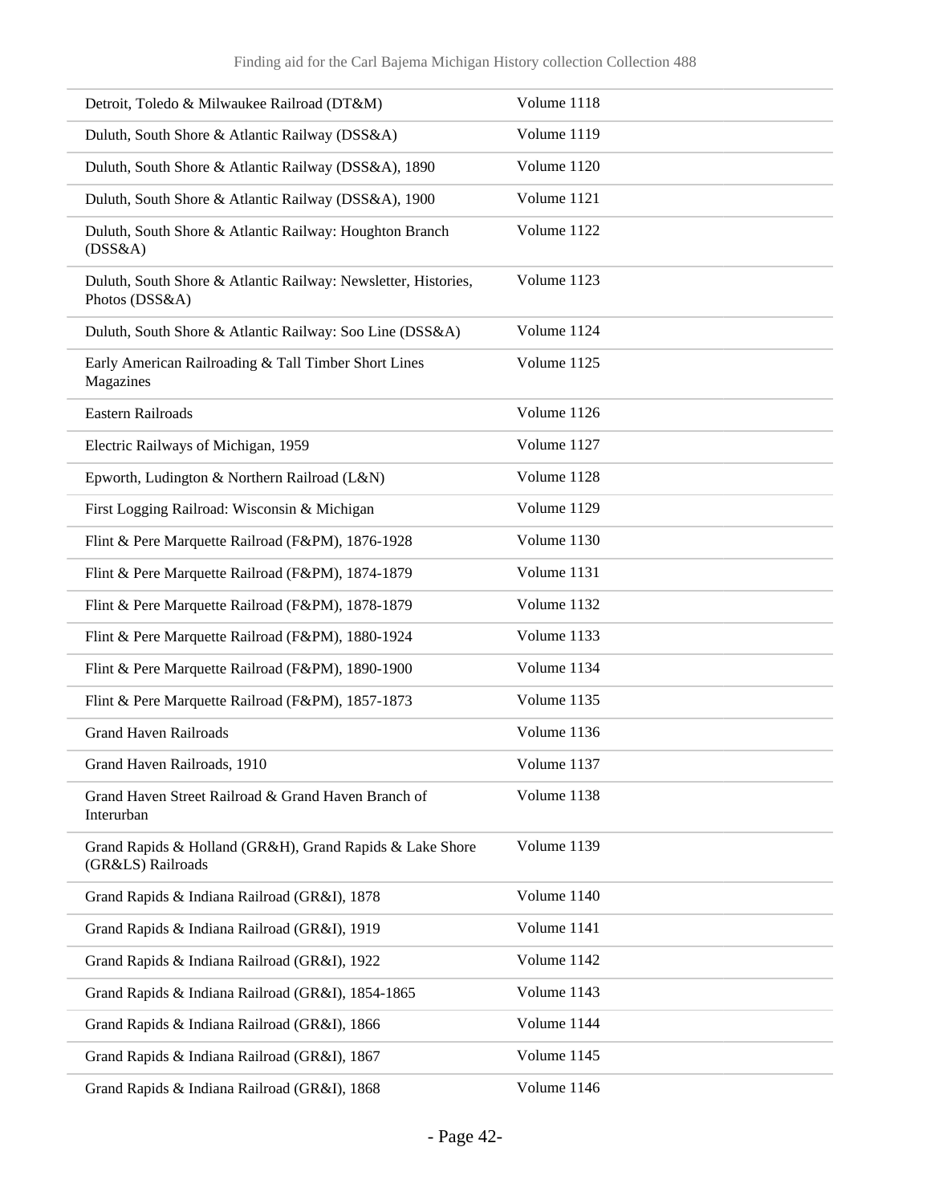| | |
|---|---|
| Detroit, Toledo & Milwaukee Railroad (DT&M) | Volume 1118 |
| Duluth, South Shore & Atlantic Railway (DSS&A) | Volume 1119 |
| Duluth, South Shore & Atlantic Railway (DSS&A), 1890 | Volume 1120 |
| Duluth, South Shore & Atlantic Railway (DSS&A), 1900 | Volume 1121 |
| Duluth, South Shore & Atlantic Railway: Houghton Branch (DSS&A) | Volume 1122 |
| Duluth, South Shore & Atlantic Railway: Newsletter, Histories, Photos (DSS&A) | Volume 1123 |
| Duluth, South Shore & Atlantic Railway: Soo Line (DSS&A) | Volume 1124 |
| Early American Railroading & Tall Timber Short Lines Magazines | Volume 1125 |
| Eastern Railroads | Volume 1126 |
| Electric Railways of Michigan, 1959 | Volume 1127 |
| Epworth, Ludington & Northern Railroad (L&N) | Volume 1128 |
| First Logging Railroad: Wisconsin & Michigan | Volume 1129 |
| Flint & Pere Marquette Railroad (F&PM), 1876-1928 | Volume 1130 |
| Flint & Pere Marquette Railroad (F&PM), 1874-1879 | Volume 1131 |
| Flint & Pere Marquette Railroad (F&PM), 1878-1879 | Volume 1132 |
| Flint & Pere Marquette Railroad (F&PM), 1880-1924 | Volume 1133 |
| Flint & Pere Marquette Railroad (F&PM), 1890-1900 | Volume 1134 |
| Flint & Pere Marquette Railroad (F&PM), 1857-1873 | Volume 1135 |
| Grand Haven Railroads | Volume 1136 |
| Grand Haven Railroads, 1910 | Volume 1137 |
| Grand Haven Street Railroad & Grand Haven Branch of Interurban | Volume 1138 |
| Grand Rapids & Holland (GR&H), Grand Rapids & Lake Shore (GR&LS) Railroads | Volume 1139 |
| Grand Rapids & Indiana Railroad (GR&I), 1878 | Volume 1140 |
| Grand Rapids & Indiana Railroad (GR&I), 1919 | Volume 1141 |
| Grand Rapids & Indiana Railroad (GR&I), 1922 | Volume 1142 |
| Grand Rapids & Indiana Railroad (GR&I), 1854-1865 | Volume 1143 |
| Grand Rapids & Indiana Railroad (GR&I), 1866 | Volume 1144 |
| Grand Rapids & Indiana Railroad (GR&I), 1867 | Volume 1145 |
| Grand Rapids & Indiana Railroad (GR&I), 1868 | Volume 1146 |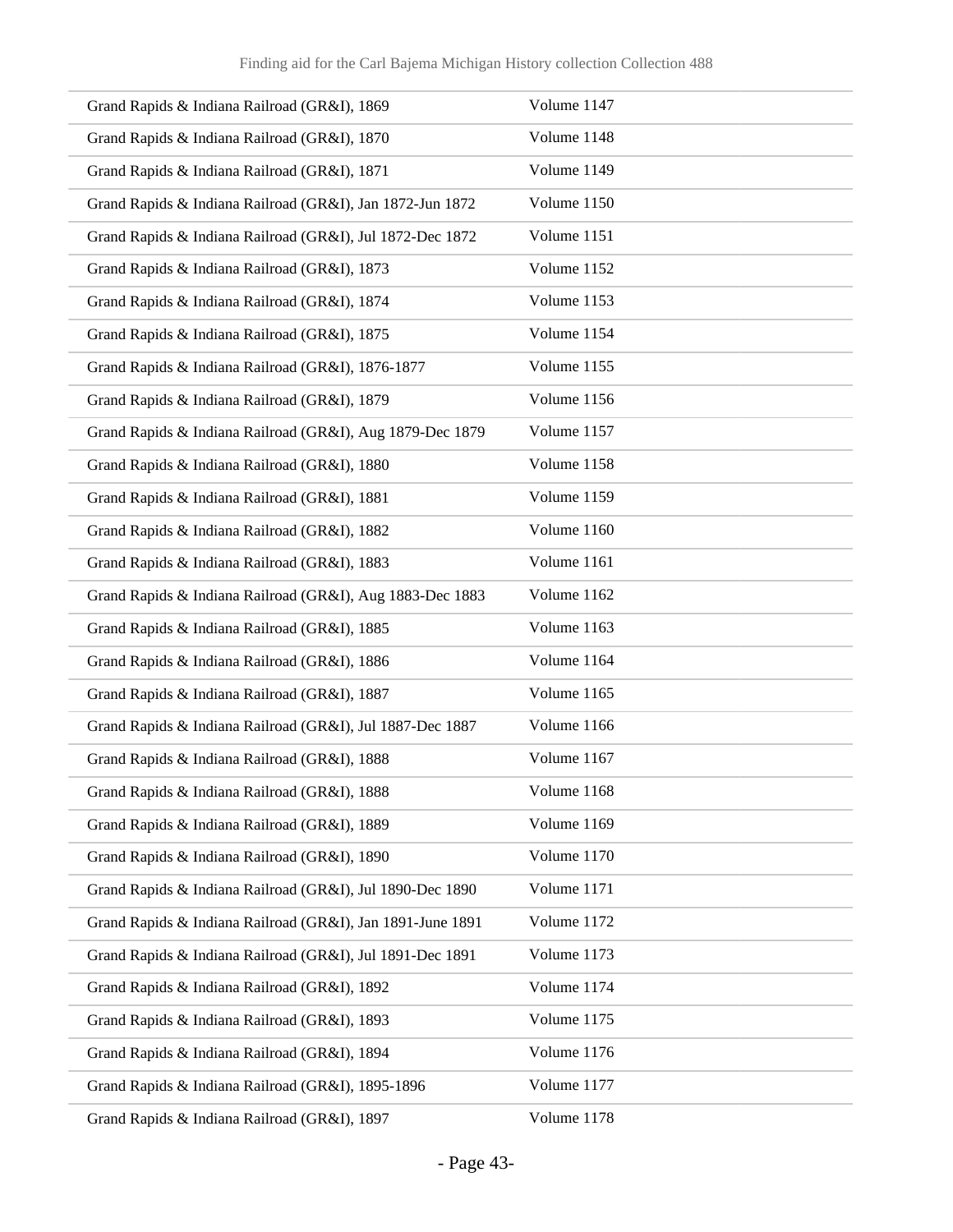| | |
|---|---|
| Grand Rapids & Indiana Railroad (GR&I), 1869 | Volume 1147 |
| Grand Rapids & Indiana Railroad (GR&I), 1870 | Volume 1148 |
| Grand Rapids & Indiana Railroad (GR&I), 1871 | Volume 1149 |
| Grand Rapids & Indiana Railroad (GR&I), Jan 1872-Jun 1872 | Volume 1150 |
| Grand Rapids & Indiana Railroad (GR&I), Jul 1872-Dec 1872 | Volume 1151 |
| Grand Rapids & Indiana Railroad (GR&I), 1873 | Volume 1152 |
| Grand Rapids & Indiana Railroad (GR&I), 1874 | Volume 1153 |
| Grand Rapids & Indiana Railroad (GR&I), 1875 | Volume 1154 |
| Grand Rapids & Indiana Railroad (GR&I), 1876-1877 | Volume 1155 |
| Grand Rapids & Indiana Railroad (GR&I), 1879 | Volume 1156 |
| Grand Rapids & Indiana Railroad (GR&I), Aug 1879-Dec 1879 | Volume 1157 |
| Grand Rapids & Indiana Railroad (GR&I), 1880 | Volume 1158 |
| Grand Rapids & Indiana Railroad (GR&I), 1881 | Volume 1159 |
| Grand Rapids & Indiana Railroad (GR&I), 1882 | Volume 1160 |
| Grand Rapids & Indiana Railroad (GR&I), 1883 | Volume 1161 |
| Grand Rapids & Indiana Railroad (GR&I), Aug 1883-Dec 1883 | Volume 1162 |
| Grand Rapids & Indiana Railroad (GR&I), 1885 | Volume 1163 |
| Grand Rapids & Indiana Railroad (GR&I), 1886 | Volume 1164 |
| Grand Rapids & Indiana Railroad (GR&I), 1887 | Volume 1165 |
| Grand Rapids & Indiana Railroad (GR&I), Jul 1887-Dec 1887 | Volume 1166 |
| Grand Rapids & Indiana Railroad (GR&I), 1888 | Volume 1167 |
| Grand Rapids & Indiana Railroad (GR&I), 1888 | Volume 1168 |
| Grand Rapids & Indiana Railroad (GR&I), 1889 | Volume 1169 |
| Grand Rapids & Indiana Railroad (GR&I), 1890 | Volume 1170 |
| Grand Rapids & Indiana Railroad (GR&I), Jul 1890-Dec 1890 | Volume 1171 |
| Grand Rapids & Indiana Railroad (GR&I), Jan 1891-June 1891 | Volume 1172 |
| Grand Rapids & Indiana Railroad (GR&I), Jul 1891-Dec 1891 | Volume 1173 |
| Grand Rapids & Indiana Railroad (GR&I), 1892 | Volume 1174 |
| Grand Rapids & Indiana Railroad (GR&I), 1893 | Volume 1175 |
| Grand Rapids & Indiana Railroad (GR&I), 1894 | Volume 1176 |
| Grand Rapids & Indiana Railroad (GR&I), 1895-1896 | Volume 1177 |
| Grand Rapids & Indiana Railroad (GR&I), 1897 | Volume 1178 |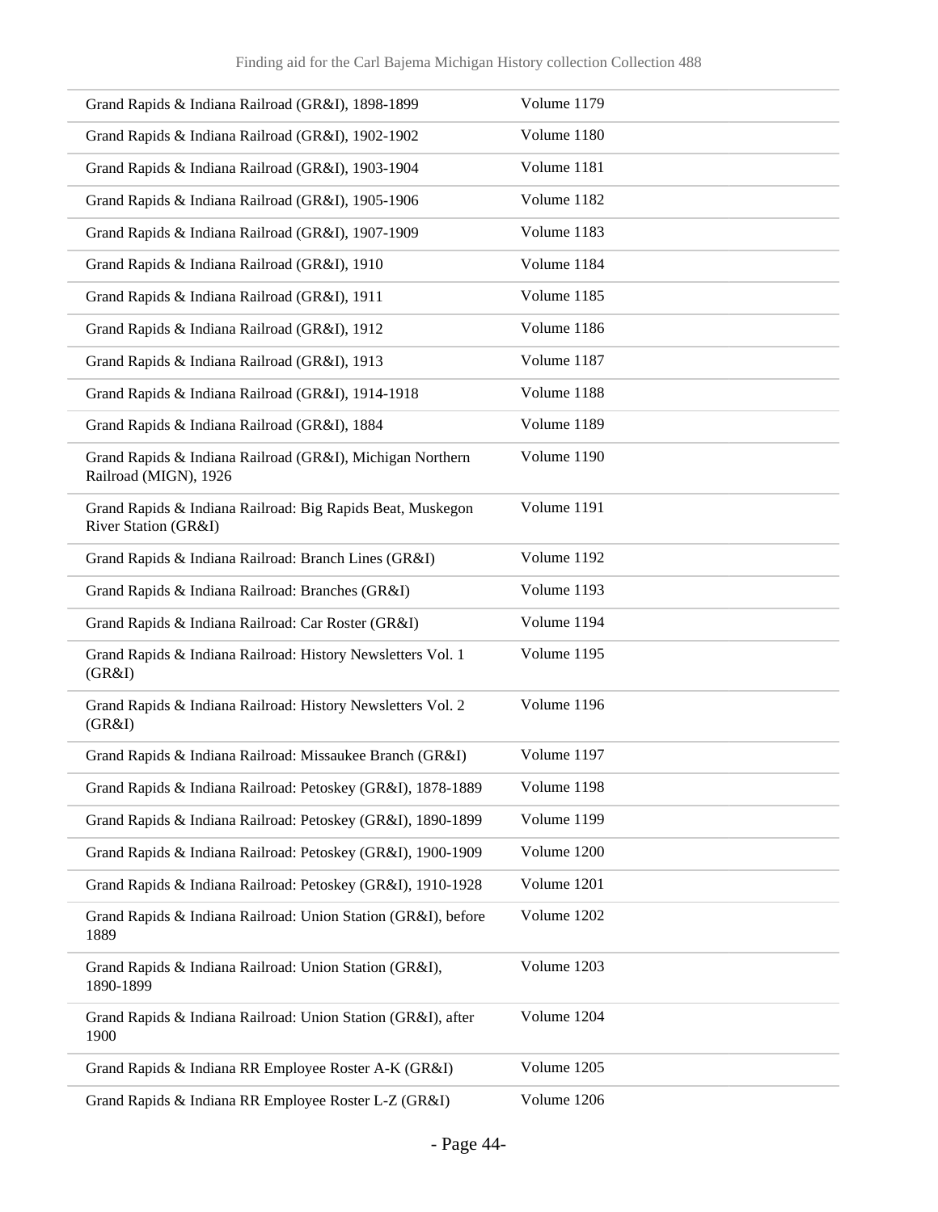| | |
|---|---|
| Grand Rapids & Indiana Railroad (GR&I), 1898-1899 | Volume 1179 |
| Grand Rapids & Indiana Railroad (GR&I), 1902-1902 | Volume 1180 |
| Grand Rapids & Indiana Railroad (GR&I), 1903-1904 | Volume 1181 |
| Grand Rapids & Indiana Railroad (GR&I), 1905-1906 | Volume 1182 |
| Grand Rapids & Indiana Railroad (GR&I), 1907-1909 | Volume 1183 |
| Grand Rapids & Indiana Railroad (GR&I), 1910 | Volume 1184 |
| Grand Rapids & Indiana Railroad (GR&I), 1911 | Volume 1185 |
| Grand Rapids & Indiana Railroad (GR&I), 1912 | Volume 1186 |
| Grand Rapids & Indiana Railroad (GR&I), 1913 | Volume 1187 |
| Grand Rapids & Indiana Railroad (GR&I), 1914-1918 | Volume 1188 |
| Grand Rapids & Indiana Railroad (GR&I), 1884 | Volume 1189 |
| Grand Rapids & Indiana Railroad (GR&I), Michigan Northern Railroad (MIGN), 1926 | Volume 1190 |
| Grand Rapids & Indiana Railroad: Big Rapids Beat, Muskegon River Station (GR&I) | Volume 1191 |
| Grand Rapids & Indiana Railroad: Branch Lines (GR&I) | Volume 1192 |
| Grand Rapids & Indiana Railroad: Branches (GR&I) | Volume 1193 |
| Grand Rapids & Indiana Railroad: Car Roster (GR&I) | Volume 1194 |
| Grand Rapids & Indiana Railroad: History Newsletters Vol. 1 (GR&I) | Volume 1195 |
| Grand Rapids & Indiana Railroad: History Newsletters Vol. 2 (GR&I) | Volume 1196 |
| Grand Rapids & Indiana Railroad: Missaukee Branch (GR&I) | Volume 1197 |
| Grand Rapids & Indiana Railroad: Petoskey (GR&I), 1878-1889 | Volume 1198 |
| Grand Rapids & Indiana Railroad: Petoskey (GR&I), 1890-1899 | Volume 1199 |
| Grand Rapids & Indiana Railroad: Petoskey (GR&I), 1900-1909 | Volume 1200 |
| Grand Rapids & Indiana Railroad: Petoskey (GR&I), 1910-1928 | Volume 1201 |
| Grand Rapids & Indiana Railroad: Union Station (GR&I), before 1889 | Volume 1202 |
| Grand Rapids & Indiana Railroad: Union Station (GR&I), 1890-1899 | Volume 1203 |
| Grand Rapids & Indiana Railroad: Union Station (GR&I), after 1900 | Volume 1204 |
| Grand Rapids & Indiana RR Employee Roster A-K (GR&I) | Volume 1205 |
| Grand Rapids & Indiana RR Employee Roster L-Z (GR&I) | Volume 1206 |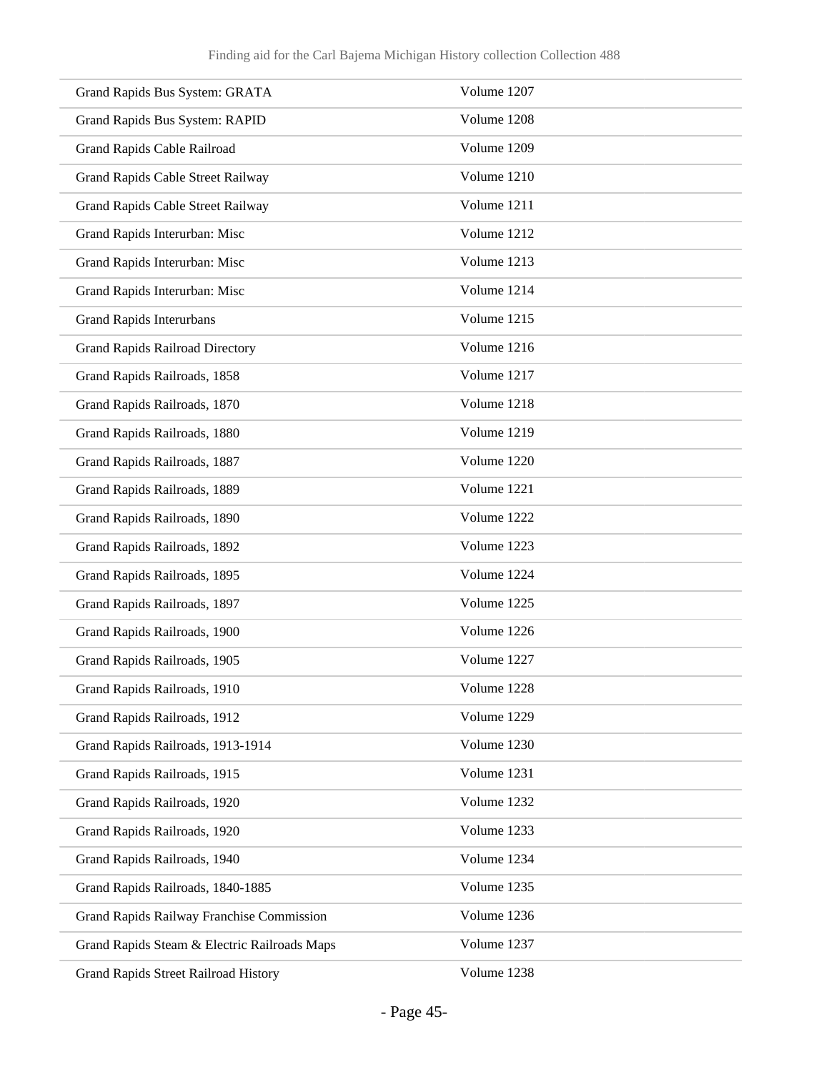| | |
|---|---|
| Grand Rapids Bus System: GRATA | Volume 1207 |
| Grand Rapids Bus System: RAPID | Volume 1208 |
| Grand Rapids Cable Railroad | Volume 1209 |
| Grand Rapids Cable Street Railway | Volume 1210 |
| Grand Rapids Cable Street Railway | Volume 1211 |
| Grand Rapids Interurban: Misc | Volume 1212 |
| Grand Rapids Interurban: Misc | Volume 1213 |
| Grand Rapids Interurban: Misc | Volume 1214 |
| Grand Rapids Interurbans | Volume 1215 |
| Grand Rapids Railroad Directory | Volume 1216 |
| Grand Rapids Railroads, 1858 | Volume 1217 |
| Grand Rapids Railroads, 1870 | Volume 1218 |
| Grand Rapids Railroads, 1880 | Volume 1219 |
| Grand Rapids Railroads, 1887 | Volume 1220 |
| Grand Rapids Railroads, 1889 | Volume 1221 |
| Grand Rapids Railroads, 1890 | Volume 1222 |
| Grand Rapids Railroads, 1892 | Volume 1223 |
| Grand Rapids Railroads, 1895 | Volume 1224 |
| Grand Rapids Railroads, 1897 | Volume 1225 |
| Grand Rapids Railroads, 1900 | Volume 1226 |
| Grand Rapids Railroads, 1905 | Volume 1227 |
| Grand Rapids Railroads, 1910 | Volume 1228 |
| Grand Rapids Railroads, 1912 | Volume 1229 |
| Grand Rapids Railroads, 1913-1914 | Volume 1230 |
| Grand Rapids Railroads, 1915 | Volume 1231 |
| Grand Rapids Railroads, 1920 | Volume 1232 |
| Grand Rapids Railroads, 1920 | Volume 1233 |
| Grand Rapids Railroads, 1940 | Volume 1234 |
| Grand Rapids Railroads, 1840-1885 | Volume 1235 |
| Grand Rapids Railway Franchise Commission | Volume 1236 |
| Grand Rapids Steam & Electric Railroads Maps | Volume 1237 |
| Grand Rapids Street Railroad History | Volume 1238 |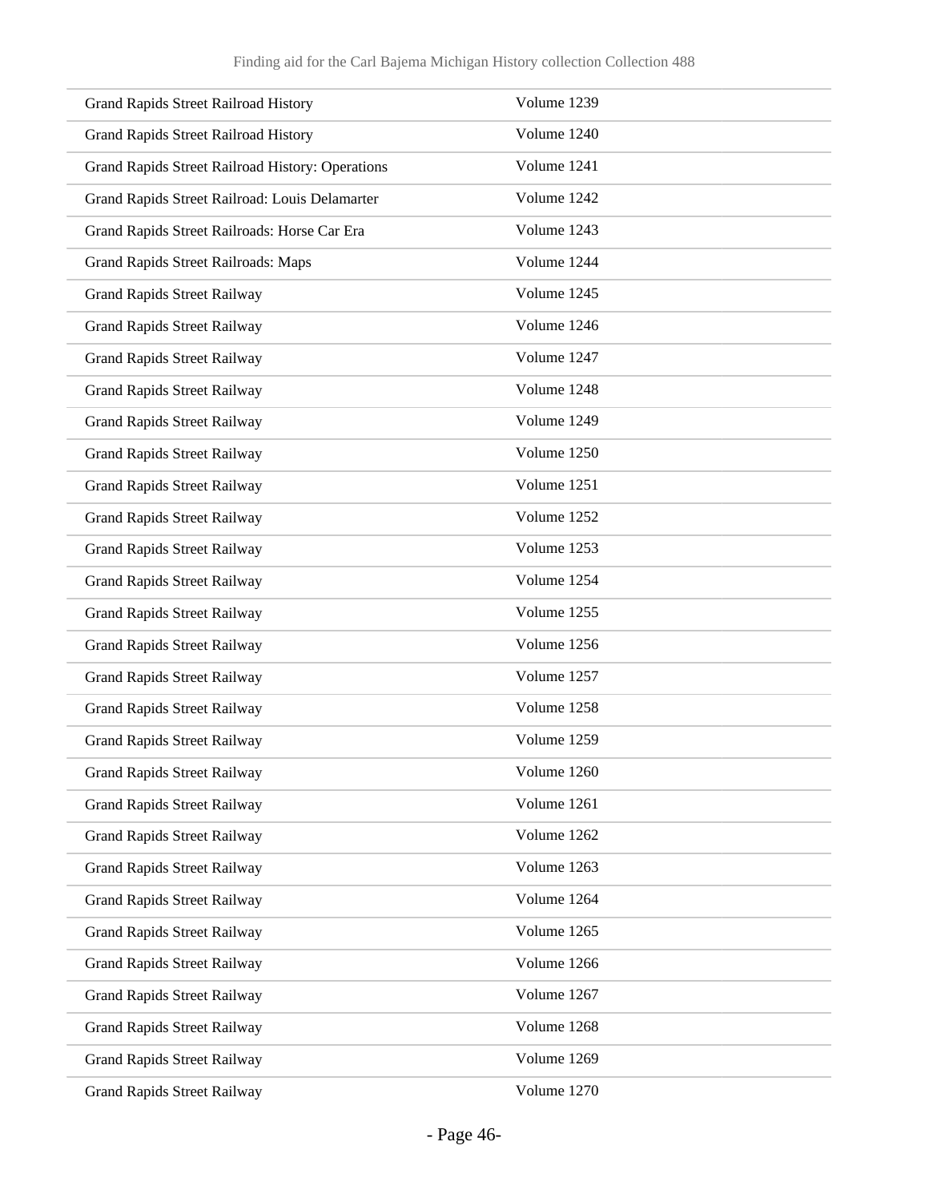| | |
|---|---|
| Grand Rapids Street Railroad History | Volume 1239 |
| Grand Rapids Street Railroad History | Volume 1240 |
| Grand Rapids Street Railroad History: Operations | Volume 1241 |
| Grand Rapids Street Railroad: Louis Delamarter | Volume 1242 |
| Grand Rapids Street Railroads: Horse Car Era | Volume 1243 |
| Grand Rapids Street Railroads: Maps | Volume 1244 |
| Grand Rapids Street Railway | Volume 1245 |
| Grand Rapids Street Railway | Volume 1246 |
| Grand Rapids Street Railway | Volume 1247 |
| Grand Rapids Street Railway | Volume 1248 |
| Grand Rapids Street Railway | Volume 1249 |
| Grand Rapids Street Railway | Volume 1250 |
| Grand Rapids Street Railway | Volume 1251 |
| Grand Rapids Street Railway | Volume 1252 |
| Grand Rapids Street Railway | Volume 1253 |
| Grand Rapids Street Railway | Volume 1254 |
| Grand Rapids Street Railway | Volume 1255 |
| Grand Rapids Street Railway | Volume 1256 |
| Grand Rapids Street Railway | Volume 1257 |
| Grand Rapids Street Railway | Volume 1258 |
| Grand Rapids Street Railway | Volume 1259 |
| Grand Rapids Street Railway | Volume 1260 |
| Grand Rapids Street Railway | Volume 1261 |
| Grand Rapids Street Railway | Volume 1262 |
| Grand Rapids Street Railway | Volume 1263 |
| Grand Rapids Street Railway | Volume 1264 |
| Grand Rapids Street Railway | Volume 1265 |
| Grand Rapids Street Railway | Volume 1266 |
| Grand Rapids Street Railway | Volume 1267 |
| Grand Rapids Street Railway | Volume 1268 |
| Grand Rapids Street Railway | Volume 1269 |
| Grand Rapids Street Railway | Volume 1270 |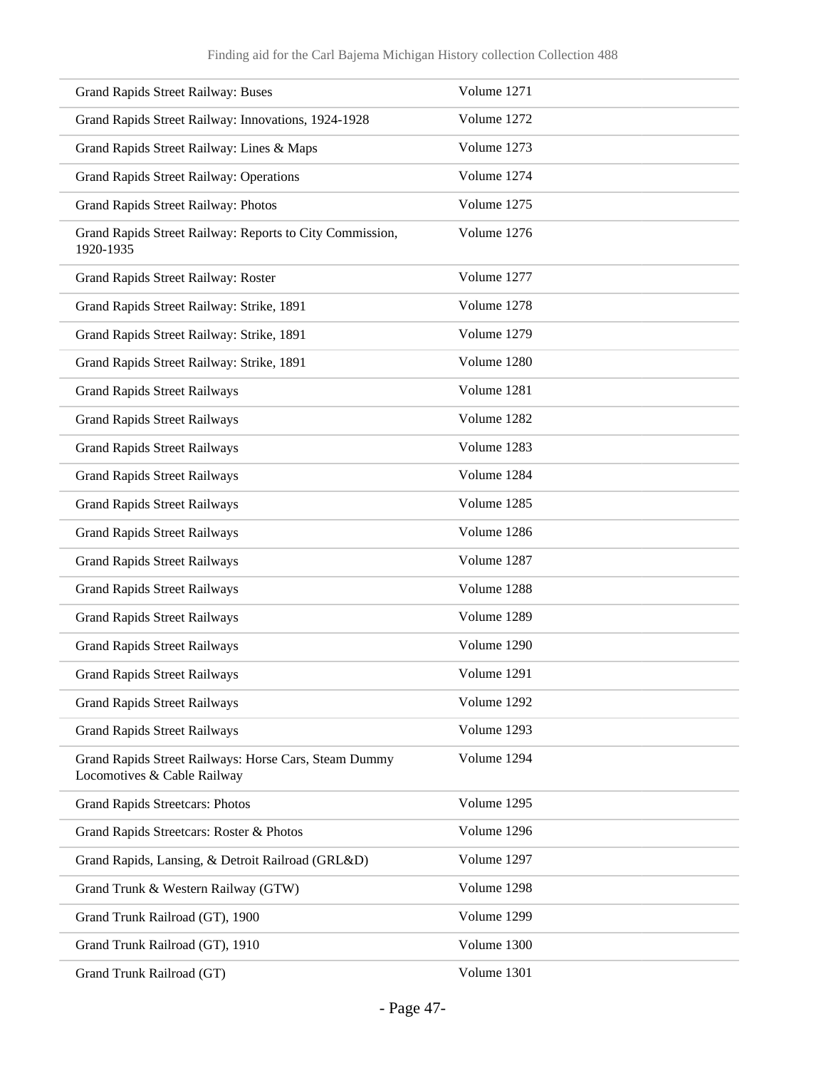| | |
|---|---|
| Grand Rapids Street Railway: Buses | Volume 1271 |
| Grand Rapids Street Railway: Innovations, 1924-1928 | Volume 1272 |
| Grand Rapids Street Railway: Lines & Maps | Volume 1273 |
| Grand Rapids Street Railway: Operations | Volume 1274 |
| Grand Rapids Street Railway: Photos | Volume 1275 |
| Grand Rapids Street Railway: Reports to City Commission, 1920-1935 | Volume 1276 |
| Grand Rapids Street Railway: Roster | Volume 1277 |
| Grand Rapids Street Railway: Strike, 1891 | Volume 1278 |
| Grand Rapids Street Railway: Strike, 1891 | Volume 1279 |
| Grand Rapids Street Railway: Strike, 1891 | Volume 1280 |
| Grand Rapids Street Railways | Volume 1281 |
| Grand Rapids Street Railways | Volume 1282 |
| Grand Rapids Street Railways | Volume 1283 |
| Grand Rapids Street Railways | Volume 1284 |
| Grand Rapids Street Railways | Volume 1285 |
| Grand Rapids Street Railways | Volume 1286 |
| Grand Rapids Street Railways | Volume 1287 |
| Grand Rapids Street Railways | Volume 1288 |
| Grand Rapids Street Railways | Volume 1289 |
| Grand Rapids Street Railways | Volume 1290 |
| Grand Rapids Street Railways | Volume 1291 |
| Grand Rapids Street Railways | Volume 1292 |
| Grand Rapids Street Railways | Volume 1293 |
| Grand Rapids Street Railways: Horse Cars, Steam Dummy Locomotives & Cable Railway | Volume 1294 |
| Grand Rapids Streetcars: Photos | Volume 1295 |
| Grand Rapids Streetcars: Roster & Photos | Volume 1296 |
| Grand Rapids, Lansing, & Detroit Railroad (GRL&D) | Volume 1297 |
| Grand Trunk & Western Railway (GTW) | Volume 1298 |
| Grand Trunk Railroad (GT), 1900 | Volume 1299 |
| Grand Trunk Railroad (GT), 1910 | Volume 1300 |
| Grand Trunk Railroad (GT) | Volume 1301 |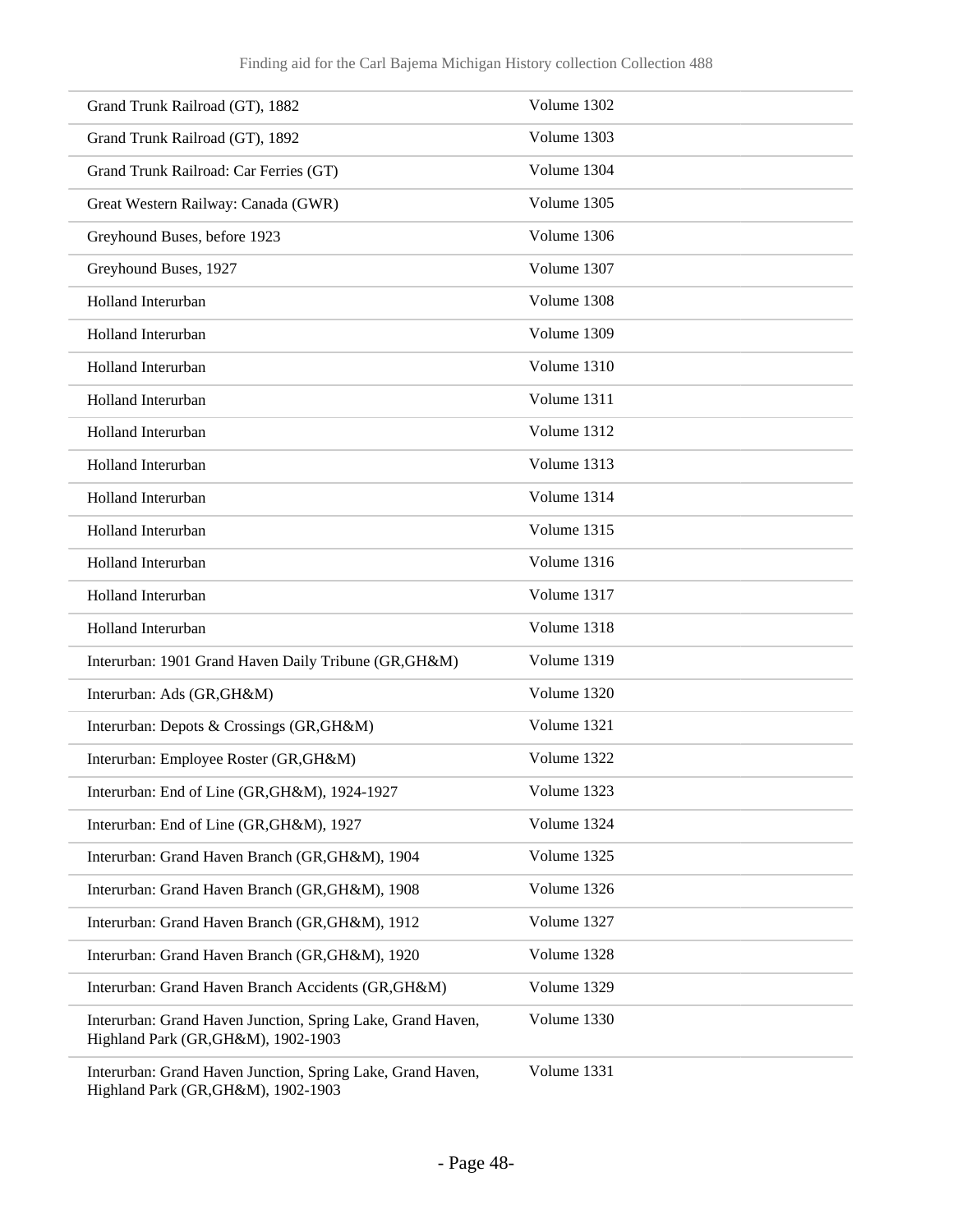| | |
|---|---|
| Grand Trunk Railroad (GT), 1882 | Volume 1302 |
| Grand Trunk Railroad (GT), 1892 | Volume 1303 |
| Grand Trunk Railroad: Car Ferries (GT) | Volume 1304 |
| Great Western Railway: Canada (GWR) | Volume 1305 |
| Greyhound Buses, before 1923 | Volume 1306 |
| Greyhound Buses, 1927 | Volume 1307 |
| Holland Interurban | Volume 1308 |
| Holland Interurban | Volume 1309 |
| Holland Interurban | Volume 1310 |
| Holland Interurban | Volume 1311 |
| Holland Interurban | Volume 1312 |
| Holland Interurban | Volume 1313 |
| Holland Interurban | Volume 1314 |
| Holland Interurban | Volume 1315 |
| Holland Interurban | Volume 1316 |
| Holland Interurban | Volume 1317 |
| Holland Interurban | Volume 1318 |
| Interurban: 1901 Grand Haven Daily Tribune (GR,GH&M) | Volume 1319 |
| Interurban: Ads (GR,GH&M) | Volume 1320 |
| Interurban: Depots & Crossings (GR,GH&M) | Volume 1321 |
| Interurban: Employee Roster (GR,GH&M) | Volume 1322 |
| Interurban: End of Line (GR,GH&M), 1924-1927 | Volume 1323 |
| Interurban: End of Line (GR,GH&M), 1927 | Volume 1324 |
| Interurban: Grand Haven Branch (GR,GH&M), 1904 | Volume 1325 |
| Interurban: Grand Haven Branch (GR,GH&M), 1908 | Volume 1326 |
| Interurban: Grand Haven Branch (GR,GH&M), 1912 | Volume 1327 |
| Interurban: Grand Haven Branch (GR,GH&M), 1920 | Volume 1328 |
| Interurban: Grand Haven Branch Accidents (GR,GH&M) | Volume 1329 |
| Interurban: Grand Haven Junction, Spring Lake, Grand Haven, Highland Park (GR,GH&M), 1902-1903 | Volume 1330 |
| Interurban: Grand Haven Junction, Spring Lake, Grand Haven, Highland Park (GR,GH&M), 1902-1903 | Volume 1331 |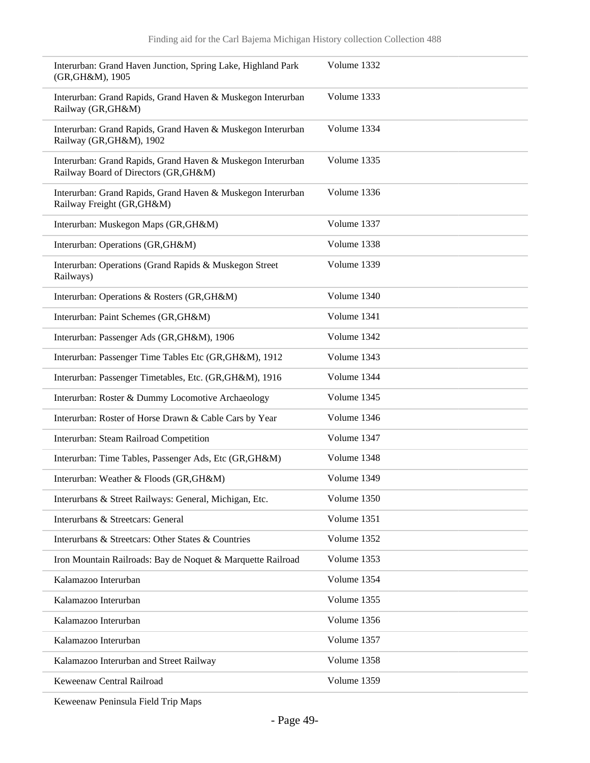| | |
|---|---|
| Interurban: Grand Haven Junction, Spring Lake, Highland Park (GR,GH&M), 1905 | Volume 1332 |
| Interurban: Grand Rapids, Grand Haven & Muskegon Interurban Railway (GR,GH&M) | Volume 1333 |
| Interurban: Grand Rapids, Grand Haven & Muskegon Interurban Railway (GR,GH&M), 1902 | Volume 1334 |
| Interurban: Grand Rapids, Grand Haven & Muskegon Interurban Railway Board of Directors (GR,GH&M) | Volume 1335 |
| Interurban: Grand Rapids, Grand Haven & Muskegon Interurban Railway Freight (GR,GH&M) | Volume 1336 |
| Interurban: Muskegon Maps (GR,GH&M) | Volume 1337 |
| Interurban: Operations (GR,GH&M) | Volume 1338 |
| Interurban: Operations (Grand Rapids & Muskegon Street Railways) | Volume 1339 |
| Interurban: Operations & Rosters (GR,GH&M) | Volume 1340 |
| Interurban: Paint Schemes (GR,GH&M) | Volume 1341 |
| Interurban: Passenger Ads (GR,GH&M), 1906 | Volume 1342 |
| Interurban: Passenger Time Tables Etc (GR,GH&M), 1912 | Volume 1343 |
| Interurban: Passenger Timetables, Etc. (GR,GH&M), 1916 | Volume 1344 |
| Interurban: Roster & Dummy Locomotive Archaeology | Volume 1345 |
| Interurban: Roster of Horse Drawn & Cable Cars by Year | Volume 1346 |
| Interurban: Steam Railroad Competition | Volume 1347 |
| Interurban: Time Tables, Passenger Ads, Etc (GR,GH&M) | Volume 1348 |
| Interurban: Weather & Floods (GR,GH&M) | Volume 1349 |
| Interurbans & Street Railways: General, Michigan, Etc. | Volume 1350 |
| Interurbans & Streetcars: General | Volume 1351 |
| Interurbans & Streetcars: Other States & Countries | Volume 1352 |
| Iron Mountain Railroads: Bay de Noquet & Marquette Railroad | Volume 1353 |
| Kalamazoo Interurban | Volume 1354 |
| Kalamazoo Interurban | Volume 1355 |
| Kalamazoo Interurban | Volume 1356 |
| Kalamazoo Interurban | Volume 1357 |
| Kalamazoo Interurban and Street Railway | Volume 1358 |
| Keweenaw Central Railroad | Volume 1359 |
| Keweenaw Peninsula Field Trip Maps | |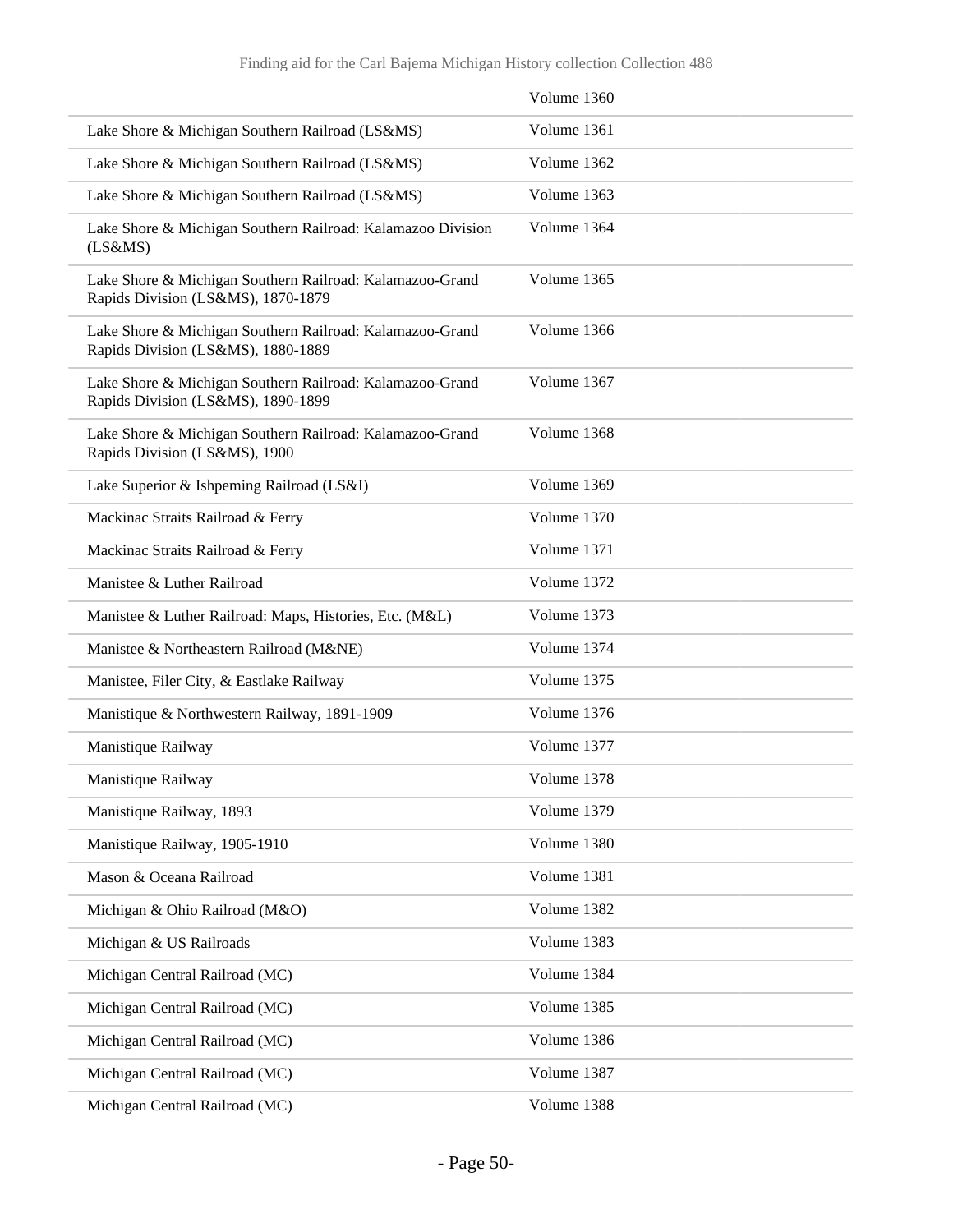| | |
|---|---|
| | Volume 1360 |
| Lake Shore & Michigan Southern Railroad (LS&MS) | Volume 1361 |
| Lake Shore & Michigan Southern Railroad (LS&MS) | Volume 1362 |
| Lake Shore & Michigan Southern Railroad (LS&MS) | Volume 1363 |
| Lake Shore & Michigan Southern Railroad: Kalamazoo Division (LS&MS) | Volume 1364 |
| Lake Shore & Michigan Southern Railroad: Kalamazoo-Grand Rapids Division (LS&MS), 1870-1879 | Volume 1365 |
| Lake Shore & Michigan Southern Railroad: Kalamazoo-Grand Rapids Division (LS&MS), 1880-1889 | Volume 1366 |
| Lake Shore & Michigan Southern Railroad: Kalamazoo-Grand Rapids Division (LS&MS), 1890-1899 | Volume 1367 |
| Lake Shore & Michigan Southern Railroad: Kalamazoo-Grand Rapids Division (LS&MS), 1900 | Volume 1368 |
| Lake Superior & Ishpeming Railroad (LS&I) | Volume 1369 |
| Mackinac Straits Railroad & Ferry | Volume 1370 |
| Mackinac Straits Railroad & Ferry | Volume 1371 |
| Manistee & Luther Railroad | Volume 1372 |
| Manistee & Luther Railroad: Maps, Histories, Etc. (M&L) | Volume 1373 |
| Manistee & Northeastern Railroad (M&NE) | Volume 1374 |
| Manistee, Filer City, & Eastlake Railway | Volume 1375 |
| Manistique & Northwestern Railway, 1891-1909 | Volume 1376 |
| Manistique Railway | Volume 1377 |
| Manistique Railway | Volume 1378 |
| Manistique Railway, 1893 | Volume 1379 |
| Manistique Railway, 1905-1910 | Volume 1380 |
| Mason & Oceana Railroad | Volume 1381 |
| Michigan & Ohio Railroad (M&O) | Volume 1382 |
| Michigan & US Railroads | Volume 1383 |
| Michigan Central Railroad (MC) | Volume 1384 |
| Michigan Central Railroad (MC) | Volume 1385 |
| Michigan Central Railroad (MC) | Volume 1386 |
| Michigan Central Railroad (MC) | Volume 1387 |
| Michigan Central Railroad (MC) | Volume 1388 |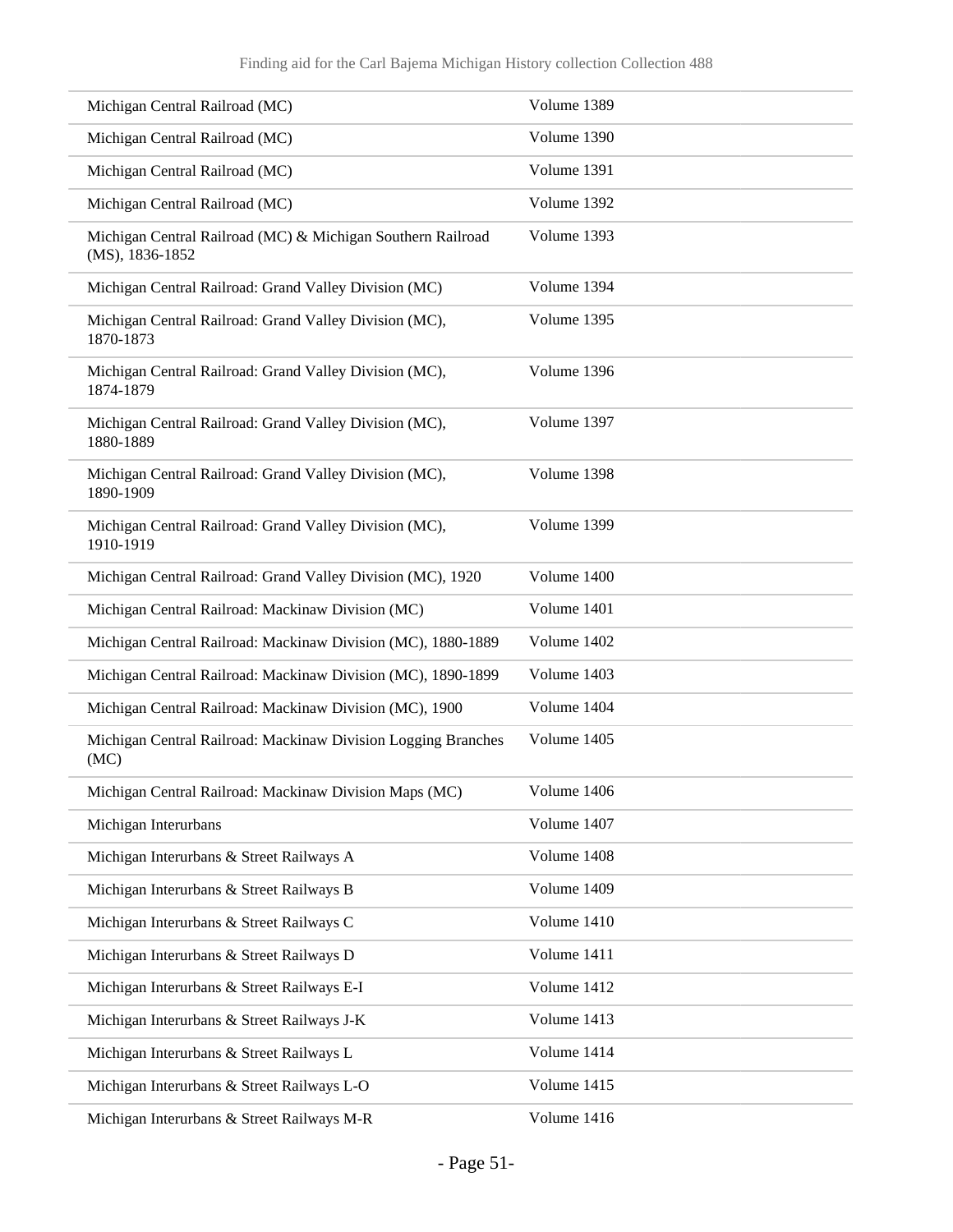| | |
|---|---|
| Michigan Central Railroad (MC) | Volume 1389 |
| Michigan Central Railroad (MC) | Volume 1390 |
| Michigan Central Railroad (MC) | Volume 1391 |
| Michigan Central Railroad (MC) | Volume 1392 |
| Michigan Central Railroad (MC) & Michigan Southern Railroad (MS), 1836-1852 | Volume 1393 |
| Michigan Central Railroad: Grand Valley Division (MC) | Volume 1394 |
| Michigan Central Railroad: Grand Valley Division (MC), 1870-1873 | Volume 1395 |
| Michigan Central Railroad: Grand Valley Division (MC), 1874-1879 | Volume 1396 |
| Michigan Central Railroad: Grand Valley Division (MC), 1880-1889 | Volume 1397 |
| Michigan Central Railroad: Grand Valley Division (MC), 1890-1909 | Volume 1398 |
| Michigan Central Railroad: Grand Valley Division (MC), 1910-1919 | Volume 1399 |
| Michigan Central Railroad: Grand Valley Division (MC), 1920 | Volume 1400 |
| Michigan Central Railroad: Mackinaw Division (MC) | Volume 1401 |
| Michigan Central Railroad: Mackinaw Division (MC), 1880-1889 | Volume 1402 |
| Michigan Central Railroad: Mackinaw Division (MC), 1890-1899 | Volume 1403 |
| Michigan Central Railroad: Mackinaw Division (MC), 1900 | Volume 1404 |
| Michigan Central Railroad: Mackinaw Division Logging Branches (MC) | Volume 1405 |
| Michigan Central Railroad: Mackinaw Division Maps (MC) | Volume 1406 |
| Michigan Interurbans | Volume 1407 |
| Michigan Interurbans & Street Railways A | Volume 1408 |
| Michigan Interurbans & Street Railways B | Volume 1409 |
| Michigan Interurbans & Street Railways C | Volume 1410 |
| Michigan Interurbans & Street Railways D | Volume 1411 |
| Michigan Interurbans & Street Railways E-I | Volume 1412 |
| Michigan Interurbans & Street Railways J-K | Volume 1413 |
| Michigan Interurbans & Street Railways L | Volume 1414 |
| Michigan Interurbans & Street Railways L-O | Volume 1415 |
| Michigan Interurbans & Street Railways M-R | Volume 1416 |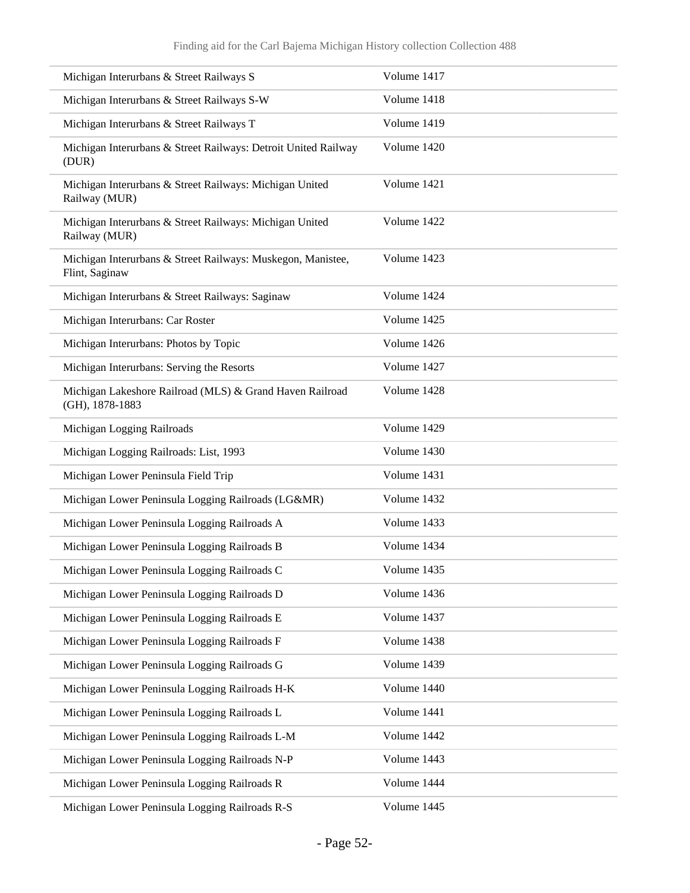| | |
|---|---|
| Michigan Interurbans & Street Railways S | Volume 1417 |
| Michigan Interurbans & Street Railways S-W | Volume 1418 |
| Michigan Interurbans & Street Railways T | Volume 1419 |
| Michigan Interurbans & Street Railways: Detroit United Railway (DUR) | Volume 1420 |
| Michigan Interurbans & Street Railways: Michigan United Railway (MUR) | Volume 1421 |
| Michigan Interurbans & Street Railways: Michigan United Railway (MUR) | Volume 1422 |
| Michigan Interurbans & Street Railways: Muskegon, Manistee, Flint, Saginaw | Volume 1423 |
| Michigan Interurbans & Street Railways: Saginaw | Volume 1424 |
| Michigan Interurbans: Car Roster | Volume 1425 |
| Michigan Interurbans: Photos by Topic | Volume 1426 |
| Michigan Interurbans: Serving the Resorts | Volume 1427 |
| Michigan Lakeshore Railroad (MLS) & Grand Haven Railroad (GH), 1878-1883 | Volume 1428 |
| Michigan Logging Railroads | Volume 1429 |
| Michigan Logging Railroads: List, 1993 | Volume 1430 |
| Michigan Lower Peninsula Field Trip | Volume 1431 |
| Michigan Lower Peninsula Logging Railroads (LG&MR) | Volume 1432 |
| Michigan Lower Peninsula Logging Railroads A | Volume 1433 |
| Michigan Lower Peninsula Logging Railroads B | Volume 1434 |
| Michigan Lower Peninsula Logging Railroads C | Volume 1435 |
| Michigan Lower Peninsula Logging Railroads D | Volume 1436 |
| Michigan Lower Peninsula Logging Railroads E | Volume 1437 |
| Michigan Lower Peninsula Logging Railroads F | Volume 1438 |
| Michigan Lower Peninsula Logging Railroads G | Volume 1439 |
| Michigan Lower Peninsula Logging Railroads H-K | Volume 1440 |
| Michigan Lower Peninsula Logging Railroads L | Volume 1441 |
| Michigan Lower Peninsula Logging Railroads L-M | Volume 1442 |
| Michigan Lower Peninsula Logging Railroads N-P | Volume 1443 |
| Michigan Lower Peninsula Logging Railroads R | Volume 1444 |
| Michigan Lower Peninsula Logging Railroads R-S | Volume 1445 |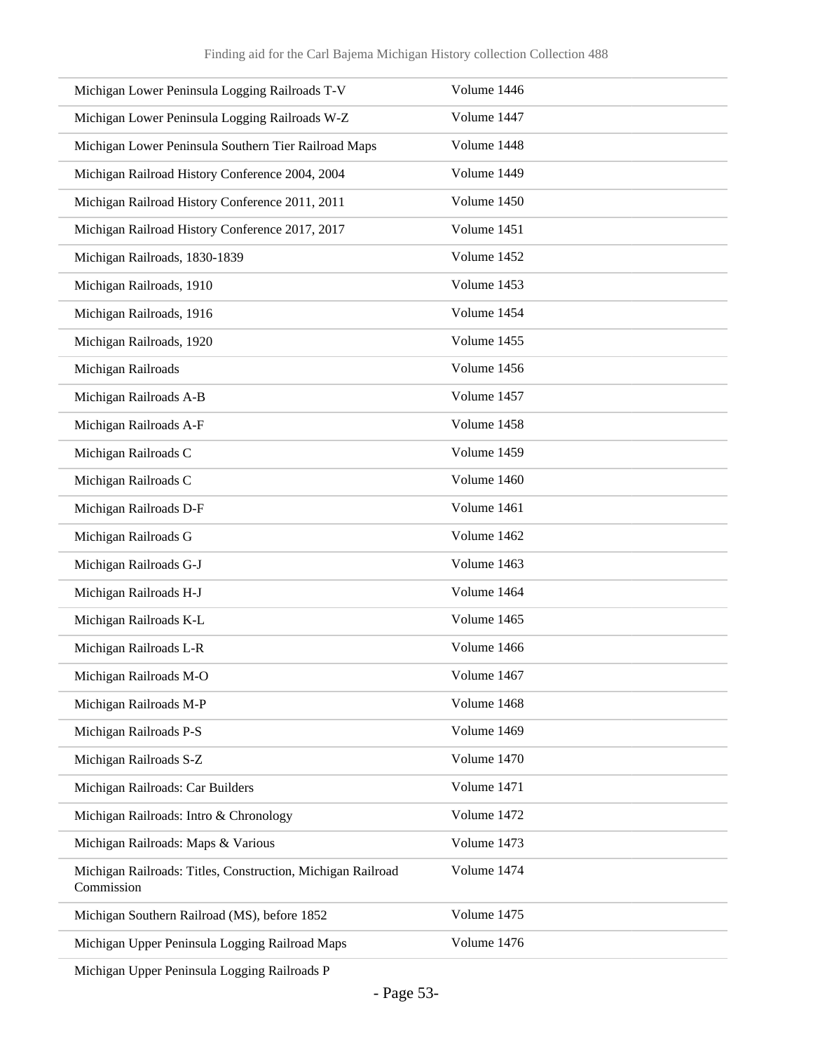| | |
|---|---|
| Michigan Lower Peninsula Logging Railroads T-V | Volume 1446 |
| Michigan Lower Peninsula Logging Railroads W-Z | Volume 1447 |
| Michigan Lower Peninsula Southern Tier Railroad Maps | Volume 1448 |
| Michigan Railroad History Conference 2004, 2004 | Volume 1449 |
| Michigan Railroad History Conference 2011, 2011 | Volume 1450 |
| Michigan Railroad History Conference 2017, 2017 | Volume 1451 |
| Michigan Railroads, 1830-1839 | Volume 1452 |
| Michigan Railroads, 1910 | Volume 1453 |
| Michigan Railroads, 1916 | Volume 1454 |
| Michigan Railroads, 1920 | Volume 1455 |
| Michigan Railroads | Volume 1456 |
| Michigan Railroads A-B | Volume 1457 |
| Michigan Railroads A-F | Volume 1458 |
| Michigan Railroads C | Volume 1459 |
| Michigan Railroads C | Volume 1460 |
| Michigan Railroads D-F | Volume 1461 |
| Michigan Railroads G | Volume 1462 |
| Michigan Railroads G-J | Volume 1463 |
| Michigan Railroads H-J | Volume 1464 |
| Michigan Railroads K-L | Volume 1465 |
| Michigan Railroads L-R | Volume 1466 |
| Michigan Railroads M-O | Volume 1467 |
| Michigan Railroads M-P | Volume 1468 |
| Michigan Railroads P-S | Volume 1469 |
| Michigan Railroads S-Z | Volume 1470 |
| Michigan Railroads: Car Builders | Volume 1471 |
| Michigan Railroads: Intro & Chronology | Volume 1472 |
| Michigan Railroads: Maps & Various | Volume 1473 |
| Michigan Railroads: Titles, Construction, Michigan Railroad Commission | Volume 1474 |
| Michigan Southern Railroad (MS), before 1852 | Volume 1475 |
| Michigan Upper Peninsula Logging Railroad Maps | Volume 1476 |
| Michigan Upper Peninsula Logging Railroads P | |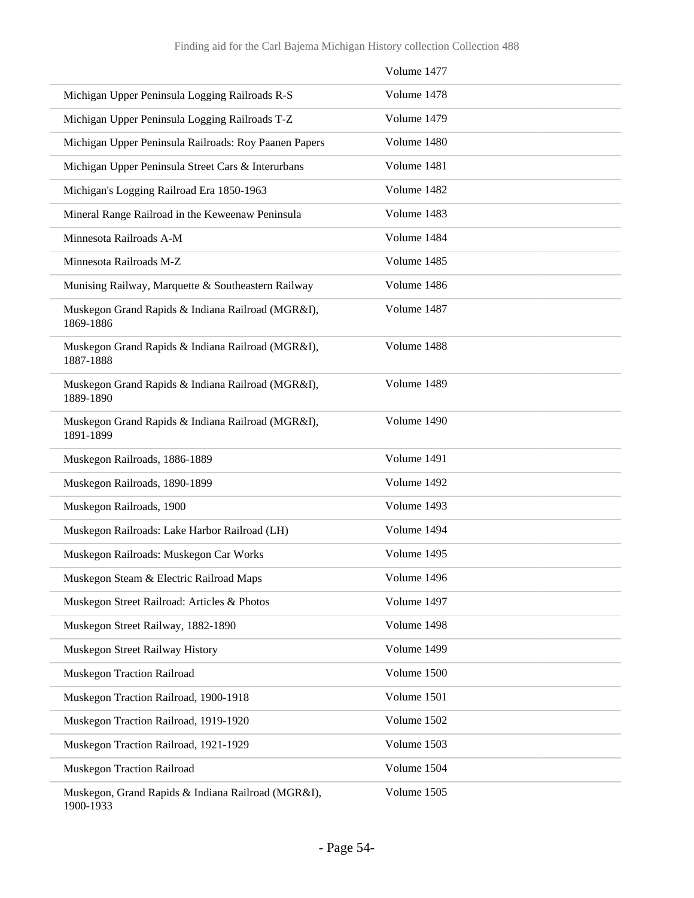| | |
|---|---|
| | Volume 1477 |
| Michigan Upper Peninsula Logging Railroads R-S | Volume 1478 |
| Michigan Upper Peninsula Logging Railroads T-Z | Volume 1479 |
| Michigan Upper Peninsula Railroads: Roy Paanen Papers | Volume 1480 |
| Michigan Upper Peninsula Street Cars & Interurbans | Volume 1481 |
| Michigan's Logging Railroad Era 1850-1963 | Volume 1482 |
| Mineral Range Railroad in the Keweenaw Peninsula | Volume 1483 |
| Minnesota Railroads A-M | Volume 1484 |
| Minnesota Railroads M-Z | Volume 1485 |
| Munising Railway, Marquette & Southeastern Railway | Volume 1486 |
| Muskegon Grand Rapids & Indiana Railroad (MGR&I), 1869-1886 | Volume 1487 |
| Muskegon Grand Rapids & Indiana Railroad (MGR&I), 1887-1888 | Volume 1488 |
| Muskegon Grand Rapids & Indiana Railroad (MGR&I), 1889-1890 | Volume 1489 |
| Muskegon Grand Rapids & Indiana Railroad (MGR&I), 1891-1899 | Volume 1490 |
| Muskegon Railroads, 1886-1889 | Volume 1491 |
| Muskegon Railroads, 1890-1899 | Volume 1492 |
| Muskegon Railroads, 1900 | Volume 1493 |
| Muskegon Railroads: Lake Harbor Railroad (LH) | Volume 1494 |
| Muskegon Railroads: Muskegon Car Works | Volume 1495 |
| Muskegon Steam & Electric Railroad Maps | Volume 1496 |
| Muskegon Street Railroad: Articles & Photos | Volume 1497 |
| Muskegon Street Railway, 1882-1890 | Volume 1498 |
| Muskegon Street Railway History | Volume 1499 |
| Muskegon Traction Railroad | Volume 1500 |
| Muskegon Traction Railroad, 1900-1918 | Volume 1501 |
| Muskegon Traction Railroad, 1919-1920 | Volume 1502 |
| Muskegon Traction Railroad, 1921-1929 | Volume 1503 |
| Muskegon Traction Railroad | Volume 1504 |
| Muskegon, Grand Rapids & Indiana Railroad (MGR&I), 1900-1933 | Volume 1505 |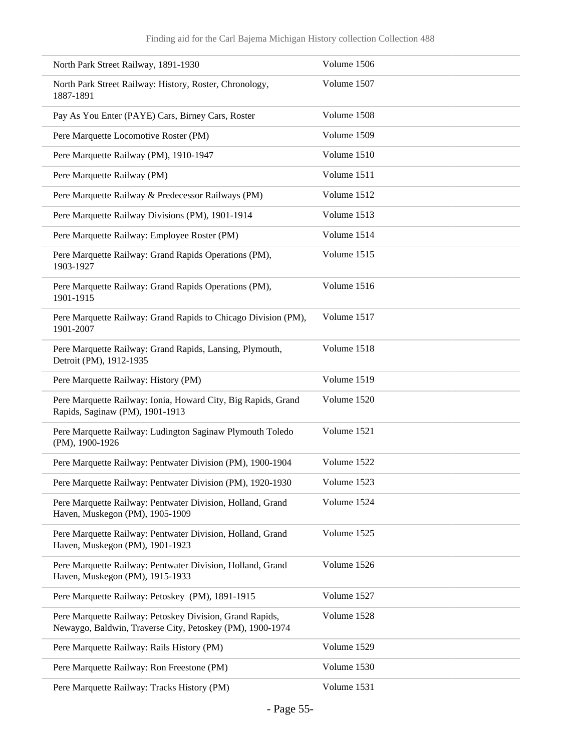| | |
|---|---|
| North Park Street Railway, 1891-1930 | Volume 1506 |
| North Park Street Railway: History, Roster, Chronology, 1887-1891 | Volume 1507 |
| Pay As You Enter (PAYE) Cars, Birney Cars, Roster | Volume 1508 |
| Pere Marquette Locomotive Roster (PM) | Volume 1509 |
| Pere Marquette Railway (PM), 1910-1947 | Volume 1510 |
| Pere Marquette Railway (PM) | Volume 1511 |
| Pere Marquette Railway & Predecessor Railways (PM) | Volume 1512 |
| Pere Marquette Railway Divisions (PM), 1901-1914 | Volume 1513 |
| Pere Marquette Railway: Employee Roster (PM) | Volume 1514 |
| Pere Marquette Railway: Grand Rapids Operations (PM), 1903-1927 | Volume 1515 |
| Pere Marquette Railway: Grand Rapids Operations (PM), 1901-1915 | Volume 1516 |
| Pere Marquette Railway: Grand Rapids to Chicago Division (PM), 1901-2007 | Volume 1517 |
| Pere Marquette Railway: Grand Rapids, Lansing, Plymouth, Detroit (PM), 1912-1935 | Volume 1518 |
| Pere Marquette Railway: History (PM) | Volume 1519 |
| Pere Marquette Railway: Ionia, Howard City, Big Rapids, Grand Rapids, Saginaw (PM), 1901-1913 | Volume 1520 |
| Pere Marquette Railway: Ludington Saginaw Plymouth Toledo (PM), 1900-1926 | Volume 1521 |
| Pere Marquette Railway: Pentwater Division (PM), 1900-1904 | Volume 1522 |
| Pere Marquette Railway: Pentwater Division (PM), 1920-1930 | Volume 1523 |
| Pere Marquette Railway: Pentwater Division, Holland, Grand Haven, Muskegon (PM), 1905-1909 | Volume 1524 |
| Pere Marquette Railway: Pentwater Division, Holland, Grand Haven, Muskegon (PM), 1901-1923 | Volume 1525 |
| Pere Marquette Railway: Pentwater Division, Holland, Grand Haven, Muskegon (PM), 1915-1933 | Volume 1526 |
| Pere Marquette Railway: Petoskey (PM), 1891-1915 | Volume 1527 |
| Pere Marquette Railway: Petoskey Division, Grand Rapids, Newaygo, Baldwin, Traverse City, Petoskey (PM), 1900-1974 | Volume 1528 |
| Pere Marquette Railway: Rails History (PM) | Volume 1529 |
| Pere Marquette Railway: Ron Freestone (PM) | Volume 1530 |
| Pere Marquette Railway: Tracks History (PM) | Volume 1531 |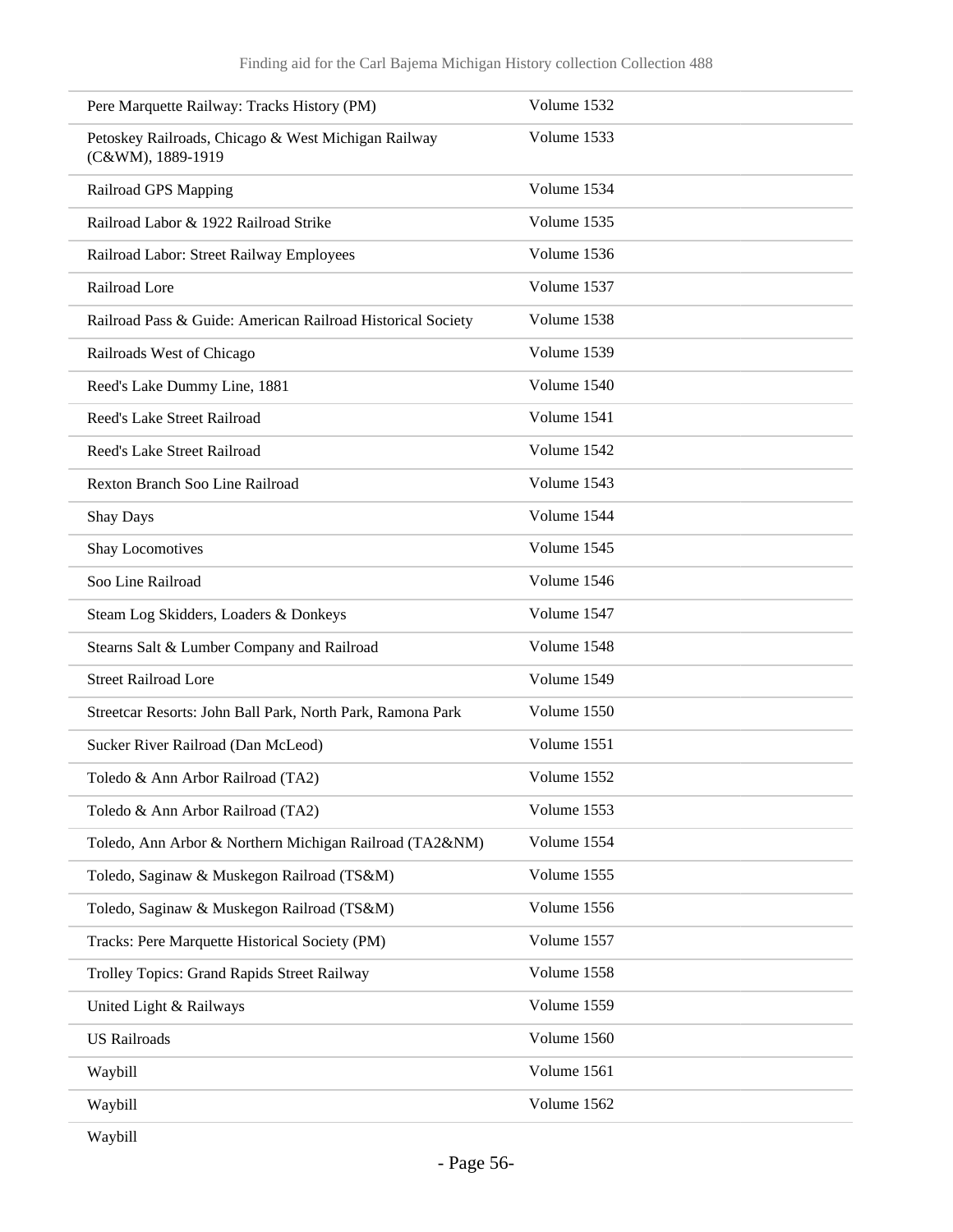| | |
|---|---|
| Pere Marquette Railway: Tracks History (PM) | Volume 1532 |
| Petoskey Railroads, Chicago & West Michigan Railway (C&WM), 1889-1919 | Volume 1533 |
| Railroad GPS Mapping | Volume 1534 |
| Railroad Labor & 1922 Railroad Strike | Volume 1535 |
| Railroad Labor: Street Railway Employees | Volume 1536 |
| Railroad Lore | Volume 1537 |
| Railroad Pass & Guide: American Railroad Historical Society | Volume 1538 |
| Railroads West of Chicago | Volume 1539 |
| Reed's Lake Dummy Line, 1881 | Volume 1540 |
| Reed's Lake Street Railroad | Volume 1541 |
| Reed's Lake Street Railroad | Volume 1542 |
| Rexton Branch Soo Line Railroad | Volume 1543 |
| Shay Days | Volume 1544 |
| Shay Locomotives | Volume 1545 |
| Soo Line Railroad | Volume 1546 |
| Steam Log Skidders, Loaders & Donkeys | Volume 1547 |
| Stearns Salt & Lumber Company and Railroad | Volume 1548 |
| Street Railroad Lore | Volume 1549 |
| Streetcar Resorts: John Ball Park, North Park, Ramona Park | Volume 1550 |
| Sucker River Railroad (Dan McLeod) | Volume 1551 |
| Toledo & Ann Arbor Railroad (TA2) | Volume 1552 |
| Toledo & Ann Arbor Railroad (TA2) | Volume 1553 |
| Toledo, Ann Arbor & Northern Michigan Railroad (TA2&NM) | Volume 1554 |
| Toledo, Saginaw & Muskegon Railroad (TS&M) | Volume 1555 |
| Toledo, Saginaw & Muskegon Railroad (TS&M) | Volume 1556 |
| Tracks: Pere Marquette Historical Society (PM) | Volume 1557 |
| Trolley Topics: Grand Rapids Street Railway | Volume 1558 |
| United Light & Railways | Volume 1559 |
| US Railroads | Volume 1560 |
| Waybill | Volume 1561 |
| Waybill | Volume 1562 |
| Waybill | |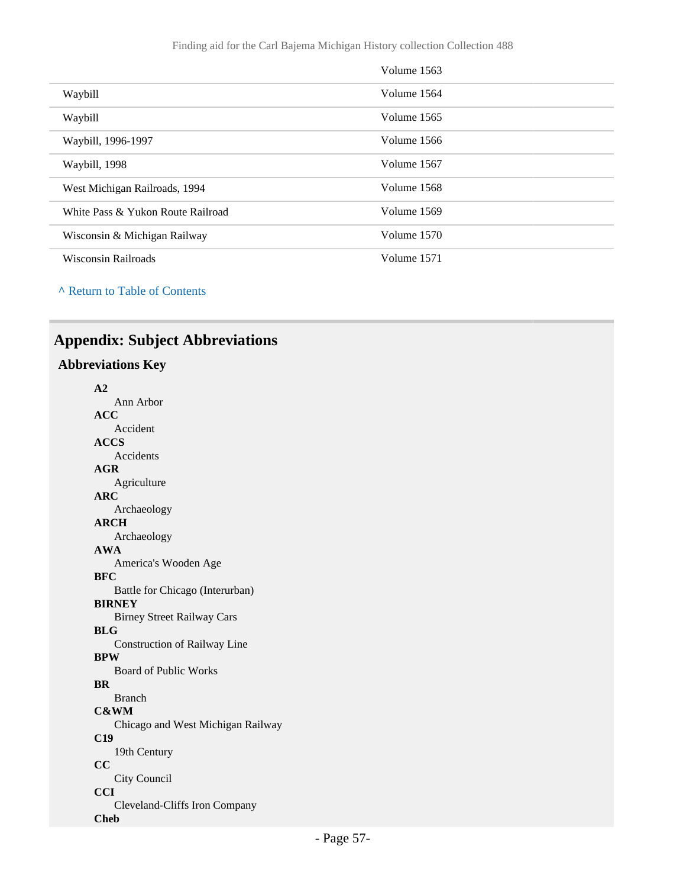| | Volume 1563 |
|---|---|
| Waybill | Volume 1564 |
| Waybill | Volume 1565 |
| Waybill, 1996-1997 | Volume 1566 |
| Waybill, 1998 | Volume 1567 |
| West Michigan Railroads, 1994 | Volume 1568 |
| White Pass & Yukon Route Railroad | Volume 1569 |
| Wisconsin & Michigan Railway | Volume 1570 |
| Wisconsin Railroads | Volume 1571 |

^ Return to Table of Contents

## Appendix: Subject Abbreviations

### Abbreviations Key

**A2**
: Ann Arbor

**ACC**
: Accident

**ACCS**
: Accidents

**AGR**
: Agriculture

**ARC**
: Archaeology

**ARCH**
: Archaeology

**AWA**
: America's Wooden Age

**BFC**
: Battle for Chicago (Interurban)

**BIRNEY**
: Birney Street Railway Cars

**BLG**
: Construction of Railway Line

**BPW**
: Board of Public Works

**BR**
: Branch

**C&WM**
: Chicago and West Michigan Railway

**C19**
: 19th Century

**CC**
: City Council

**CCI**
: Cleveland-Cliffs Iron Company

**Cheb**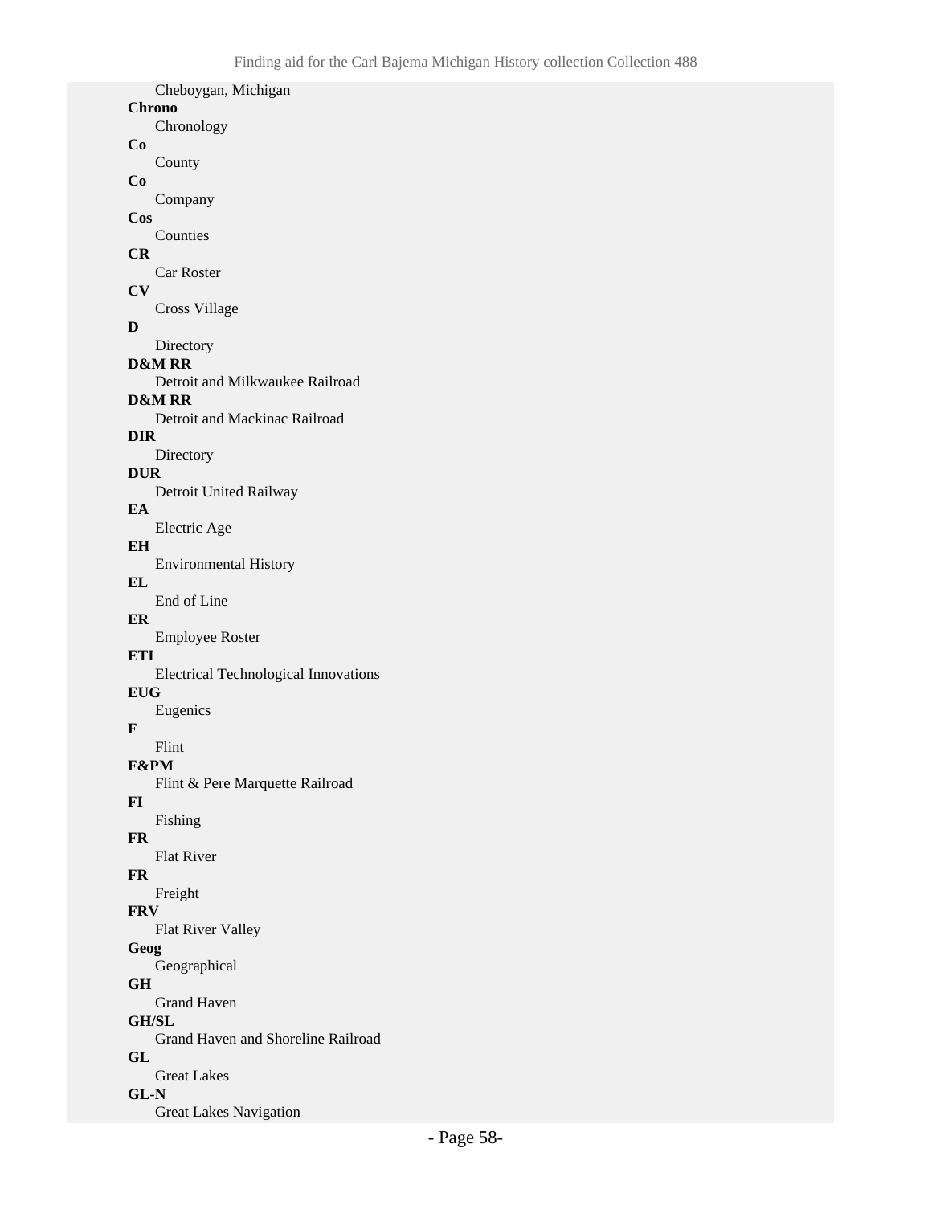Cheboygan, Michigan

**Chrono**
Chronology

**Co**
County

**Co**
Company

**Cos**
Counties

**CR**
Car Roster

**CV**
Cross Village

**D**
Directory

**D&M RR**
Detroit and Milkwaukee Railroad

**D&M RR**
Detroit and Mackinac Railroad

**DIR**
Directory

**DUR**
Detroit United Railway

**EA**
Electric Age

**EH**
Environmental History

**EL**
End of Line

**ER**
Employee Roster

**ETI**
Electrical Technological Innovations

**EUG**
Eugenics

**F**
Flint

**F&PM**
Flint & Pere Marquette Railroad

**FI**
Fishing

**FR**
Flat River

**FR**
Freight

**FRV**
Flat River Valley

**Geog**
Geographical

**GH**
Grand Haven

**GH/SL**
Grand Haven and Shoreline Railroad

**GL**
Great Lakes

**GL-N**
Great Lakes Navigation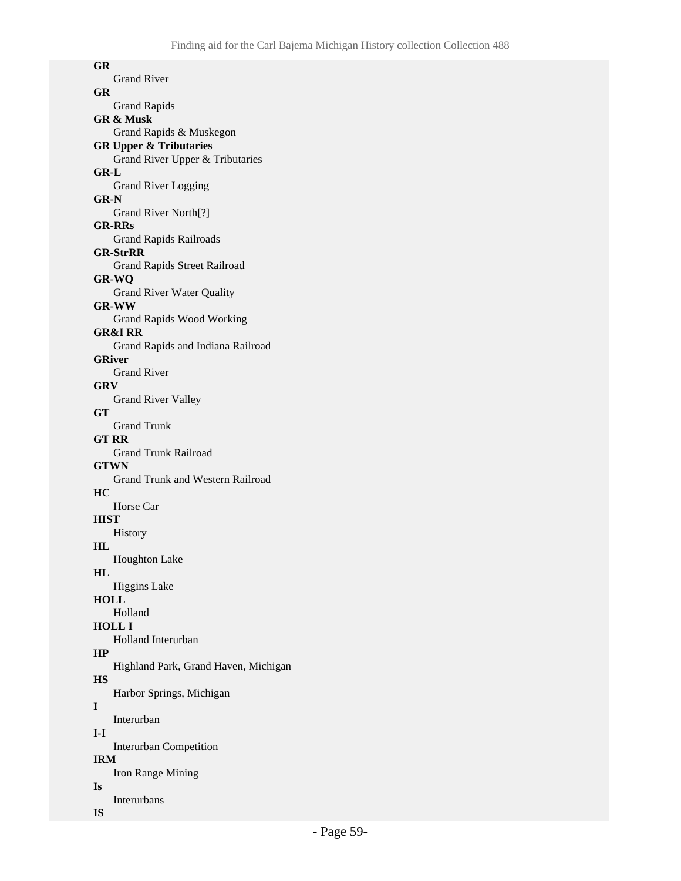**GR**
Grand River

**GR**
Grand Rapids

**GR & Musk**
Grand Rapids & Muskegon

**GR Upper & Tributaries**
Grand River Upper & Tributaries

**GR-L**
Grand River Logging

**GR-N**
Grand River North[?]

**GR-RRs**
Grand Rapids Railroads

**GR-StrRR**
Grand Rapids Street Railroad

**GR-WQ**
Grand River Water Quality

**GR-WW**
Grand Rapids Wood Working

**GR&I RR**
Grand Rapids and Indiana Railroad

**GRiver**
Grand River

**GRV**
Grand River Valley

**GT**
Grand Trunk

**GT RR**
Grand Trunk Railroad

**GTWN**
Grand Trunk and Western Railroad

**HC**
Horse Car

**HIST**
History

**HL**
Houghton Lake

**HL**
Higgins Lake

**HOLL**
Holland

**HOLL I**
Holland Interurban

**HP**
Highland Park, Grand Haven, Michigan

**HS**
Harbor Springs, Michigan

**I**
Interurban

**I-I**
Interurban Competition

**IRM**
Iron Range Mining

**Is**
Interurbans

**IS**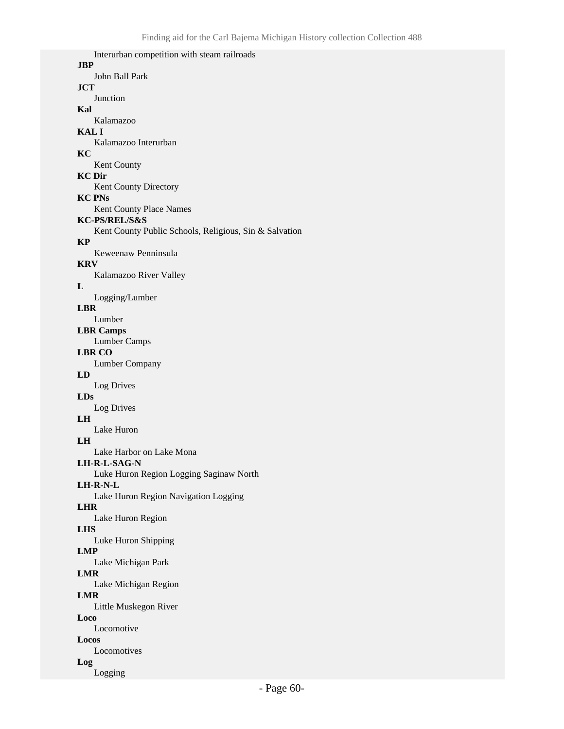Interurban competition with steam railroads

**JBP**
John Ball Park

**JCT**
Junction

**Kal**
Kalamazoo

**KAL I**
Kalamazoo Interurban

**KC**
Kent County

**KC Dir**
Kent County Directory

**KC PNs**
Kent County Place Names

**KC-PS/REL/S&S**
Kent County Public Schools, Religious, Sin & Salvation

**KP**
Keweenaw Penninsula

**KRV**
Kalamazoo River Valley

**L**
Logging/Lumber

**LBR**
Lumber

**LBR Camps**
Lumber Camps

**LBR CO**
Lumber Company

**LD**
Log Drives

**LDs**
Log Drives

**LH**
Lake Huron

**LH**
Lake Harbor on Lake Mona

**LH-R-L-SAG-N**
Luke Huron Region Logging Saginaw North

**LH-R-N-L**
Lake Huron Region Navigation Logging

**LHR**
Lake Huron Region

**LHS**
Luke Huron Shipping

**LMP**
Lake Michigan Park

**LMR**
Lake Michigan Region

**LMR**
Little Muskegon River

**Loco**
Locomotive

**Locos**
Locomotives

**Log**
Logging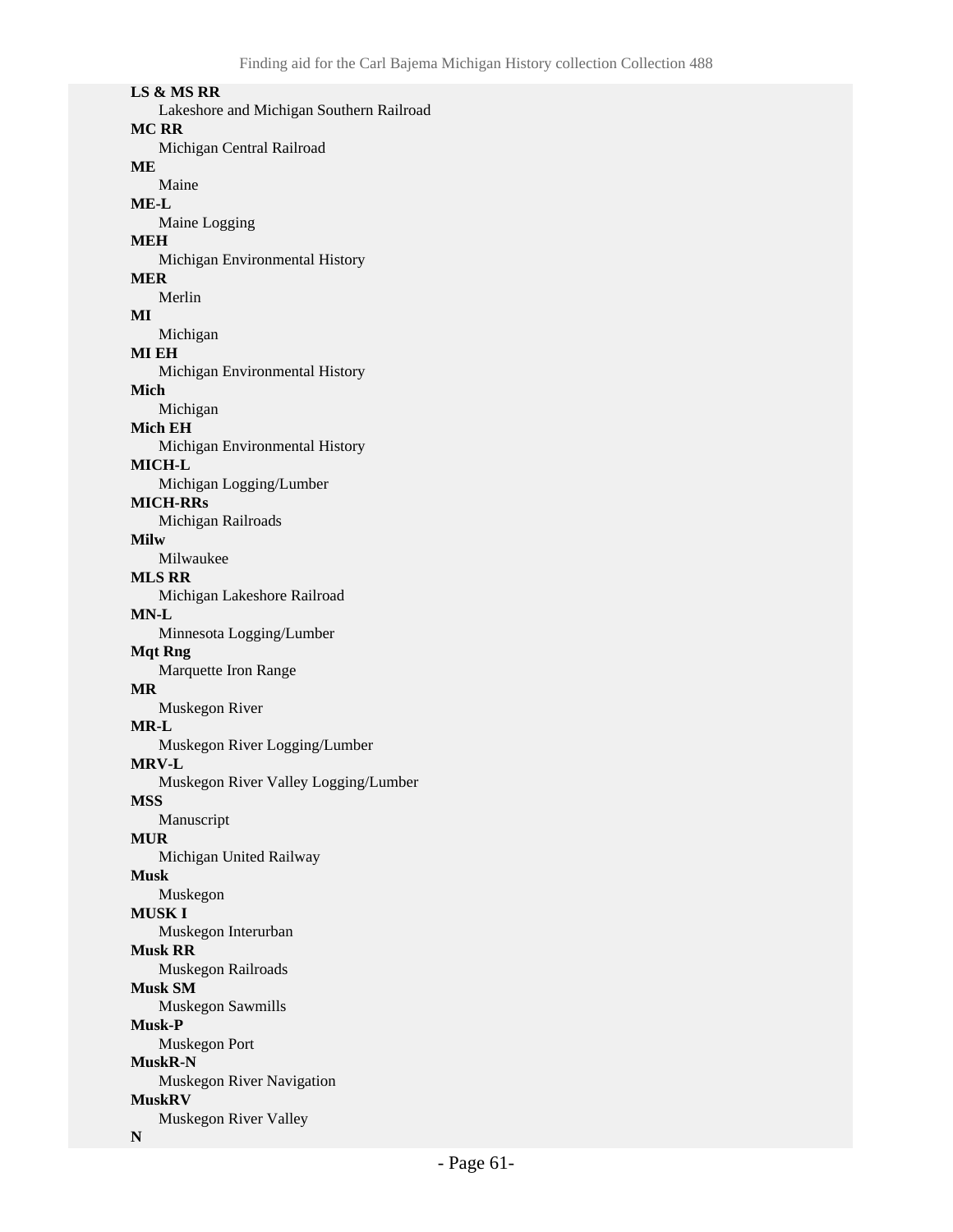**LS & MS RR**
: Lakeshore and Michigan Southern Railroad

**MC RR**
: Michigan Central Railroad

**ME**
: Maine

**ME-L**
: Maine Logging

**MEH**
: Michigan Environmental History

**MER**
: Merlin

**MI**
: Michigan

**MI EH**
: Michigan Environmental History

**Mich**
: Michigan

**Mich EH**
: Michigan Environmental History

**MICH-L**
: Michigan Logging/Lumber

**MICH-RRs**
: Michigan Railroads

**Milw**
: Milwaukee

**MLS RR**
: Michigan Lakeshore Railroad

**MN-L**
: Minnesota Logging/Lumber

**Mqt Rng**
: Marquette Iron Range

**MR**
: Muskegon River

**MR-L**
: Muskegon River Logging/Lumber

**MRV-L**
: Muskegon River Valley Logging/Lumber

**MSS**
: Manuscript

**MUR**
: Michigan United Railway

**Musk**
: Muskegon

**MUSK I**
: Muskegon Interurban

**Musk RR**
: Muskegon Railroads

**Musk SM**
: Muskegon Sawmills

**Musk-P**
: Muskegon Port

**MuskR-N**
: Muskegon River Navigation

**MuskRV**
: Muskegon River Valley

**N**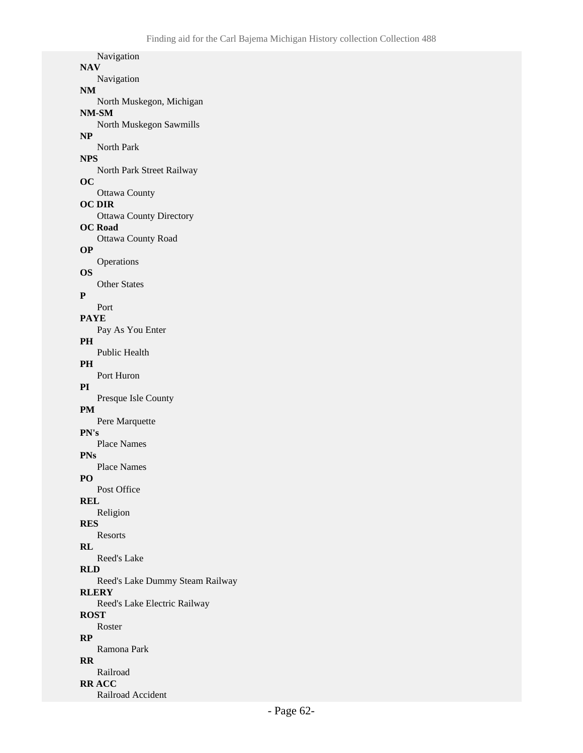Navigation

**NAV**

Navigation

**NM**

North Muskegon, Michigan

**NM-SM**

North Muskegon Sawmills

**NP**

North Park

**NPS**

North Park Street Railway

**OC**

Ottawa County

**OC DIR**

Ottawa County Directory

**OC Road**

Ottawa County Road

**OP**

Operations

**OS**

Other States

**P**

Port

**PAYE**

Pay As You Enter

**PH**

Public Health

**PH**

Port Huron

**PI**

Presque Isle County

**PM**

Pere Marquette

**PN's**

Place Names

**PNs**

Place Names

**PO**

Post Office

**REL**

Religion

**RES**

Resorts

**RL**

Reed's Lake

**RLD**

Reed's Lake Dummy Steam Railway

**RLERY**

Reed's Lake Electric Railway

**ROST**

Roster

**RP**

Ramona Park

**RR**

Railroad

**RR ACC**

Railroad Accident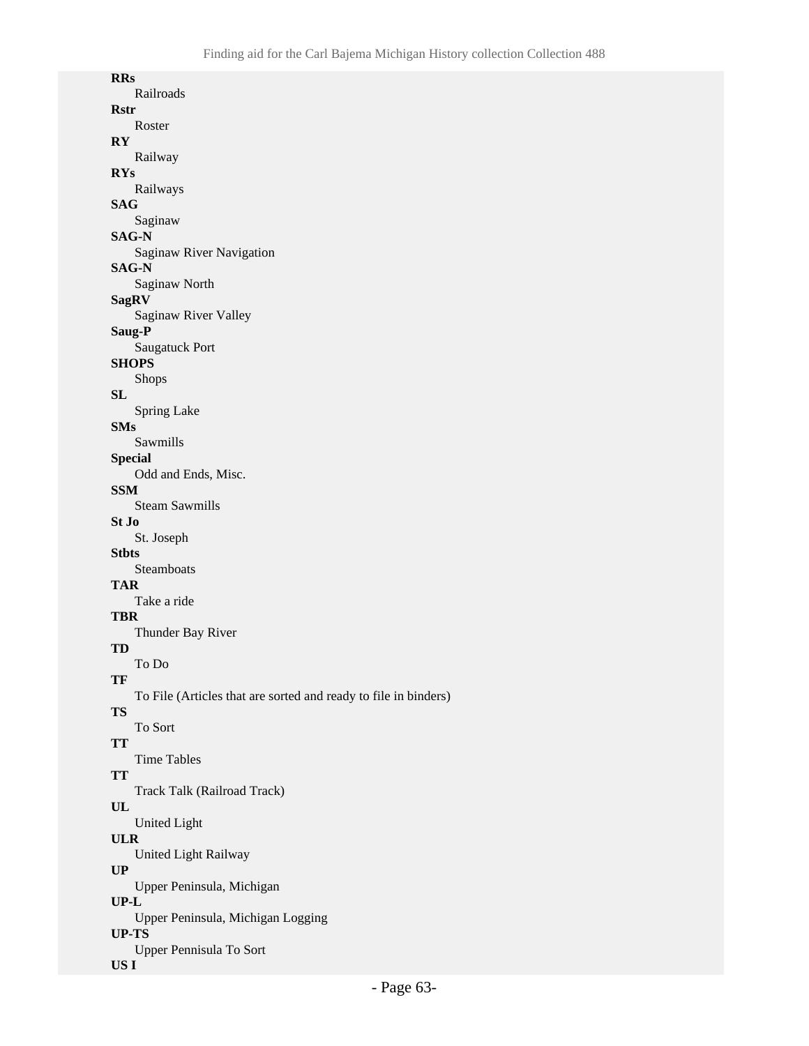**RRs**
: Railroads

**Rstr**
: Roster

**RY**
: Railway

**RYs**
: Railways

**SAG**
: Saginaw

**SAG-N**
: Saginaw River Navigation

**SAG-N**
: Saginaw North

**SagRV**
: Saginaw River Valley

**Saug-P**
: Saugatuck Port

**SHOPS**
: Shops

**SL**
: Spring Lake

**SMs**
: Sawmills

**Special**
: Odd and Ends, Misc.

**SSM**
: Steam Sawmills

**St Jo**
: St. Joseph

**Stbts**
: Steamboats

**TAR**
: Take a ride

**TBR**
: Thunder Bay River

**TD**
: To Do

**TF**
: To File (Articles that are sorted and ready to file in binders)

**TS**
: To Sort

**TT**
: Time Tables

**TT**
: Track Talk (Railroad Track)

**UL**
: United Light

**ULR**
: United Light Railway

**UP**
: Upper Peninsula, Michigan

**UP-L**
: Upper Peninsula, Michigan Logging

**UP-TS**
: Upper Pennisula To Sort

**US I**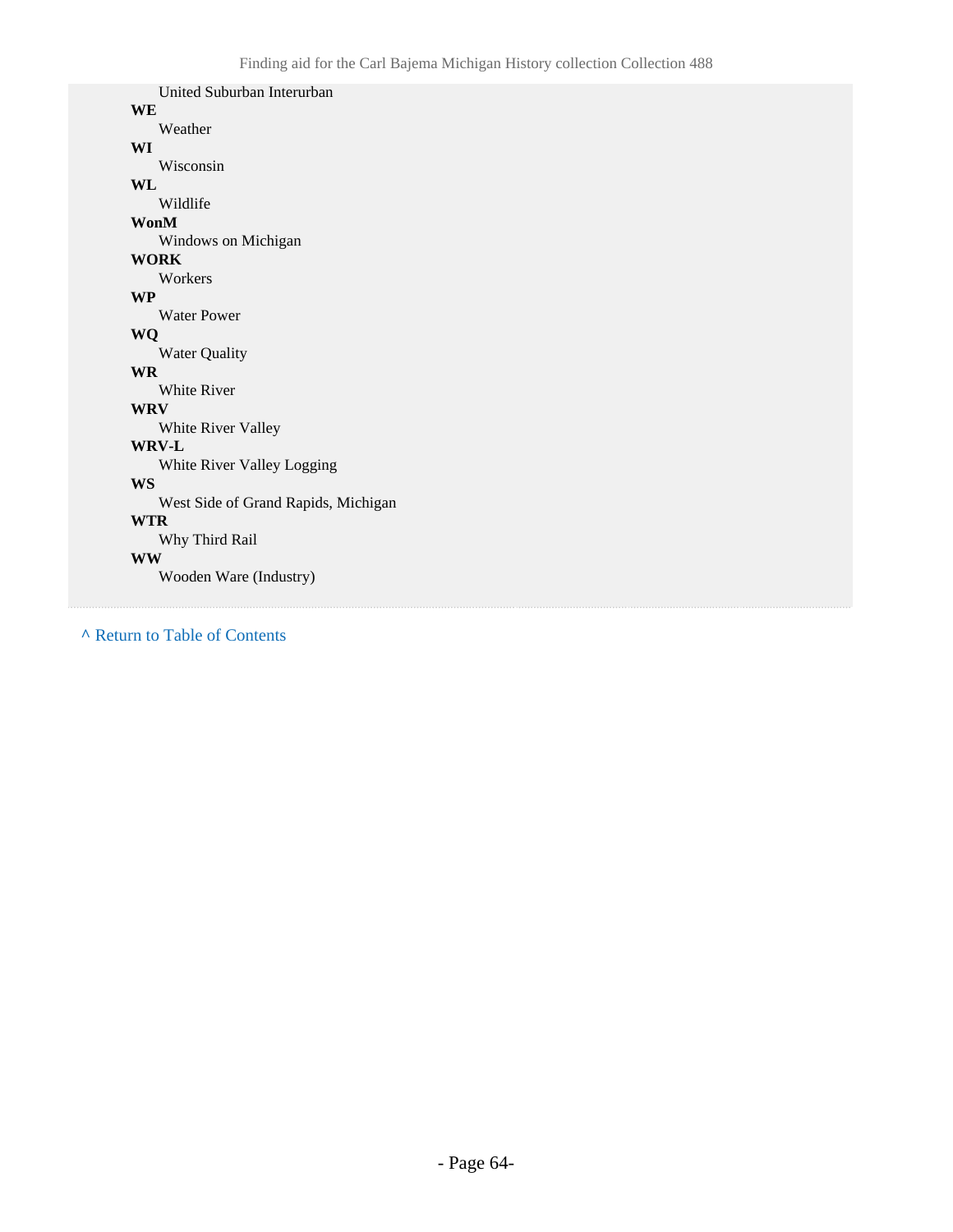United Suburban Interurban

**WE**
: Weather

**WI**
: Wisconsin

**WL**
: Wildlife

**WonM**
: Windows on Michigan

**WORK**
: Workers

**WP**
: Water Power

**WQ**
: Water Quality

**WR**
: White River

**WRV**
: White River Valley

**WRV-L**
: White River Valley Logging

**WS**
: West Side of Grand Rapids, Michigan

**WTR**
: Why Third Rail

**WW**
: Wooden Ware (Industry)

^ Return to Table of Contents